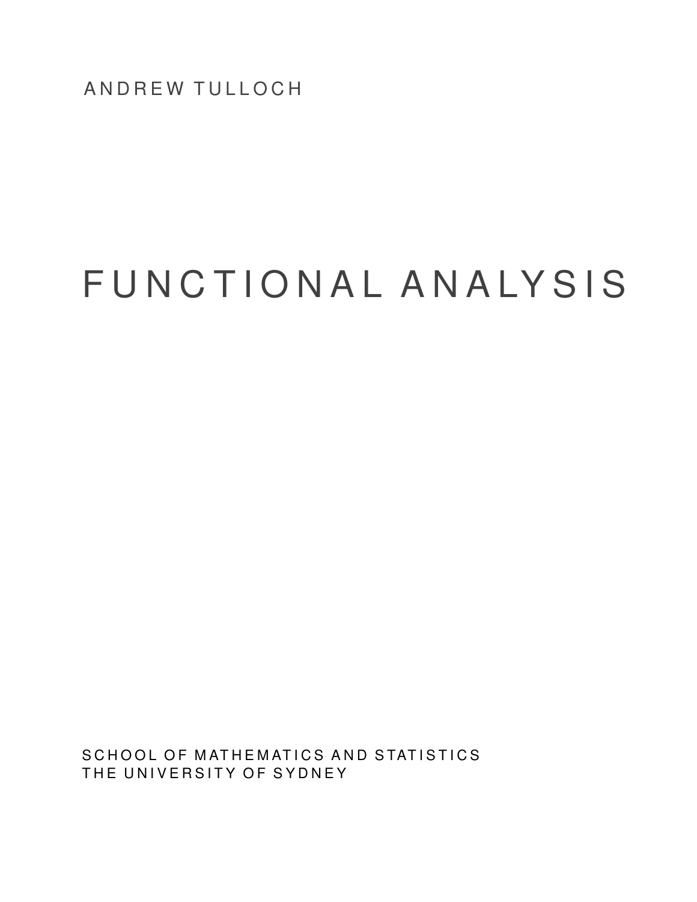ANDREW TULLOCH

# FUNCTIONAL ANALYSIS

SCHOOL OF MATHEMATICS AND STATISTICS
THE UNIVERSITY OF SYDNEY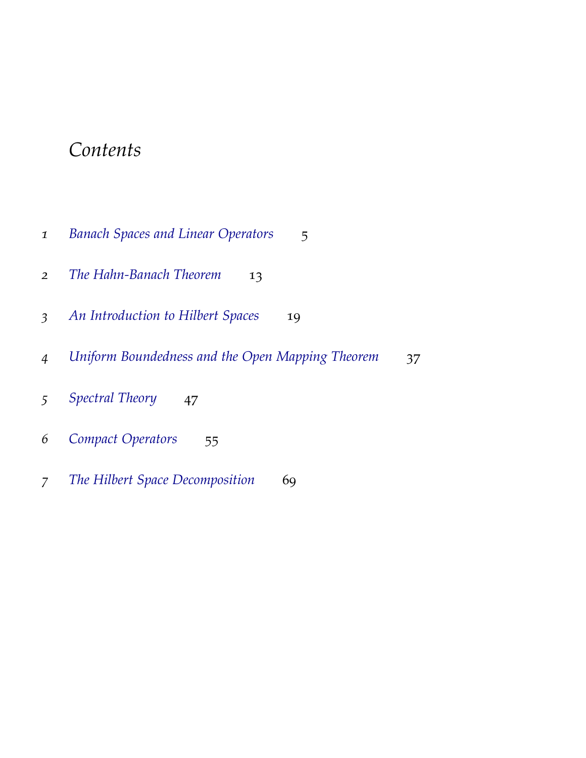# *Contents*

1 *Banach Spaces and Linear Operators* 5

2 *The Hahn-Banach Theorem* 13

3 *An Introduction to Hilbert Spaces* 19

4 *Uniform Boundedness and the Open Mapping Theorem* 37

5 *Spectral Theory* 47

6 *Compact Operators* 55

7 *The Hilbert Space Decomposition* 69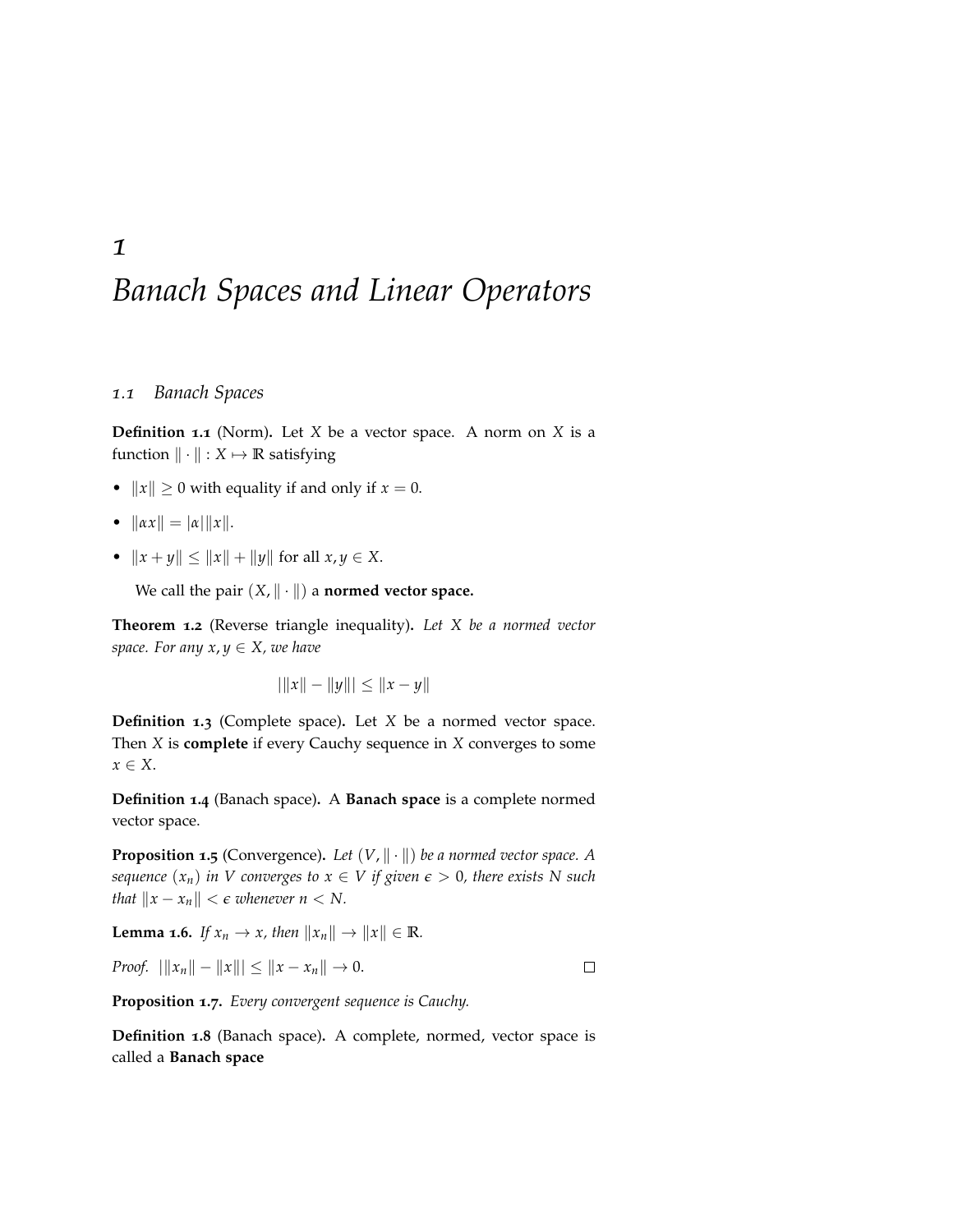# 1 Banach Spaces and Linear Operators

## 1.1 Banach Spaces

**Definition 1.1** (Norm)**.** Let $X$ be a vector space. A norm on $X$ is a function $\|\cdot\| : X \mapsto \mathbb{R}$ satisfying

- $\|x\| \geq 0$ with equality if and only if $x = 0$.
- $\|\alpha x\| = |\alpha|\|x\|$.
- $\|x + y\| \leq \|x\| + \|y\|$ for all $x, y \in X$.

We call the pair $(X, \|\cdot\|)$ a **normed vector space.**

**Theorem 1.2** (Reverse triangle inequality)**.** *Let $X$ be a normed vector space. For any $x, y \in X$, we have*

$$||x\| - \|y\|| \leq \|x - y\|$$

**Definition 1.3** (Complete space)**.** Let $X$ be a normed vector space. Then $X$ is **complete** if every Cauchy sequence in $X$ converges to some $x \in X$.

**Definition 1.4** (Banach space)**.** A **Banach space** is a complete normed vector space.

**Proposition 1.5** (Convergence)**.** *Let $(V, \|\cdot\|)$ be a normed vector space. A sequence $(x_n)$ in $V$ converges to $x \in V$ if given $\epsilon > 0$, there exists $N$ such that $\|x - x_n\| < \epsilon$ whenever $n < N$.*

**Lemma 1.6.** *If $x_n \to x$, then $\|x_n\| \to \|x\| \in \mathbb{R}$.*

*Proof.* $||x_n\| - \|x\|| \leq \|x - x_n\| \to 0$. ☐

**Proposition 1.7.** *Every convergent sequence is Cauchy.*

**Definition 1.8** (Banach space)**.** A complete, normed, vector space is called a **Banach space**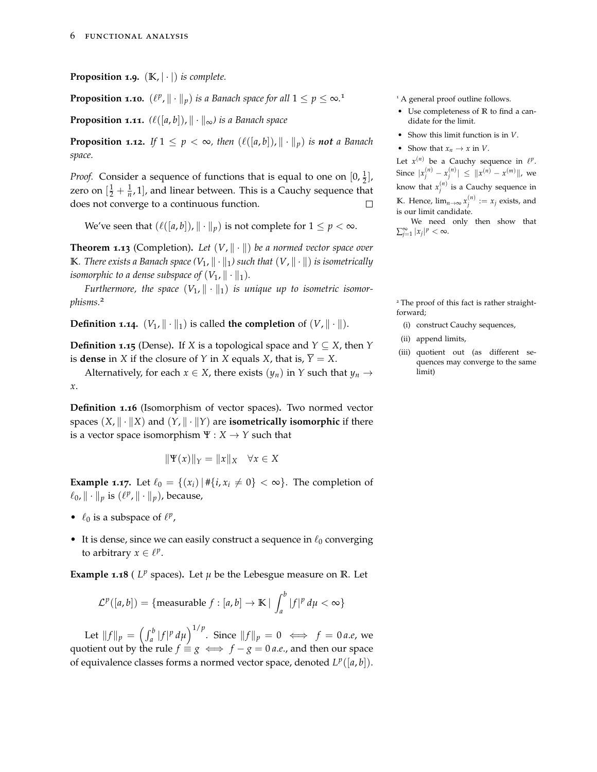**Proposition 1.9.** *$(\mathbb{K}, |\cdot|)$ is complete.*

**Proposition 1.10.** *$(\ell^p, \|\cdot\|_p)$ is a Banach space for all $1 \le p \le \infty$.*[1]

**Proposition 1.11.** *$(\ell([a,b]), \|\cdot\|_\infty)$ is a Banach space*

**Proposition 1.12.** *If $1 \le p < \infty$, then $(\ell([a,b]), \|\cdot\|_p)$ is **not** a Banach space.*

*Proof.* Consider a sequence of functions that is equal to one on $[0, \frac{1}{2}]$, zero on $[\frac{1}{2} + \frac{1}{n}, 1]$, and linear between. This is a Cauchy sequence that does not converge to a continuous function. □

We've seen that $(\ell([a,b]), \|\cdot\|_p)$ is not complete for $1 \le p < \infty$.

**Theorem 1.13** (Completion)**.** *Let $(V, \|\cdot\|)$ be a normed vector space over $\mathbb{K}$. There exists a Banach space $(V_1, \|\cdot\|_1)$ such that $(V, \|\cdot\|)$ is isometrically isomorphic to a dense subspace of $(V_1, \|\cdot\|_1)$.*

*Furthermore, the space $(V_1, \|\cdot\|_1)$ is unique up to isometric isomorphisms.*[2]

**Definition 1.14.** $(V_1, \|\cdot\|_1)$ is called **the completion** of $(V, \|\cdot\|)$.

**Definition 1.15** (Dense)**.** If $X$ is a topological space and $Y \subseteq X$, then $Y$ is **dense** in $X$ if the closure of $Y$ in $X$ equals $X$, that is, $\overline{Y} = X$.

Alternatively, for each $x \in X$, there exists $(y_n)$ in $Y$ such that $y_n \to x$.

**Definition 1.16** (Isomorphism of vector spaces)**.** Two normed vector spaces $(X, \|\cdot\|X)$ and $(Y, \|\cdot\|Y)$ are **isometrically isomorphic** if there is a vector space isomorphism $\Psi : X \to Y$ such that

$$\|\Psi(x)\|_Y = \|x\|_X \quad \forall x \in X$$

**Example 1.17.** Let $\ell_0 = \{(x_i) \,|\, \#\{i, x_i \neq 0\} < \infty\}$. The completion of $\ell_0, \|\cdot\|_p$ is $(\ell^p, \|\cdot\|_p)$, because,

- $\ell_0$ is a subspace of $\ell^p$,
- It is dense, since we can easily construct a sequence in $\ell_0$ converging to arbitrary $x \in \ell^p$.

**Example 1.18** ( $L^p$ spaces)**.** Let $\mu$ be the Lebesgue measure on $\mathbb{R}$. Let

$$\mathcal{L}^p([a,b]) = \{\text{measurable } f : [a,b] \to \mathbb{K} \,|\, \int_a^b |f|^p \, d\mu < \infty\}$$

Let $\|f\|_p = \left(\int_a^b |f|^p \, d\mu\right)^{1/p}$. Since $\|f\|_p = 0 \iff f = 0 \, a.e$, we quotient out by the rule $f \equiv g \iff f - g = 0 \, a.e.$, and then our space of equivalence classes forms a normed vector space, denoted $L^p([a,b])$.

---

[1] A general proof outline follows.

- Use completeness of $\mathbb{R}$ to find a candidate for the limit.
- Show this limit function is in $V$.
- Show that $x_n \to x$ in $V$.

Let $x^{(n)}$ be a Cauchy sequence in $\ell^p$. Since $|x_j^{(n)} - x_j^{(n)}| \le \|x^{(n)} - x^{(m)}\|$, we know that $x_j^{(n)}$ is a Cauchy sequence in $\mathbb{K}$. Hence, $\lim_{n\to\infty} x_j^{(n)} := x_j$ exists, and is our limit candidate.

We need only then show that $\sum_{j=1}^\infty |x_j|^p < \infty$.

[2] The proof of this fact is rather straightforward;

(i) construct Cauchy sequences,
(ii) append limits,
(iii) quotient out (as different sequences may converge to the same limit)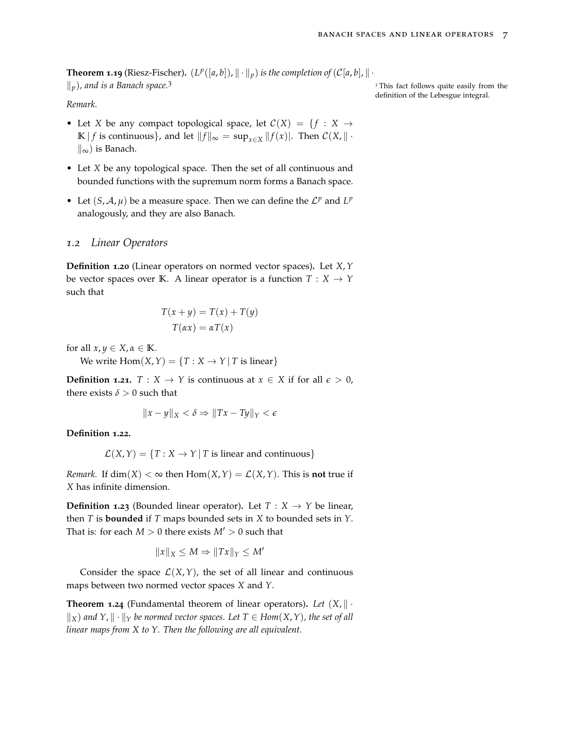**Theorem 1.19** (Riesz-Fischer)**.** *$(L^p([a,b]), \|\cdot\|_p)$ is the completion of $(\mathcal{C}[a,b], \|\cdot\|_p)$, and is a Banach space.*[3]

[3] This fact follows quite easily from the definition of the Lebesgue integral.

*Remark.*

- Let $X$ be any compact topological space, let $\mathcal{C}(X) = \{f : X \to \mathbb{K} \,|\, f \text{ is continuous}\}$, and let $\|f\|_\infty = \sup_{x \in X} \|f(x)|$. Then $\mathcal{C}(X, \|\cdot\|_\infty)$ is Banach.
- Let $X$ be any topological space. Then the set of all continuous and bounded functions with the supremum norm forms a Banach space.
- Let $(S, \mathcal{A}, \mu)$ be a measure space. Then we can define the $\mathcal{L}^p$ and $L^p$ analogously, and they are also Banach.

## 1.2 *Linear Operators*

**Definition 1.20** (Linear operators on normed vector spaces)**.** Let $X, Y$ be vector spaces over $\mathbb{K}$. A linear operator is a function $T : X \to Y$ such that

$$
\begin{aligned}
T(x+y) &= T(x) + T(y) \\
T(\alpha x) &= \alpha T(x)
\end{aligned}
$$

for all $x, y \in X, \alpha \in \mathbb{K}$.

We write $\mathrm{Hom}(X,Y) = \{T : X \to Y \,|\, T \text{ is linear}\}$

**Definition 1.21.** $T : X \to Y$ is continuous at $x \in X$ if for all $\epsilon > 0$, there exists $\delta > 0$ such that

$$
\|x - y\|_X < \delta \Rightarrow \|Tx - Ty\|_Y < \epsilon
$$

**Definition 1.22.**

$$
\mathcal{L}(X,Y) = \{T : X \to Y \,|\, T \text{ is linear and continuous}\}
$$

*Remark.* If $\dim(X) < \infty$ then $\mathrm{Hom}(X,Y) = \mathcal{L}(X,Y)$. This is **not** true if $X$ has infinite dimension.

**Definition 1.23** (Bounded linear operator)**.** Let $T : X \to Y$ be linear, then $T$ is **bounded** if $T$ maps bounded sets in $X$ to bounded sets in $Y$. That is: for each $M > 0$ there exists $M' > 0$ such that

$$
\|x\|_X \le M \Rightarrow \|Tx\|_Y \le M'
$$

Consider the space $\mathcal{L}(X,Y)$, the set of all linear and continuous maps between two normed vector spaces $X$ and $Y$.

**Theorem 1.24** (Fundamental theorem of linear operators)**.** *Let $(X, \|\cdot\|_X)$ and $Y, \|\cdot\|_Y$ be normed vector spaces. Let $T \in Hom(X,Y)$, the set of all linear maps from $X$ to $Y$. Then the following are all equivalent.*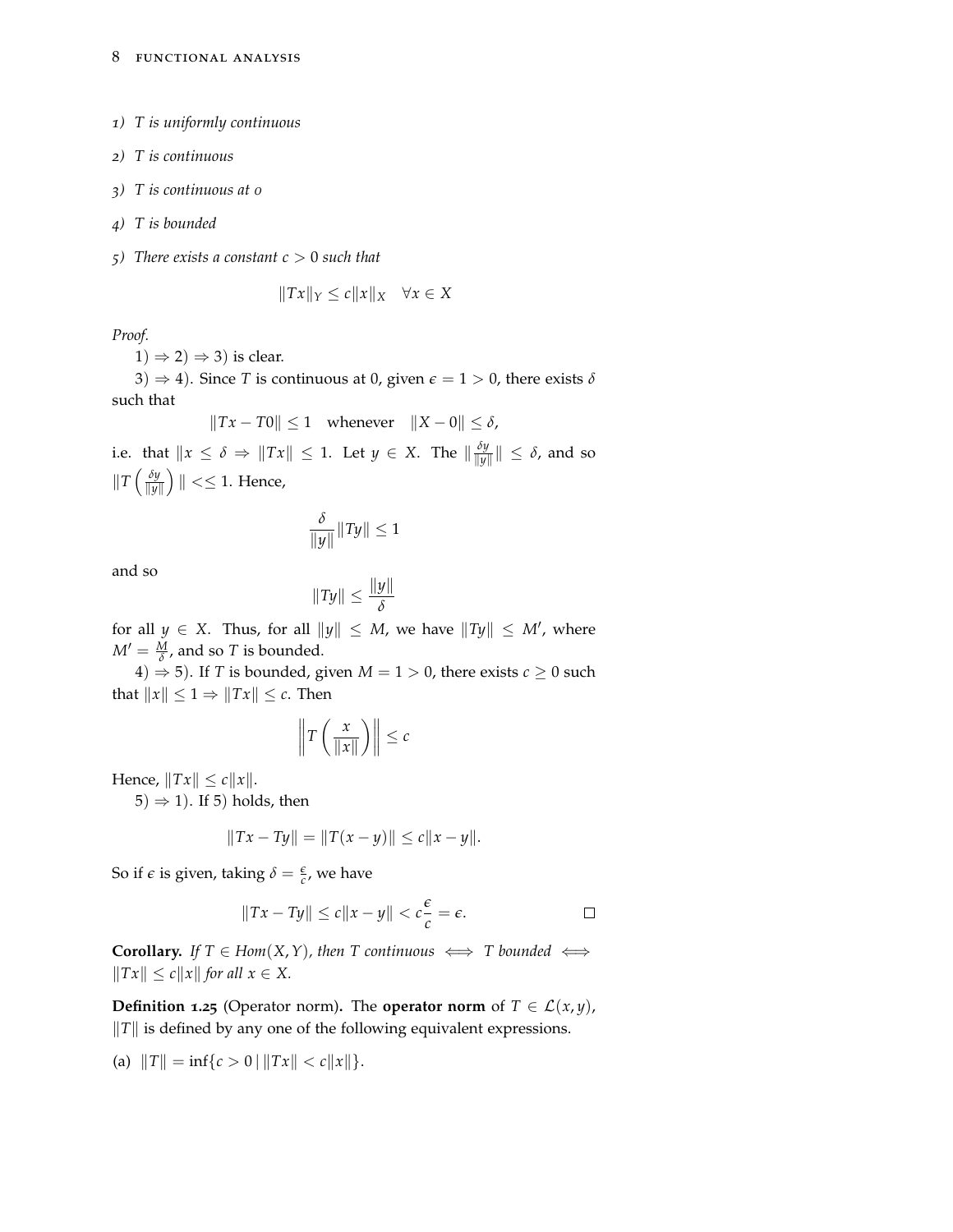*1) T is uniformly continuous*

*2) T is continuous*

*3) T is continuous at 0*

*4) T is bounded*

*5) There exists a constant $c > 0$ such that*

$$\|Tx\|_Y \leq c\|x\|_X \quad \forall x \in X$$

*Proof.*

1) $\Rightarrow$ 2) $\Rightarrow$ 3) is clear.

3) $\Rightarrow$ 4). Since $T$ is continuous at 0, given $\epsilon = 1 > 0$, there exists $\delta$ such that

$$\|Tx - T0\| \leq 1 \quad \text{whenever} \quad \|X - 0\| \leq \delta,$$

i.e. that $\|x \leq \delta \Rightarrow \|Tx\| \leq 1$. Let $y \in X$. The $\|\frac{\delta y}{\|y\|}\| \leq \delta$, and so $\|T\left(\frac{\delta y}{\|y\|}\right)\| << 1$. Hence,

$$\frac{\delta}{\|y\|}\|Ty\| \leq 1$$

and so

$$\|Ty\| \leq \frac{\|y\|}{\delta}$$

for all $y \in X$. Thus, for all $\|y\| \leq M$, we have $\|Ty\| \leq M'$, where $M' = \frac{M}{\delta}$, and so $T$ is bounded.

4) $\Rightarrow$ 5). If $T$ is bounded, given $M = 1 > 0$, there exists $c \geq 0$ such that $\|x\| \leq 1 \Rightarrow \|Tx\| \leq c$. Then

$$\left\|T\left(\frac{x}{\|x\|}\right)\right\| \leq c$$

Hence, $\|Tx\| \leq c\|x\|$.

5) $\Rightarrow$ 1). If 5) holds, then

$$\|Tx - Ty\| = \|T(x-y)\| \leq c\|x - y\|.$$

So if $\epsilon$ is given, taking $\delta = \frac{\epsilon}{c}$, we have

$$\|Tx - Ty\| \leq c\|x - y\| < c\frac{\epsilon}{c} = \epsilon.$$

□

**Corollary.** *If $T \in Hom(X, Y)$, then $T$ continuous $\iff$ $T$ bounded $\iff$ $\|Tx\| \leq c\|x\|$ for all $x \in X$.*

**Definition 1.25** (Operator norm)**.** The **operator norm** of $T \in \mathcal{L}(x, y)$, $\|T\|$ is defined by any one of the following equivalent expressions.

(a) $\|T\| = \inf\{c > 0 \mid \|Tx\| < c\|x\|\}$.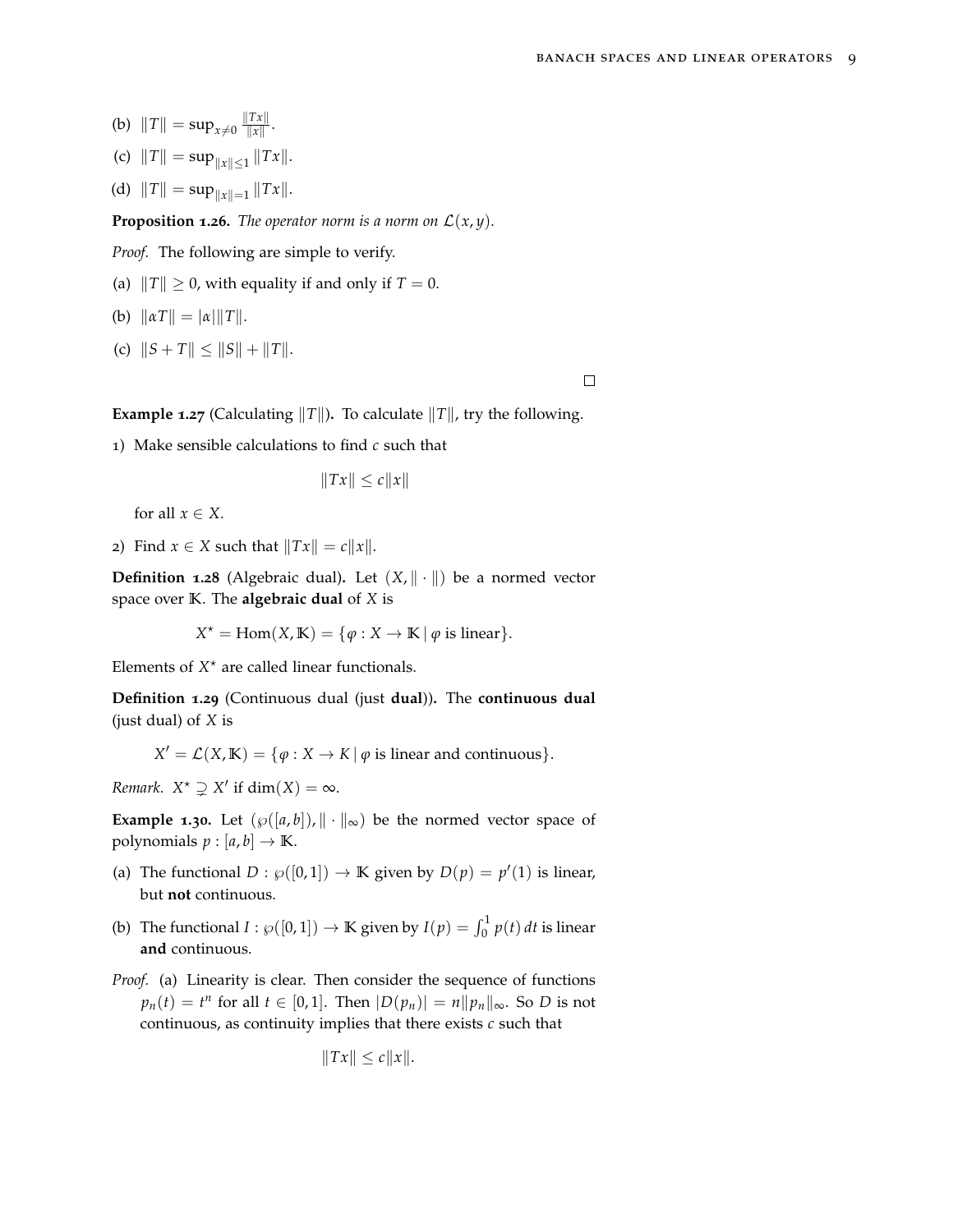(b) $\|T\| = \sup_{x \neq 0} \frac{\|Tx\|}{\|x\|}$.

(c) $\|T\| = \sup_{\|x\| \leq 1} \|Tx\|$.

(d) $\|T\| = \sup_{\|x\| = 1} \|Tx\|$.

**Proposition 1.26.** *The operator norm is a norm on $\mathcal{L}(x, y)$.*

*Proof.* The following are simple to verify.

(a) $\|T\| \geq 0$, with equality if and only if $T = 0$.

(b) $\|\alpha T\| = |\alpha| \|T\|$.

(c) $\|S + T\| \leq \|S\| + \|T\|$.

□

**Example 1.27** (Calculating $\|T\|$)**.** To calculate $\|T\|$, try the following.

1) Make sensible calculations to find $c$ such that

$$\|Tx\| \leq c\|x\|$$

for all $x \in X$.

2) Find $x \in X$ such that $\|Tx\| = c\|x\|$.

**Definition 1.28** (Algebraic dual)**.** Let $(X, \|\cdot\|)$ be a normed vector space over $\mathbb{K}$. The **algebraic dual** of $X$ is

$$X^\star = \text{Hom}(X, \mathbb{K}) = \{\varphi : X \to \mathbb{K} \mid \varphi \text{ is linear}\}.$$

Elements of $X^\star$ are called linear functionals.

**Definition 1.29** (Continuous dual (just **dual**))**.** The **continuous dual** (just dual) of $X$ is

$$X' = \mathcal{L}(X, \mathbb{K}) = \{\varphi : X \to K \mid \varphi \text{ is linear and continuous}\}.$$

*Remark.* $X^\star \supsetneq X'$ if $\dim(X) = \infty$.

**Example 1.30.** Let $(\wp([a, b]), \|\cdot\|_\infty)$ be the normed vector space of polynomials $p : [a, b] \to \mathbb{K}$.

(a) The functional $D : \wp([0, 1]) \to \mathbb{K}$ given by $D(p) = p'(1)$ is linear, but **not** continuous.

(b) The functional $I : \wp([0, 1]) \to \mathbb{K}$ given by $I(p) = \int_0^1 p(t)\, dt$ is linear **and** continuous.

*Proof.* (a) Linearity is clear. Then consider the sequence of functions $p_n(t) = t^n$ for all $t \in [0, 1]$. Then $|D(p_n)| = n\|p_n\|_\infty$. So $D$ is not continuous, as continuity implies that there exists $c$ such that

$$\|Tx\| \leq c\|x\|.$$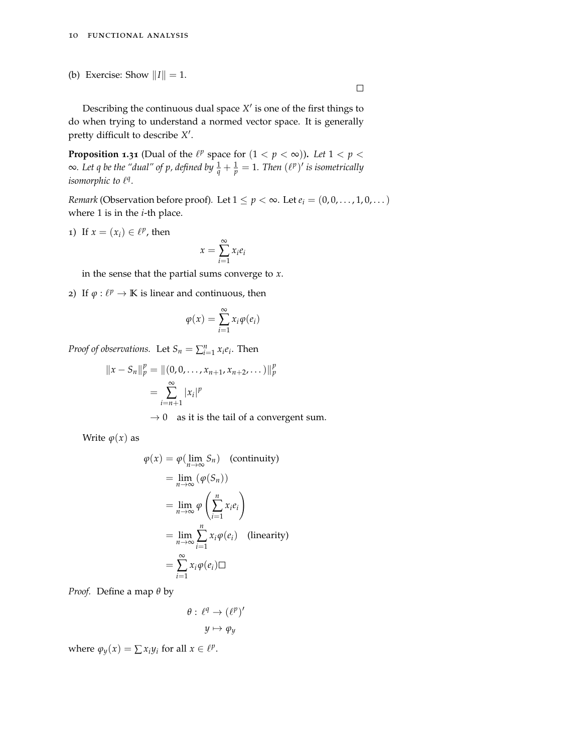(b) Exercise: Show $\|I\| = 1$.

$\square$

Describing the continuous dual space $X'$ is one of the first things to do when trying to understand a normed vector space. It is generally pretty difficult to describe $X'$.

**Proposition 1.31** (Dual of the $\ell^p$ space for $(1 < p < \infty)$)**.** *Let $1 < p < \infty$. Let $q$ be the "dual" of $p$, defined by $\frac{1}{q} + \frac{1}{p} = 1$. Then $(\ell^p)'$ is isometrically isomorphic to $\ell^q$.*

*Remark* (Observation before proof). Let $1 \leq p < \infty$. Let $e_i = (0, 0, \dots, 1, 0, \dots)$ where 1 is in the $i$-th place.

1) If $x = (x_i) \in \ell^p$, then

$$x = \sum_{i=1}^{\infty} x_i e_i$$

in the sense that the partial sums converge to $x$.

2) If $\varphi : \ell^p \to \mathbb{K}$ is linear and continuous, then

$$\varphi(x) = \sum_{i=1}^{\infty} x_i \varphi(e_i)$$

*Proof of observations.* Let $S_n = \sum_{i=1}^{n} x_i e_i$. Then

$$\begin{aligned}
\|x - S_n\|_p^p &= \|(0, 0, \dots, x_{n+1}, x_{n+2}, \dots)\|_p^p \\
&= \sum_{i=n+1}^{\infty} |x_i|^p \\
&\to 0 \quad \text{as it is the tail of a convergent sum.}
\end{aligned}$$

Write $\varphi(x)$ as

$$\begin{aligned}
\varphi(x) &= \varphi(\lim_{n\to\infty} S_n) \quad \text{(continuity)} \\
&= \lim_{n\to\infty} (\varphi(S_n)) \\
&= \lim_{n\to\infty} \varphi\left(\sum_{i=1}^{n} x_i e_i\right) \\
&= \lim_{n\to\infty} \sum_{i=1}^{n} x_i \varphi(e_i) \quad \text{(linearity)} \\
&= \sum_{i=1}^{\infty} x_i \varphi(e_i) \square
\end{aligned}$$

*Proof.* Define a map $\theta$ by

$$\begin{aligned}
\theta : \ell^q &\to (\ell^p)' \\
y &\mapsto \varphi_y
\end{aligned}$$

where $\varphi_y(x) = \sum x_i y_i$ for all $x \in \ell^p$.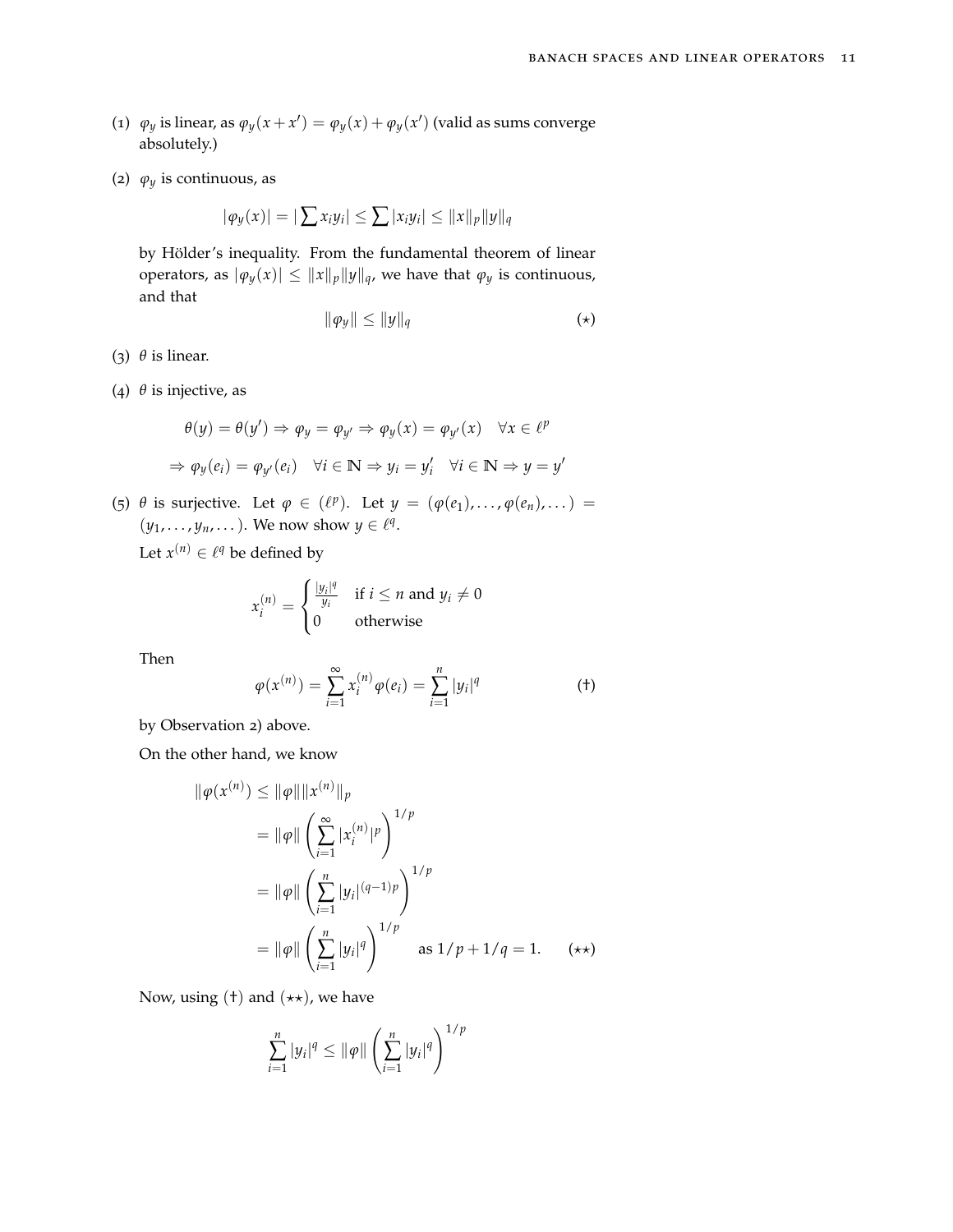(1) $\varphi_y$ is linear, as $\varphi_y(x+x') = \varphi_y(x) + \varphi_y(x')$ (valid as sums converge absolutely.)

(2) $\varphi_y$ is continuous, as

$$|\varphi_y(x)| = |\sum x_i y_i| \leq \sum |x_i y_i| \leq \|x\|_p \|y\|_q$$

by Hölder's inequality. From the fundamental theorem of linear operators, as $|\varphi_y(x)| \leq \|x\|_p \|y\|_q$, we have that $\varphi_y$ is continuous, and that

$$\|\varphi_y\| \leq \|y\|_q \qquad (\star)$$

(3) $\theta$ is linear.

(4) $\theta$ is injective, as

$$\theta(y) = \theta(y') \Rightarrow \varphi_y = \varphi_{y'} \Rightarrow \varphi_y(x) = \varphi_{y'}(x) \quad \forall x \in \ell^p$$

$$\Rightarrow \varphi_y(e_i) = \varphi_{y'}(e_i) \quad \forall i \in \mathbb{N} \Rightarrow y_i = y_i' \quad \forall i \in \mathbb{N} \Rightarrow y = y'$$

(5) $\theta$ is surjective. Let $\varphi \in (\ell^p)$. Let $y = (\varphi(e_1), \dots, \varphi(e_n), \dots) = (y_1, \dots, y_n, \dots)$. We now show $y \in \ell^q$.

Let $x^{(n)} \in \ell^q$ be defined by

$$x_i^{(n)} = \begin{cases} \frac{|y_i|^q}{y_i} & \text{if } i \leq n \text{ and } y_i \neq 0 \\ 0 & \text{otherwise} \end{cases}$$

Then

$$\varphi(x^{(n)}) = \sum_{i=1}^{\infty} x_i^{(n)} \varphi(e_i) = \sum_{i=1}^{n} |y_i|^q \qquad (\dagger)$$

by Observation 2) above.

On the other hand, we know

$$\begin{aligned}
\|\varphi(x^{(n)}) &\leq \|\varphi\| \|x^{(n)}\|_p \\
&= \|\varphi\| \left( \sum_{i=1}^{\infty} |x_i^{(n)}|^p \right)^{1/p} \\
&= \|\varphi\| \left( \sum_{i=1}^{n} |y_i|^{(q-1)p} \right)^{1/p} \\
&= \|\varphi\| \left( \sum_{i=1}^{n} |y_i|^q \right)^{1/p} \quad \text{as } 1/p + 1/q = 1. \qquad (\star\star)
\end{aligned}$$

Now, using $(\dagger)$ and $(\star\star)$, we have

$$\sum_{i=1}^{n} |y_i|^q \leq \|\varphi\| \left( \sum_{i=1}^{n} |y_i|^q \right)^{1/p}$$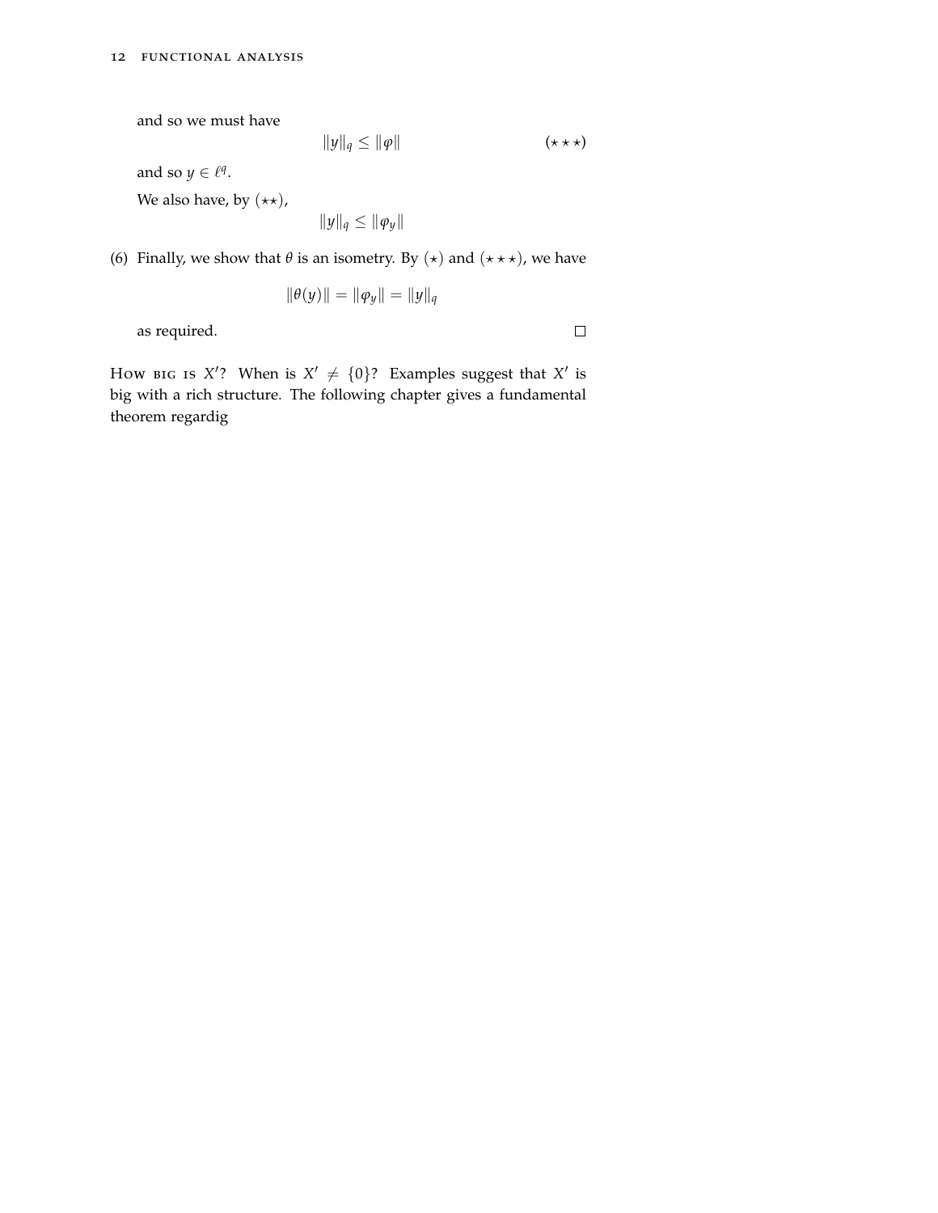and so we must have

$$\|y\|_q \leq \|\varphi\| \qquad (\star\star\star)$$

and so $y \in \ell^q$.

We also have, by $(\star\star)$,

$$\|y\|_q \leq \|\varphi_y\|$$

(6) Finally, we show that $\theta$ is an isometry. By $(\star)$ and $(\star\star\star)$, we have

$$\|\theta(y)\| = \|\varphi_y\| = \|y\|_q$$

as required. $\square$

How big is $X'$? When is $X' \neq \{0\}$? Examples suggest that $X'$ is big with a rich structure. The following chapter gives a fundamental theorem regardig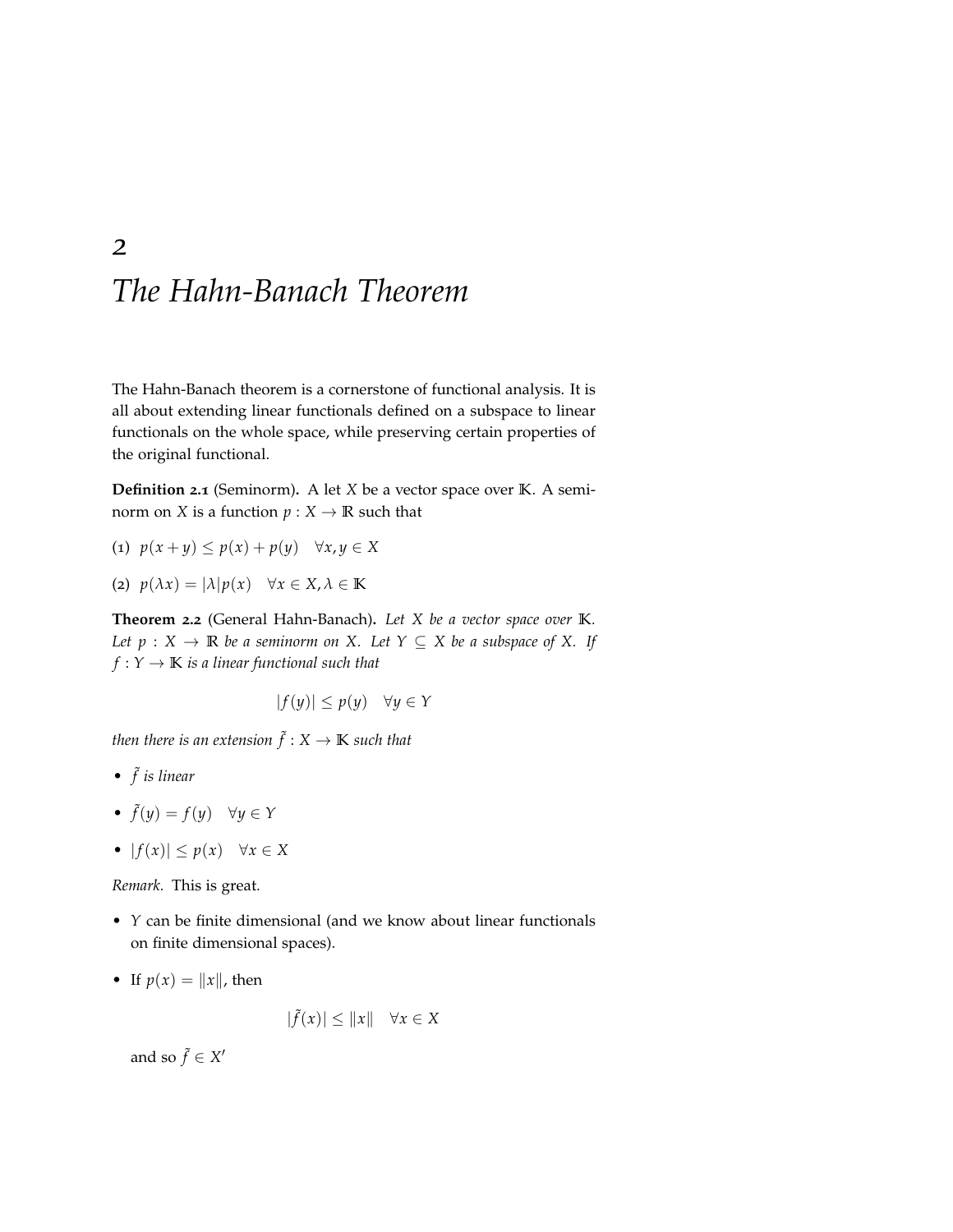# 2 The Hahn-Banach Theorem

The Hahn-Banach theorem is a cornerstone of functional analysis. It is all about extending linear functionals defined on a subspace to linear functionals on the whole space, while preserving certain properties of the original functional.

**Definition 2.1** (Seminorm)**.** A let $X$ be a vector space over $\mathbb{K}$. A seminorm on $X$ is a function $p : X \to \mathbb{R}$ such that

(1) $p(x+y) \leq p(x) + p(y) \quad \forall x, y \in X$

(2) $p(\lambda x) = |\lambda| p(x) \quad \forall x \in X, \lambda \in \mathbb{K}$

**Theorem 2.2** (General Hahn-Banach)**.** *Let $X$ be a vector space over $\mathbb{K}$. Let $p : X \to \mathbb{R}$ be a seminorm on $X$. Let $Y \subseteq X$ be a subspace of $X$. If $f : Y \to \mathbb{K}$ is a linear functional such that*

$$|f(y)| \leq p(y) \quad \forall y \in Y$$

*then there is an extension $\tilde{f} : X \to \mathbb{K}$ such that*

- *$\tilde{f}$ is linear*
- *$\tilde{f}(y) = f(y) \quad \forall y \in Y$*
- *$|f(x)| \leq p(x) \quad \forall x \in X$*

*Remark.* This is great.

- $Y$ can be finite dimensional (and we know about linear functionals on finite dimensional spaces).
- If $p(x) = \|x\|$, then

$$|\tilde{f}(x)| \leq \|x\| \quad \forall x \in X$$

  and so $\tilde{f} \in X'$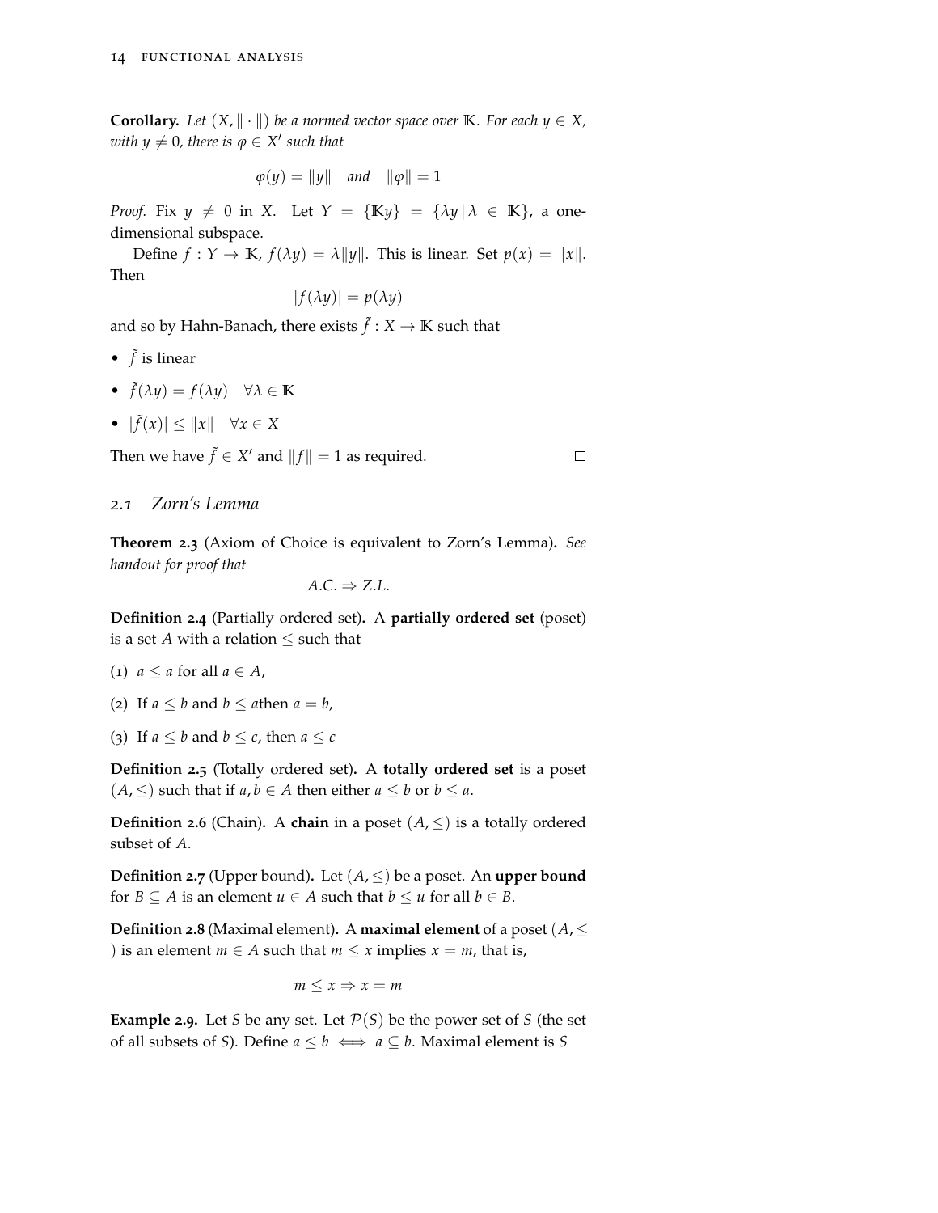**Corollary.** *Let $(X, \|\cdot\|)$ be a normed vector space over $\mathbb{K}$. For each $y \in X$, with $y \neq 0$, there is $\varphi \in X'$ such that*

$$\varphi(y) = \|y\| \quad \textit{and} \quad \|\varphi\| = 1$$

*Proof.* Fix $y \neq 0$ in $X$. Let $Y = \{\mathbb{K}y\} = \{\lambda y \,|\, \lambda \in \mathbb{K}\}$, a one-dimensional subspace.

Define $f : Y \to \mathbb{K}$, $f(\lambda y) = \lambda \|y\|$. This is linear. Set $p(x) = \|x\|$. Then

$$|f(\lambda y)| = p(\lambda y)$$

and so by Hahn-Banach, there exists $\tilde{f} : X \to \mathbb{K}$ such that

- $\tilde{f}$ is linear
- $\tilde{f}(\lambda y) = f(\lambda y) \quad \forall \lambda \in \mathbb{K}$
- $|\tilde{f}(x)| \leq \|x\| \quad \forall x \in X$

Then we have $\tilde{f} \in X'$ and $\|f\| = 1$ as required. □

## 2.1 Zorn's Lemma

**Theorem 2.3** (Axiom of Choice is equivalent to Zorn's Lemma). *See handout for proof that*

$$A.C. \Rightarrow Z.L.$$

**Definition 2.4** (Partially ordered set). A **partially ordered set** (poset) is a set $A$ with a relation $\leq$ such that

(1) $a \leq a$ for all $a \in A$,

(2) If $a \leq b$ and $b \leq a$then $a = b$,

(3) If $a \leq b$ and $b \leq c$, then $a \leq c$

**Definition 2.5** (Totally ordered set). A **totally ordered set** is a poset $(A, \leq)$ such that if $a, b \in A$ then either $a \leq b$ or $b \leq a$.

**Definition 2.6** (Chain). A **chain** in a poset $(A, \leq)$ is a totally ordered subset of $A$.

**Definition 2.7** (Upper bound). Let $(A, \leq)$ be a poset. An **upper bound** for $B \subseteq A$ is an element $u \in A$ such that $b \leq u$ for all $b \in B$.

**Definition 2.8** (Maximal element). A **maximal element** of a poset $(A, \leq)$ is an element $m \in A$ such that $m \leq x$ implies $x = m$, that is,

$$m \leq x \Rightarrow x = m$$

**Example 2.9.** Let $S$ be any set. Let $\mathcal{P}(S)$ be the power set of $S$ (the set of all subsets of $S$). Define $a \leq b \iff a \subseteq b$. Maximal element is $S$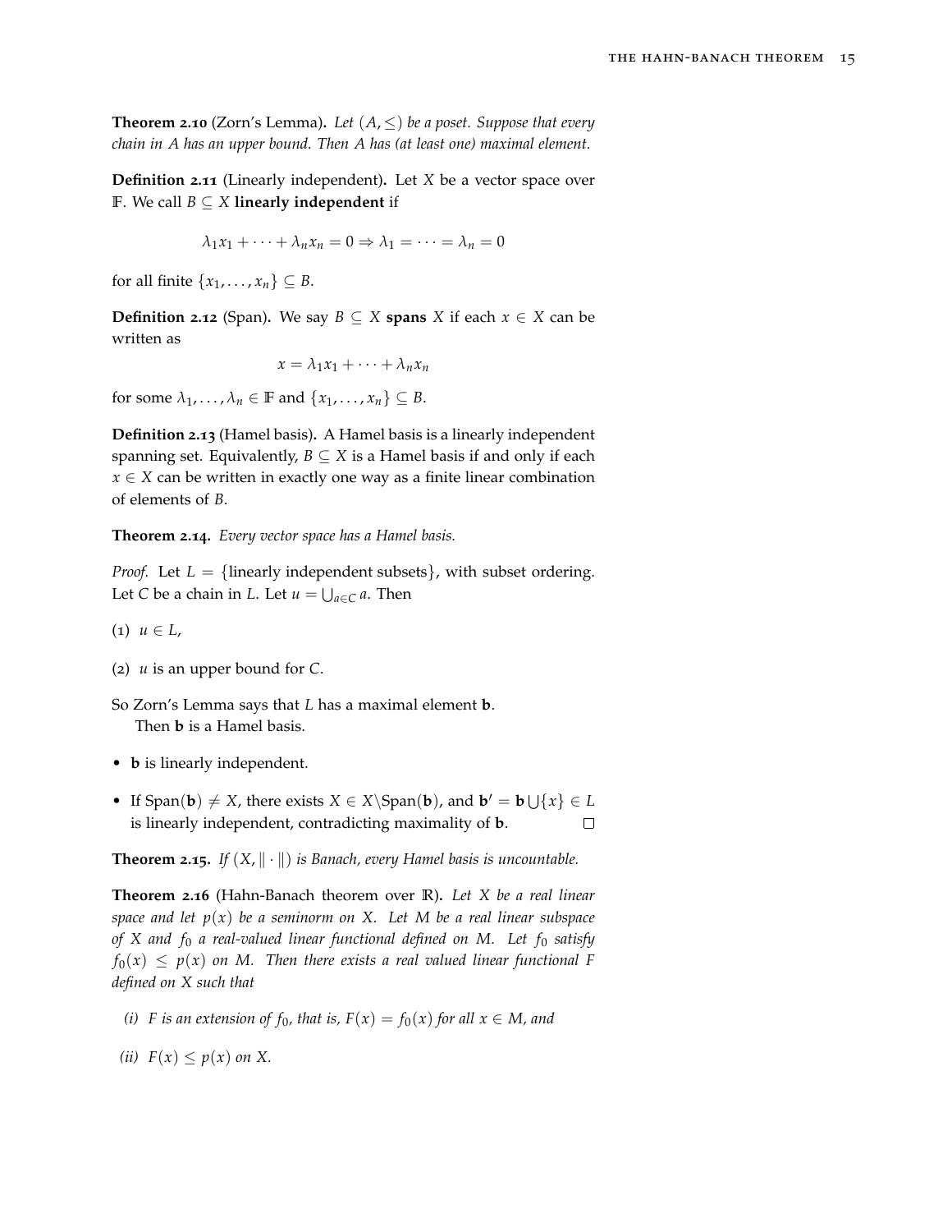**Theorem 2.10** (Zorn's Lemma)**.** *Let $(A, \leq)$ be a poset. Suppose that every chain in $A$ has an upper bound. Then $A$ has (at least one) maximal element.*

**Definition 2.11** (Linearly independent)**.** Let $X$ be a vector space over $\mathbb{F}$. We call $B \subseteq X$ **linearly independent** if

$$\lambda_1 x_1 + \cdots + \lambda_n x_n = 0 \Rightarrow \lambda_1 = \cdots = \lambda_n = 0$$

for all finite $\{x_1, \ldots, x_n\} \subseteq B$.

**Definition 2.12** (Span)**.** We say $B \subseteq X$ **spans** $X$ if each $x \in X$ can be written as

$$x = \lambda_1 x_1 + \cdots + \lambda_n x_n$$

for some $\lambda_1, \ldots, \lambda_n \in \mathbb{F}$ and $\{x_1, \ldots, x_n\} \subseteq B$.

**Definition 2.13** (Hamel basis)**.** A Hamel basis is a linearly independent spanning set. Equivalently, $B \subseteq X$ is a Hamel basis if and only if each $x \in X$ can be written in exactly one way as a finite linear combination of elements of $B$.

**Theorem 2.14.** *Every vector space has a Hamel basis.*

*Proof.* Let $L = \{\text{linearly independent subsets}\}$, with subset ordering. Let $C$ be a chain in $L$. Let $u = \bigcup_{a \in C} a$. Then

(1) $u \in L$,

(2) $u$ is an upper bound for $C$.

So Zorn's Lemma says that $L$ has a maximal element $\mathbf{b}$.
Then $\mathbf{b}$ is a Hamel basis.

- $\mathbf{b}$ is linearly independent.
- If $\text{Span}(\mathbf{b}) \neq X$, there exists $X \in X \setminus \text{Span}(\mathbf{b})$, and $\mathbf{b}' = \mathbf{b} \bigcup \{x\} \in L$ is linearly independent, contradicting maximality of $\mathbf{b}$. □

**Theorem 2.15.** *If $(X, \|\cdot\|)$ is Banach, every Hamel basis is uncountable.*

**Theorem 2.16** (Hahn-Banach theorem over $\mathbb{R}$)**.** *Let $X$ be a real linear space and let $p(x)$ be a seminorm on $X$. Let $M$ be a real linear subspace of $X$ and $f_0$ a real-valued linear functional defined on $M$. Let $f_0$ satisfy $f_0(x) \leq p(x)$ on $M$. Then there exists a real valued linear functional $F$ defined on $X$ such that*

*(i) $F$ is an extension of $f_0$, that is, $F(x) = f_0(x)$ for all $x \in M$, and*

*(ii) $F(x) \leq p(x)$ on $X$.*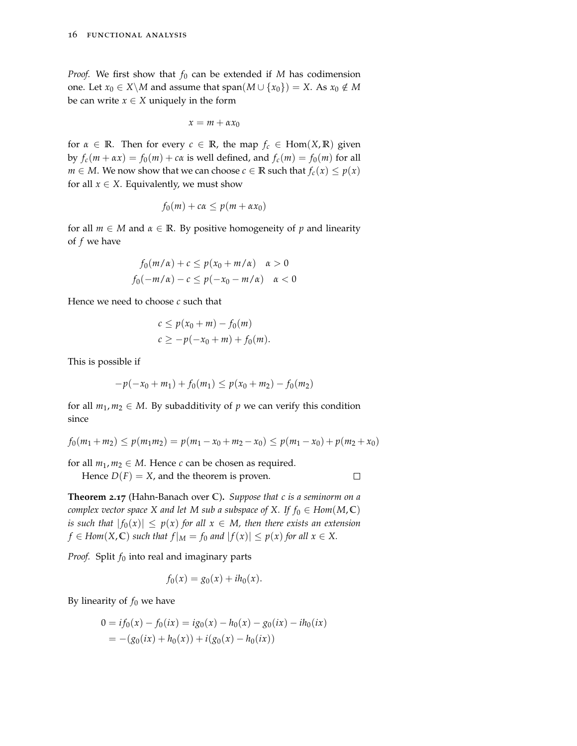*Proof.* We first show that $f_0$ can be extended if $M$ has codimension one. Let $x_0 \in X \backslash M$ and assume that $\text{span}(M \cup \{x_0\}) = X$. As $x_0 \notin M$ be can write $x \in X$ uniquely in the form

$$x = m + \alpha x_0$$

for $\alpha \in \mathbb{R}$. Then for every $c \in \mathbb{R}$, the map $f_c \in \text{Hom}(X, \mathbb{R})$ given by $f_c(m + \alpha x) = f_0(m) + c\alpha$ is well defined, and $f_c(m) = f_0(m)$ for all $m \in M$. We now show that we can choose $c \in \mathbb{R}$ such that $f_c(x) \leq p(x)$ for all $x \in X$. Equivalently, we must show

$$f_0(m) + c\alpha \leq p(m + \alpha x_0)$$

for all $m \in M$ and $\alpha \in \mathbb{R}$. By positive homogeneity of $p$ and linearity of $f$ we have

$$\begin{aligned} f_0(m/\alpha) + c &\leq p(x_0 + m/\alpha) \quad \alpha > 0 \\ f_0(-m/\alpha) - c &\leq p(-x_0 - m/\alpha) \quad \alpha < 0 \end{aligned}$$

Hence we need to choose $c$ such that

$$\begin{aligned} c &\leq p(x_0 + m) - f_0(m) \\ c &\geq -p(-x_0 + m) + f_0(m). \end{aligned}$$

This is possible if

$$-p(-x_0 + m_1) + f_0(m_1) \leq p(x_0 + m_2) - f_0(m_2)$$

for all $m_1, m_2 \in M$. By subadditivity of $p$ we can verify this condition since

$$f_0(m_1 + m_2) \leq p(m_1 m_2) = p(m_1 - x_0 + m_2 - x_0) \leq p(m_1 - x_0) + p(m_2 + x_0)$$

for all $m_1, m_2 \in M$. Hence $c$ can be chosen as required.

Hence $D(F) = X$, and the theorem is proven. □

**Theorem 2.17** (Hahn-Banach over $\mathbb{C}$). *Suppose that $c$ is a seminorm on a complex vector space $X$ and let $M$ sub a subspace of $X$. If $f_0 \in Hom(M, \mathbb{C})$ is such that $|f_0(x)| \leq p(x)$ for all $x \in M$, then there exists an extension $f \in Hom(X, \mathbb{C})$ such that $f|_M = f_0$ and $|f(x)| \leq p(x)$ for all $x \in X$.*

*Proof.* Split $f_0$ into real and imaginary parts

$$f_0(x) = g_0(x) + ih_0(x).$$

By linearity of $f_0$ we have

$$\begin{aligned} 0 = if_0(x) - f_0(ix) &= ig_0(x) - h_0(x) - g_0(ix) - ih_0(ix) \\ &= -(g_0(ix) + h_0(x)) + i(g_0(x) - h_0(ix)) \end{aligned}$$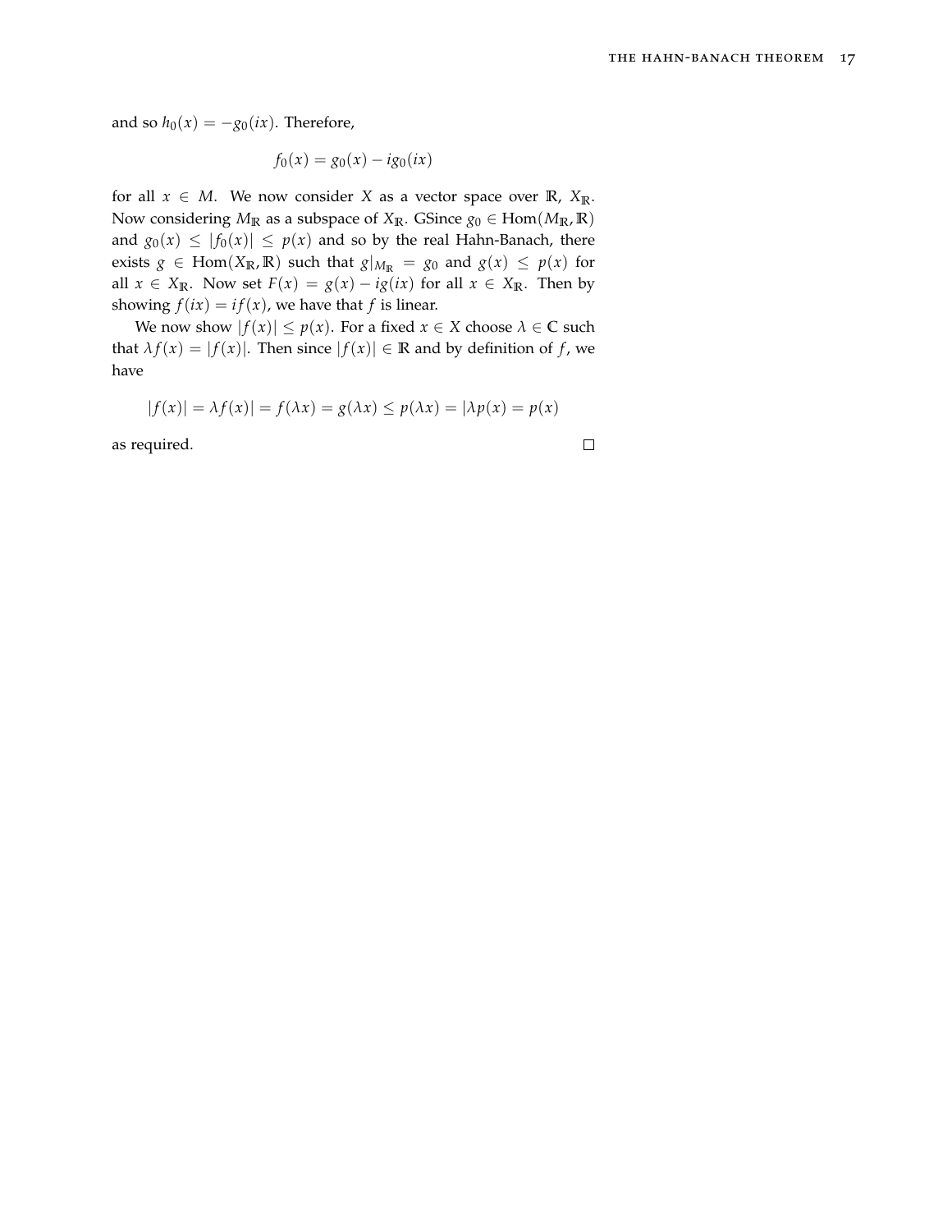and so $h_0(x) = -g_0(ix)$. Therefore,

$$f_0(x) = g_0(x) - ig_0(ix)$$

for all $x \in M$. We now consider $X$ as a vector space over $\mathbb{R}$, $X_{\mathbb{R}}$. Now considering $M_{\mathbb{R}}$ as a subspace of $X_{\mathbb{R}}$. GSince $g_0 \in \text{Hom}(M_{\mathbb{R}}, \mathbb{R})$ and $g_0(x) \leq |f_0(x)| \leq p(x)$ and so by the real Hahn-Banach, there exists $g \in \text{Hom}(X_{\mathbb{R}}, \mathbb{R})$ such that $g|_{M_{\mathbb{R}}} = g_0$ and $g(x) \leq p(x)$ for all $x \in X_{\mathbb{R}}$. Now set $F(x) = g(x) - ig(ix)$ for all $x \in X_{\mathbb{R}}$. Then by showing $f(ix) = if(x)$, we have that $f$ is linear.

We now show $|f(x)| \leq p(x)$. For a fixed $x \in X$ choose $\lambda \in \mathbb{C}$ such that $\lambda f(x) = |f(x)|$. Then since $|f(x)| \in \mathbb{R}$ and by definition of $f$, we have

$$|f(x)| = \lambda f(x)| = f(\lambda x) = g(\lambda x) \leq p(\lambda x) = |\lambda p(x) = p(x)$$

as required. □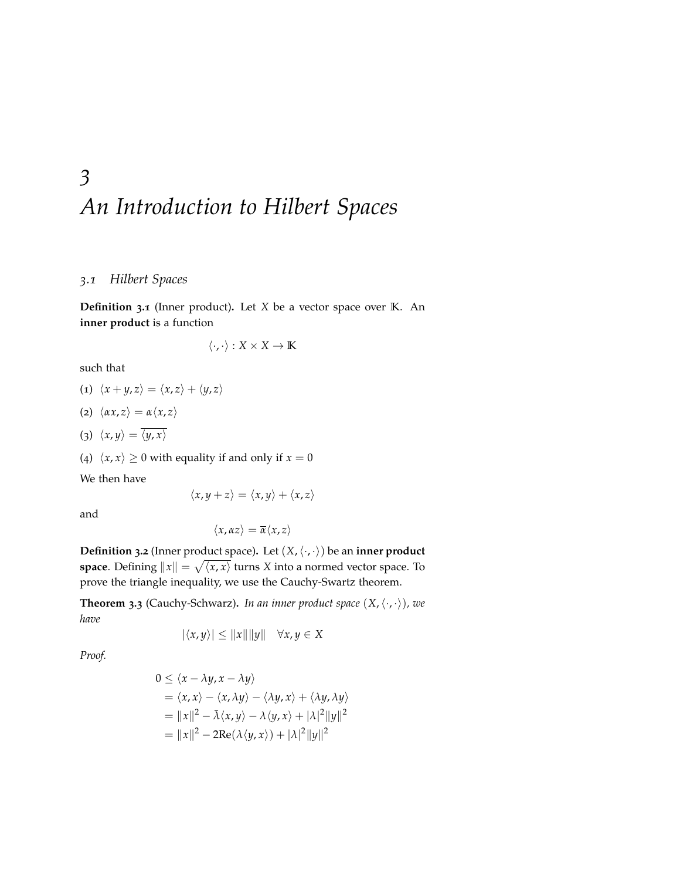# 3 An Introduction to Hilbert Spaces

## 3.1 Hilbert Spaces

**Definition 3.1** (Inner product)**.** Let $X$ be a vector space over $\mathbb{K}$. An **inner product** is a function

$$\langle \cdot, \cdot \rangle : X \times X \to \mathbb{K}$$

such that

(1) $\langle x + y, z \rangle = \langle x, z \rangle + \langle y, z \rangle$

(2) $\langle \alpha x, z \rangle = \alpha \langle x, z \rangle$

(3) $\langle x, y \rangle = \overline{\langle y, x \rangle}$

(4) $\langle x, x \rangle \geq 0$ with equality if and only if $x = 0$

We then have

$$\langle x, y + z \rangle = \langle x, y \rangle + \langle x, z \rangle$$

and

$$\langle x, \alpha z \rangle = \overline{\alpha} \langle x, z \rangle$$

**Definition 3.2** (Inner product space)**.** Let $(X, \langle \cdot, \cdot \rangle)$ be an **inner product space**. Defining $\|x\| = \sqrt{\langle x, x \rangle}$ turns $X$ into a normed vector space. To prove the triangle inequality, we use the Cauchy-Swartz theorem.

**Theorem 3.3** (Cauchy-Schwarz)**.** *In an inner product space $(X, \langle \cdot, \cdot \rangle)$, we have*

$$|\langle x, y \rangle| \leq \|x\| \|y\| \quad \forall x, y \in X$$

*Proof.*

$$\begin{aligned}
0 &\leq \langle x - \lambda y, x - \lambda y \rangle \\
&= \langle x, x \rangle - \langle x, \lambda y \rangle - \langle \lambda y, x \rangle + \langle \lambda y, \lambda y \rangle \\
&= \|x\|^2 - \bar{\lambda} \langle x, y \rangle - \lambda \langle y, x \rangle + |\lambda|^2 \|y\|^2 \\
&= \|x\|^2 - 2\text{Re}(\lambda \langle y, x \rangle) + |\lambda|^2 \|y\|^2
\end{aligned}$$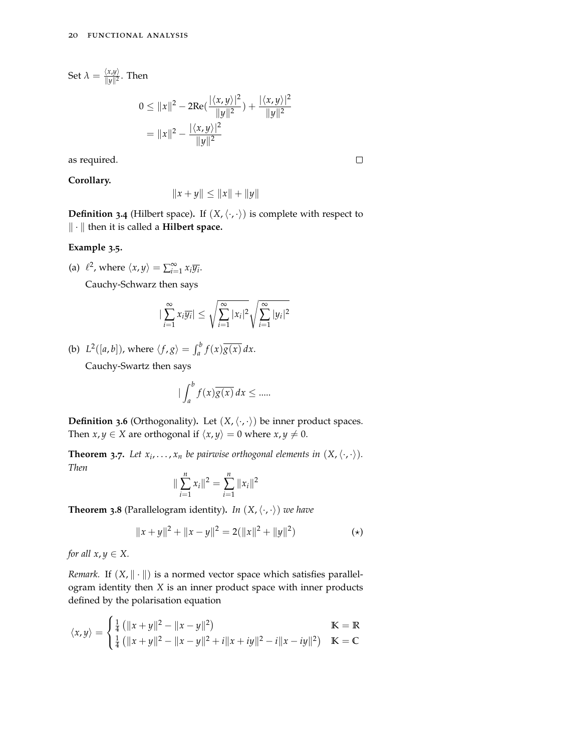Set $\lambda = \frac{\langle x,y\rangle}{\|y\|^2}$. Then

$$
\begin{aligned}
0 &\le \|x\|^2 - 2\mathrm{Re}(\frac{|\langle x,y\rangle|^2}{\|y\|^2}) + \frac{|\langle x,y\rangle|^2}{\|y\|^2} \\
&= \|x\|^2 - \frac{|\langle x,y\rangle|^2}{\|y\|^2}
\end{aligned}
$$

as required. □

**Corollary.**

$$\|x+y\| \le \|x\| + \|y\|$$

**Definition 3.4** (Hilbert space)**.** If $(X, \langle\cdot,\cdot\rangle)$ is complete with respect to $\|\cdot\|$ then it is called a **Hilbert space.**

**Example 3.5.**

(a) $\ell^2$, where $\langle x,y\rangle = \sum_{i=1}^{\infty} x_i\overline{y_i}$.

Cauchy-Schwarz then says

$$|\sum_{i=1}^{\infty} x_i\overline{y_i}| \le \sqrt{\sum_{i=1}^{\infty}|x_i|^2}\sqrt{\sum_{i=1}^{\infty}|y_i|^2}$$

(b) $L^2([a,b])$, where $\langle f,g\rangle = \int_a^b f(x)\overline{g(x)}\,dx$.

Cauchy-Swartz then says

$$|\int_a^b f(x)\overline{g(x)}\,dx \le .....$$

**Definition 3.6** (Orthogonality)**.** Let $(X, \langle\cdot,\cdot\rangle)$ be inner product spaces. Then $x,y \in X$ are orthogonal if $\langle x,y\rangle = 0$ where $x,y \neq 0$.

**Theorem 3.7.** *Let $x_i,\dots,x_n$ be pairwise orthogonal elements in $(X,\langle\cdot,\cdot\rangle)$. Then*

$$\|\sum_{i=1}^{n} x_i\|^2 = \sum_{i=1}^{n}\|x_i\|^2$$

**Theorem 3.8** (Parallelogram identity)**.** *In $(X,\langle\cdot,\cdot\rangle)$ we have*

$$\|x+y\|^2 + \|x-y\|^2 = 2(\|x\|^2 + \|y\|^2) \qquad (\star)$$

*for all $x,y \in X$.*

*Remark.* If $(X,\|\cdot\|)$ is a normed vector space which satisfies parallelogram identity then $X$ is an inner product space with inner products defined by the polarisation equation

$$\langle x,y\rangle = \begin{cases} \frac{1}{4}\left(\|x+y\|^2 - \|x-y\|^2\right) & \mathbb{K} = \mathbb{R} \\ \frac{1}{4}\left(\|x+y\|^2 - \|x-y\|^2 + i\|x+iy\|^2 - i\|x-iy\|^2\right) & \mathbb{K} = \mathbb{C} \end{cases}$$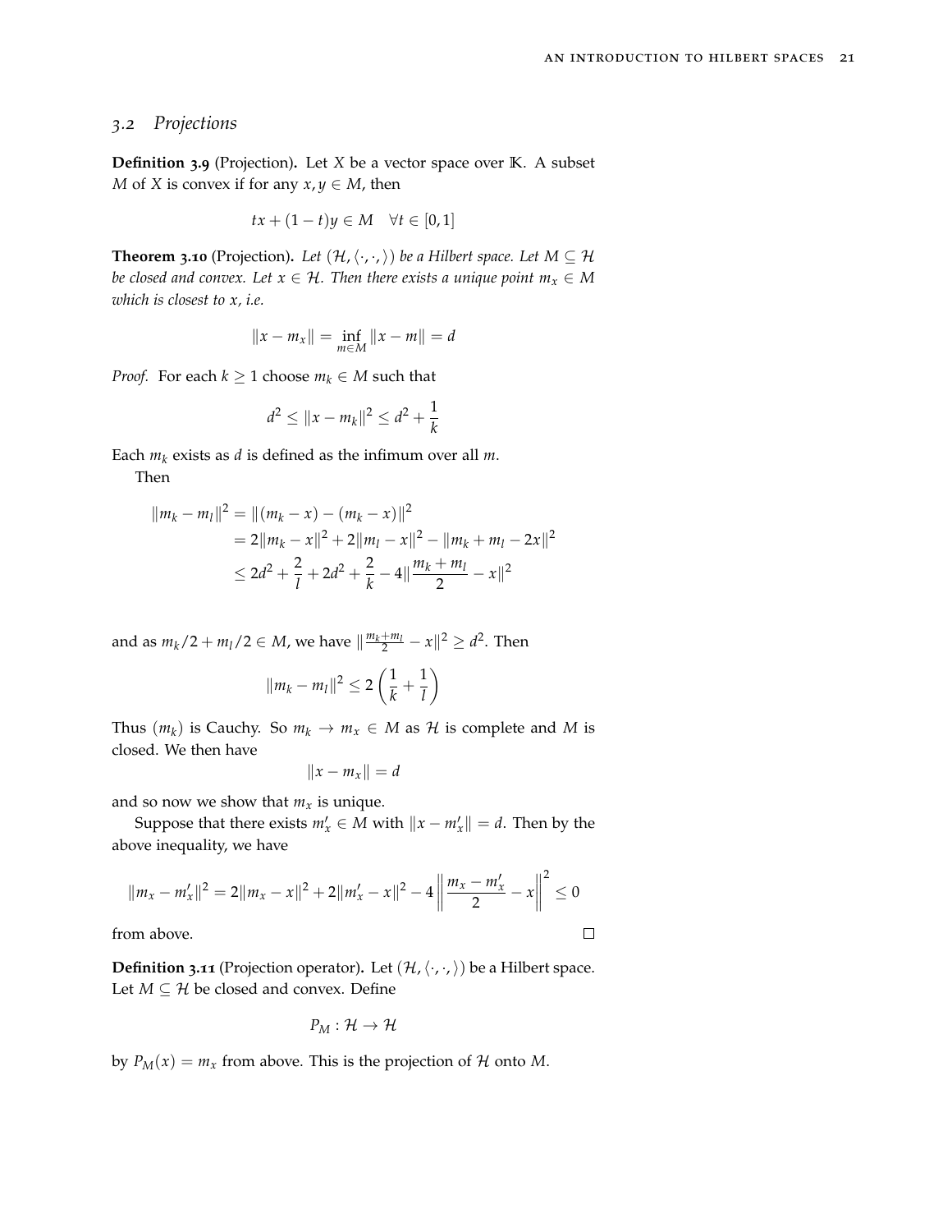## 3.2 Projections

**Definition 3.9** (Projection)**.** Let $X$ be a vector space over $\mathbb{K}$. A subset $M$ of $X$ is convex if for any $x, y \in M$, then

$$tx + (1-t)y \in M \quad \forall t \in [0,1]$$

**Theorem 3.10** (Projection)**.** *Let $(\mathcal{H}, \langle \cdot, \cdot \rangle)$ be a Hilbert space. Let $M \subseteq \mathcal{H}$ be closed and convex. Let $x \in \mathcal{H}$. Then there exists a unique point $m_x \in M$ which is closest to $x$, i.e.*

$$\|x - m_x\| = \inf_{m \in M} \|x - m\| = d$$

*Proof.* For each $k \geq 1$ choose $m_k \in M$ such that

$$d^2 \leq \|x - m_k\|^2 \leq d^2 + \frac{1}{k}$$

Each $m_k$ exists as $d$ is defined as the infimum over all $m$.

Then

$$\begin{aligned}
\|m_k - m_l\|^2 &= \|(m_k - x) - (m_k - x)\|^2 \\
&= 2\|m_k - x\|^2 + 2\|m_l - x\|^2 - \|m_k + m_l - 2x\|^2 \\
&\leq 2d^2 + \frac{2}{l} + 2d^2 + \frac{2}{k} - 4\|\frac{m_k + m_l}{2} - x\|^2
\end{aligned}$$

and as $m_k/2 + m_l/2 \in M$, we have $\|\frac{m_k+m_l}{2} - x\|^2 \geq d^2$. Then

$$\|m_k - m_l\|^2 \leq 2\left(\frac{1}{k} + \frac{1}{l}\right)$$

Thus $(m_k)$ is Cauchy. So $m_k \to m_x \in M$ as $\mathcal{H}$ is complete and $M$ is closed. We then have

$$\|x - m_x\| = d$$

and so now we show that $m_x$ is unique.

Suppose that there exists $m_x' \in M$ with $\|x - m_x'\| = d$. Then by the above inequality, we have

$$\|m_x - m_x'\|^2 = 2\|m_x - x\|^2 + 2\|m_x' - x\|^2 - 4\left\|\frac{m_x - m_x'}{2} - x\right\|^2 \leq 0$$

from above. $\square$

**Definition 3.11** (Projection operator)**.** Let $(\mathcal{H}, \langle \cdot, \cdot \rangle)$ be a Hilbert space. Let $M \subseteq \mathcal{H}$ be closed and convex. Define

$$P_M : \mathcal{H} \to \mathcal{H}$$

by $P_M(x) = m_x$ from above. This is the projection of $\mathcal{H}$ onto $M$.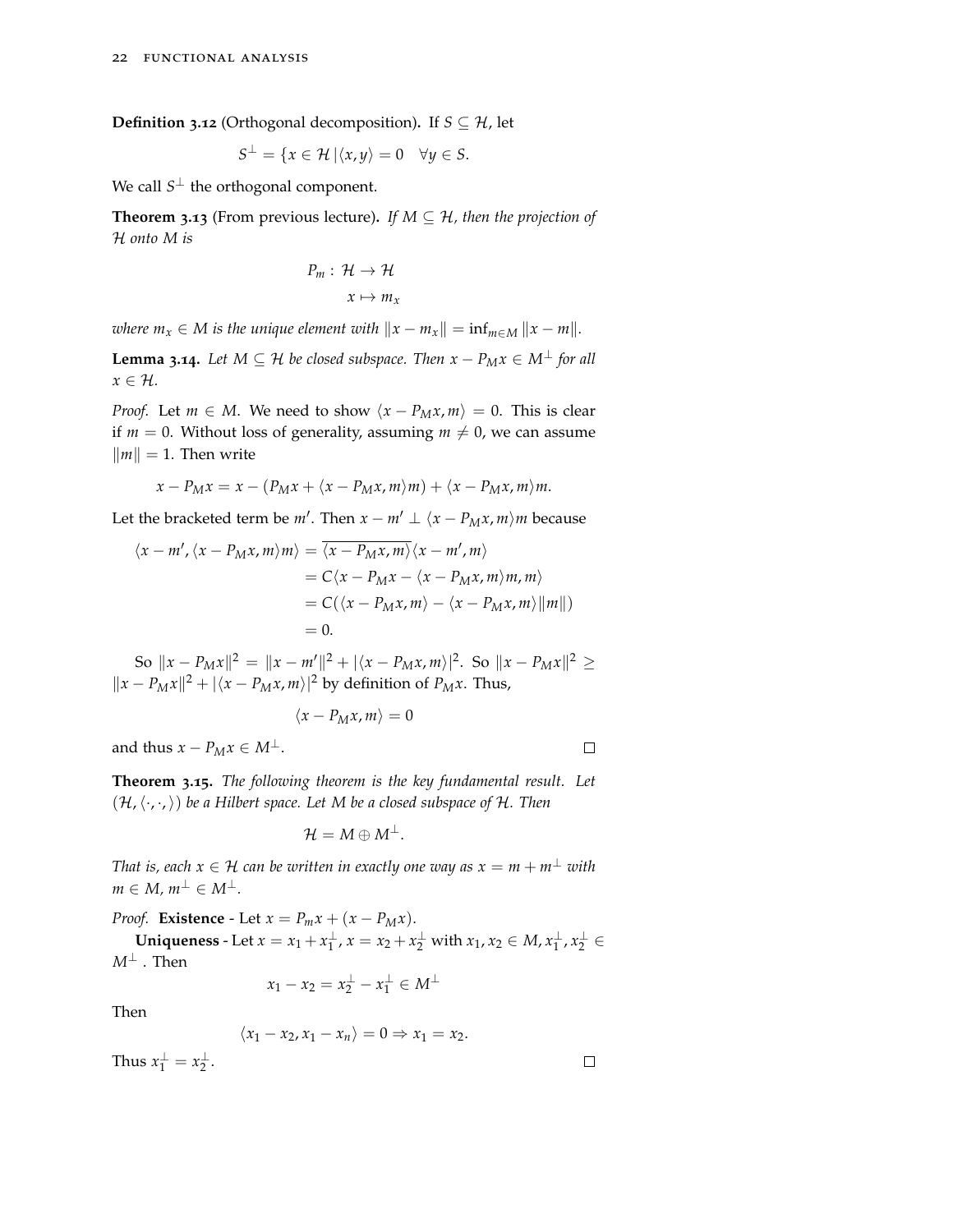**Definition 3.12** (Orthogonal decomposition)**.** If $S \subseteq \mathcal{H}$, let

$$S^{\perp} = \{x \in \mathcal{H} \,|\langle x, y\rangle = 0 \quad \forall y \in S.$$

We call $S^{\perp}$ the orthogonal component.

**Theorem 3.13** (From previous lecture)**.** *If $M \subseteq \mathcal{H}$, then the projection of $\mathcal{H}$ onto $M$ is*

$$\begin{aligned} P_m : \mathcal{H} &\to \mathcal{H} \\ x &\mapsto m_x \end{aligned}$$

*where $m_x \in M$ is the unique element with $\|x - m_x\| = \inf_{m \in M} \|x - m\|$.*

**Lemma 3.14.** *Let $M \subseteq \mathcal{H}$ be closed subspace. Then $x - P_M x \in M^{\perp}$ for all $x \in \mathcal{H}$.*

*Proof.* Let $m \in M$. We need to show $\langle x - P_M x, m\rangle = 0$. This is clear if $m = 0$. Without loss of generality, assuming $m \neq 0$, we can assume $\|m\| = 1$. Then write

$$x - P_M x = x - (P_M x + \langle x - P_M x, m\rangle m) + \langle x - P_M x, m\rangle m.$$

Let the bracketed term be $m'$. Then $x - m' \perp \langle x - P_M x, m\rangle m$ because

$$\begin{aligned} \langle x - m', \langle x - P_M x, m\rangle m\rangle &= \overline{\langle x - P_M x, m\rangle} \langle x - m', m\rangle \\ &= C\langle x - P_M x - \langle x - P_M x, m\rangle m, m\rangle \\ &= C(\langle x - P_M x, m\rangle - \langle x - P_M x, m\rangle \|m\|) \\ &= 0. \end{aligned}$$

So $\|x - P_M x\|^2 = \|x - m'\|^2 + |\langle x - P_M x, m\rangle|^2$. So $\|x - P_M x\|^2 \geq \|x - P_M x\|^2 + |\langle x - P_M x, m\rangle|^2$ by definition of $P_M x$. Thus,

$$\langle x - P_M x, m\rangle = 0$$

and thus $x - P_M x \in M^{\perp}$. $\square$

**Theorem 3.15.** *The following theorem is the key fundamental result. Let $(\mathcal{H}, \langle \cdot, \cdot, \rangle)$ be a Hilbert space. Let $M$ be a closed subspace of $\mathcal{H}$. Then*

$$\mathcal{H} = M \oplus M^{\perp}.$$

*That is, each $x \in \mathcal{H}$ can be written in exactly one way as $x = m + m^{\perp}$ with $m \in M$, $m^{\perp} \in M^{\perp}$.*

*Proof.* **Existence** - Let $x = P_m x + (x - P_M x)$.

**Uniqueness** - Let $x = x_1 + x_1^{\perp}$, $x = x_2 + x_2^{\perp}$ with $x_1, x_2 \in M$, $x_1^{\perp}, x_2^{\perp} \in M^{\perp}$. Then

$$x_1 - x_2 = x_2^{\perp} - x_1^{\perp} \in M^{\perp}$$

Then

$$\langle x_1 - x_2, x_1 - x_n\rangle = 0 \Rightarrow x_1 = x_2.$$

Thus $x_1^{\perp} = x_2^{\perp}$. $\square$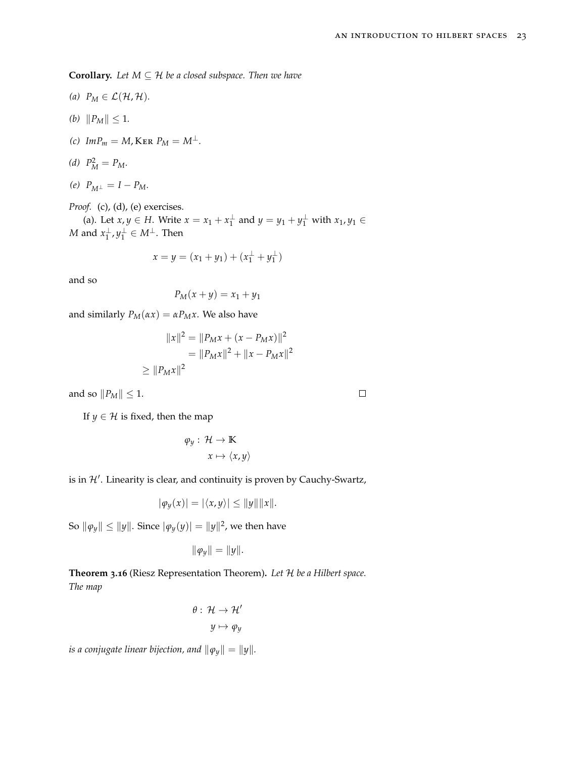**Corollary.** *Let $M \subseteq \mathcal{H}$ be a closed subspace. Then we have*

*(a)* $P_M \in \mathcal{L}(\mathcal{H}, \mathcal{H})$.

*(b)* $\|P_M\| \leq 1$.

*(c)* $ImP_m = M$, Ker $P_M = M^\perp$.

*(d)* $P_M^2 = P_M$.

*(e)* $P_{M^\perp} = I - P_M$.

*Proof.* (c), (d), (e) exercises.

(a). Let $x, y \in H$. Write $x = x_1 + x_1^\perp$ and $y = y_1 + y_1^\perp$ with $x_1, y_1 \in M$ and $x_1^\perp, y_1^\perp \in M^\perp$. Then

$$x = y = (x_1 + y_1) + (x_1^\perp + y_1^\perp)$$

and so

$$P_M(x + y) = x_1 + y_1$$

and similarly $P_M(\alpha x) = \alpha P_M x$. We also have

$$\begin{aligned}
\|x\|^2 &= \|P_M x + (x - P_M x)\|^2 \\
&= \|P_M x\|^2 + \|x - P_M x\|^2 \\
&\geq \|P_M x\|^2
\end{aligned}$$

and so $\|P_M\| \leq 1$. $\square$

If $y \in \mathcal{H}$ is fixed, then the map

$$\begin{aligned}
\varphi_y : \mathcal{H} &\to \mathbb{K} \\
x &\mapsto \langle x, y \rangle
\end{aligned}$$

is in $\mathcal{H}'$. Linearity is clear, and continuity is proven by Cauchy-Swartz,

$$|\varphi_y(x)| = |\langle x, y \rangle| \leq \|y\| \|x\|.$$

So $\|\varphi_y\| \leq \|y\|$. Since $|\varphi_y(y)| = \|y\|^2$, we then have

$$\|\varphi_y\| = \|y\|.$$

**Theorem 3.16** (Riesz Representation Theorem)**.** *Let $\mathcal{H}$ be a Hilbert space. The map*

$$\begin{aligned}
\theta : \mathcal{H} &\to \mathcal{H}' \\
y &\mapsto \varphi_y
\end{aligned}$$

*is a conjugate linear bijection, and $\|\varphi_y\| = \|y\|$.*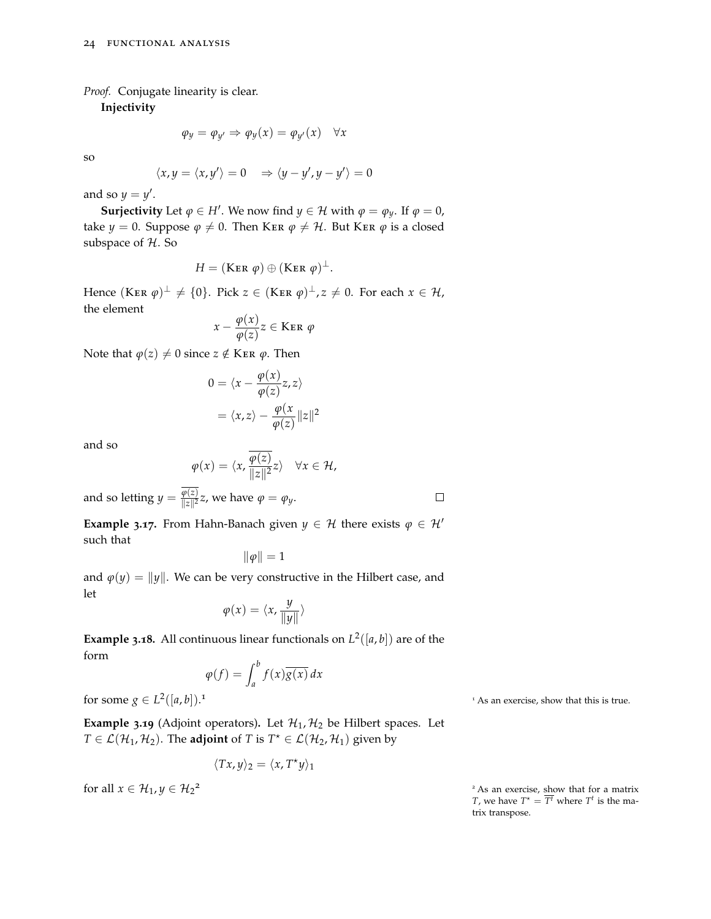*Proof.* Conjugate linearity is clear.

**Injectivity**

$$\varphi_y = \varphi_{y'} \Rightarrow \varphi_y(x) = \varphi_{y'}(x) \quad \forall x$$

so

$$\langle x, y = \langle x, y' \rangle = 0 \quad \Rightarrow \langle y - y', y - y' \rangle = 0$$

and so $y = y'$.

**Surjectivity** Let $\varphi \in H'$. We now find $y \in \mathcal{H}$ with $\varphi = \varphi_y$. If $\varphi = 0$, take $y = 0$. Suppose $\varphi \neq 0$. Then $\text{Ker } \varphi \neq \mathcal{H}$. But $\text{Ker } \varphi$ is a closed subspace of $\mathcal{H}$. So

$$H = (\text{Ker } \varphi) \oplus (\text{Ker } \varphi)^{\perp}.$$

Hence $(\text{Ker } \varphi)^{\perp} \neq \{0\}$. Pick $z \in (\text{Ker } \varphi)^{\perp}, z \neq 0$. For each $x \in \mathcal{H}$, the element

$$x - \frac{\varphi(x)}{\varphi(z)} z \in \text{Ker } \varphi$$

Note that $\varphi(z) \neq 0$ since $z \notin \text{Ker } \varphi$. Then

$$\begin{aligned} 0 &= \langle x - \frac{\varphi(x)}{\varphi(z)} z, z \rangle \\ &= \langle x, z \rangle - \frac{\varphi(x}{\varphi(z)} \|z\|^2 \end{aligned}$$

and so

$$\varphi(x) = \langle x, \frac{\overline{\varphi(z)}}{\|z\|^2} z \rangle \quad \forall x \in \mathcal{H},$$

and so letting $y = \frac{\overline{\varphi(z)}}{\|z\|^2} z$, we have $\varphi = \varphi_y$. $\square$

**Example 3.17.** From Hahn-Banach given $y \in \mathcal{H}$ there exists $\varphi \in \mathcal{H}'$ such that

$$\|\varphi\| = 1$$

and $\varphi(y) = \|y\|$. We can be very constructive in the Hilbert case, and let

$$\varphi(x) = \langle x, \frac{y}{\|y\|} \rangle$$

**Example 3.18.** All continuous linear functionals on $L^2([a, b])$ are of the form

$$\varphi(f) = \int_a^b f(x) \overline{g(x)} \, dx$$

for some $g \in L^2([a, b])$.[1]

**Example 3.19** (Adjoint operators)**.** Let $\mathcal{H}_1, \mathcal{H}_2$ be Hilbert spaces. Let $T \in \mathcal{L}(\mathcal{H}_1, \mathcal{H}_2)$. The **adjoint** of $T$ is $T^\star \in \mathcal{L}(\mathcal{H}_2, \mathcal{H}_1)$ given by

$$\langle Tx, y \rangle_2 = \langle x, T^\star y \rangle_1$$

for all $x \in \mathcal{H}_1, y \in \mathcal{H}_2$[2]

[1] As an exercise, show that this is true.

[2] As an exercise, show that for a matrix $T$, we have $T^\star = \overline{T^t}$ where $T^t$ is the matrix transpose.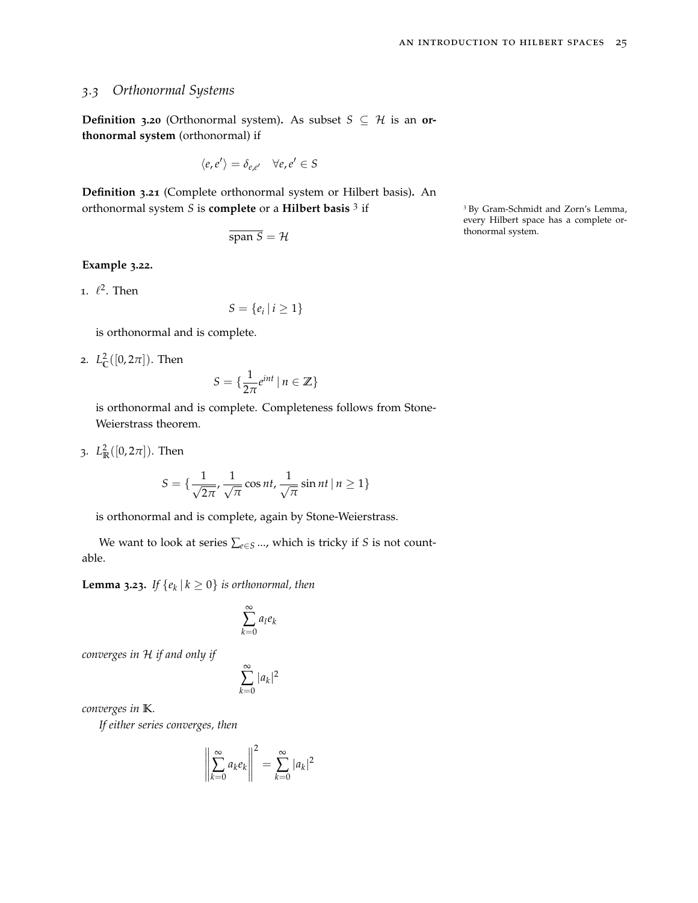## 3.3 Orthonormal Systems

**Definition 3.20** (Orthonormal system)**.** As subset $S \subseteq \mathcal{H}$ is an **orthonormal system** (orthonormal) if

$$\langle e, e' \rangle = \delta_{e,e'} \quad \forall e, e' \in S$$

**Definition 3.21** (Complete orthonormal system or Hilbert basis)**.** An orthonormal system $S$ is **complete** or a **Hilbert basis** [3] if

$$\overline{\text{span } S} = \mathcal{H}$$

[3] By Gram-Schmidt and Zorn's Lemma, every Hilbert space has a complete orthonormal system.

**Example 3.22.**

1. $\ell^2$. Then

   $$S = \{e_i \mid i \geq 1\}$$

   is orthonormal and is complete.

2. $L^2_{\mathbb{C}}([0, 2\pi])$. Then

   $$S = \{\frac{1}{2\pi} e^{int} \mid n \in \mathbb{Z}\}$$

   is orthonormal and is complete. Completeness follows from Stone-Weierstrass theorem.

3. $L^2_{\mathbb{R}}([0, 2\pi])$. Then

   $$S = \{\frac{1}{\sqrt{2\pi}}, \frac{1}{\sqrt{\pi}} \cos nt, \frac{1}{\sqrt{\pi}} \sin nt \mid n \geq 1\}$$

   is orthonormal and is complete, again by Stone-Weierstrass.

We want to look at series $\sum_{e \in S} \ldots$, which is tricky if $S$ is not countable.

**Lemma 3.23.** *If $\{e_k \mid k \geq 0\}$ is orthonormal, then*

$$\sum_{k=0}^{\infty} a_l e_k$$

*converges in $\mathcal{H}$ if and only if*

$$\sum_{k=0}^{\infty} |a_k|^2$$

*converges in $\mathbb{K}$.*

*If either series converges, then*

$$\left\| \sum_{k=0}^{\infty} a_k e_k \right\|^2 = \sum_{k=0}^{\infty} |a_k|^2$$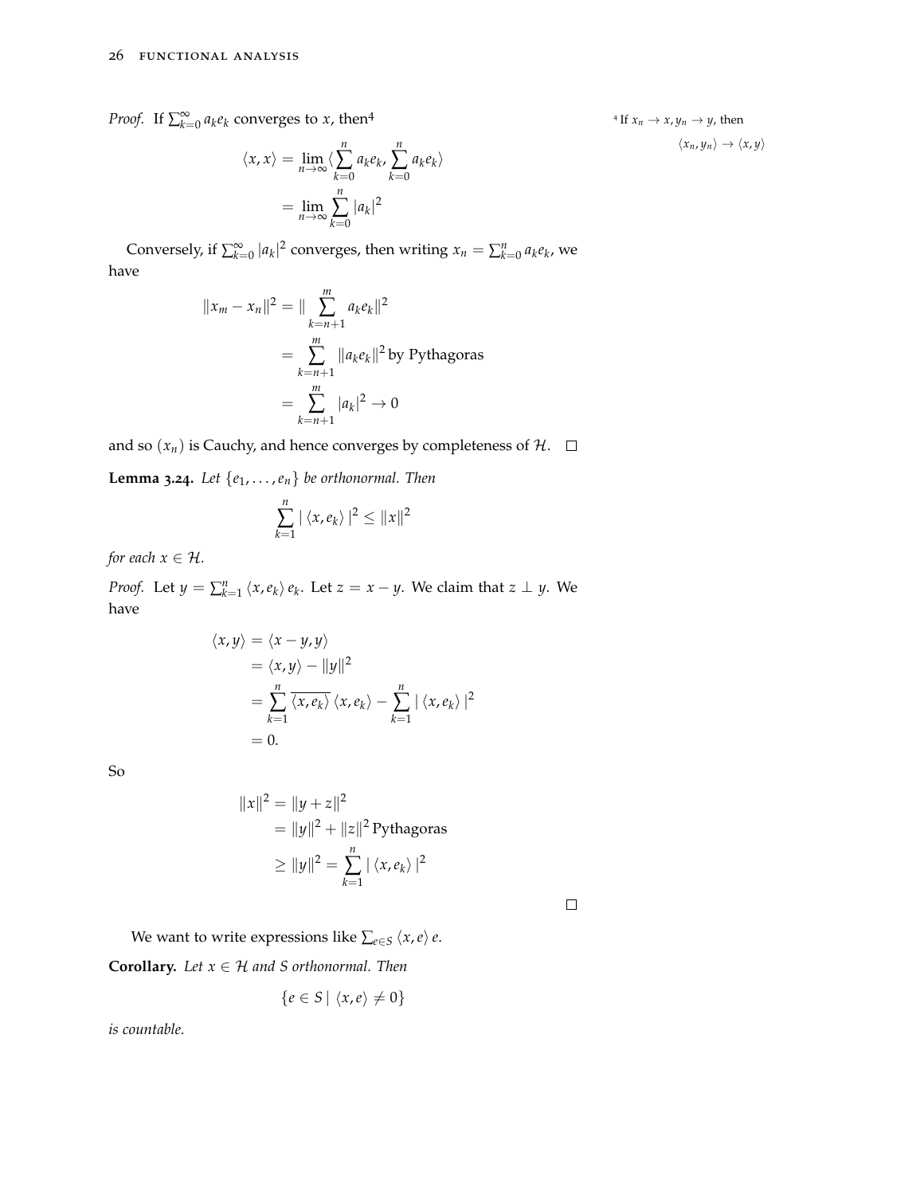*Proof.* If $\sum_{k=0}^{\infty} a_k e_k$ converges to $x$, then[4]

$$\langle x, x \rangle = \lim_{n\to\infty} \langle \sum_{k=0}^{n} a_k e_k, \sum_{k=0}^{n} a_k e_k \rangle$$
$$= \lim_{n\to\infty} \sum_{k=0}^{n} |a_k|^2$$

[4] If $x_n \to x, y_n \to y$, then $\langle x_n, y_n \rangle \to \langle x, y \rangle$

Conversely, if $\sum_{k=0}^{\infty} |a_k|^2$ converges, then writing $x_n = \sum_{k=0}^{n} a_k e_k$, we have

$$\|x_m - x_n\|^2 = \| \sum_{k=n+1}^{m} a_k e_k \|^2$$
$$= \sum_{k=n+1}^{m} \|a_k e_k\|^2 \text{ by Pythagoras}$$
$$= \sum_{k=n+1}^{m} |a_k|^2 \to 0$$

and so $(x_n)$ is Cauchy, and hence converges by completeness of $\mathcal{H}$. □

**Lemma 3.24.** *Let $\{e_1, \ldots, e_n\}$ be orthonormal. Then*

$$\sum_{k=1}^{n} | \langle x, e_k \rangle |^2 \le \|x\|^2$$

*for each $x \in \mathcal{H}$.*

*Proof.* Let $y = \sum_{k=1}^{n} \langle x, e_k \rangle e_k$. Let $z = x - y$. We claim that $z \perp y$. We have

$$\langle x, y \rangle = \langle x - y, y \rangle$$
$$= \langle x, y \rangle - \|y\|^2$$
$$= \sum_{k=1}^{n} \overline{\langle x, e_k \rangle} \langle x, e_k \rangle - \sum_{k=1}^{n} | \langle x, e_k \rangle |^2$$
$$= 0.$$

So

$$\|x\|^2 = \|y + z\|^2$$
$$= \|y\|^2 + \|z\|^2 \text{ Pythagoras}$$
$$\ge \|y\|^2 = \sum_{k=1}^{n} | \langle x, e_k \rangle |^2$$

□

We want to write expressions like $\sum_{e\in S} \langle x, e \rangle e$.

**Corollary.** *Let $x \in \mathcal{H}$ and $S$ orthonormal. Then*

$$\{e \in S \mid \langle x, e \rangle \neq 0\}$$

*is countable.*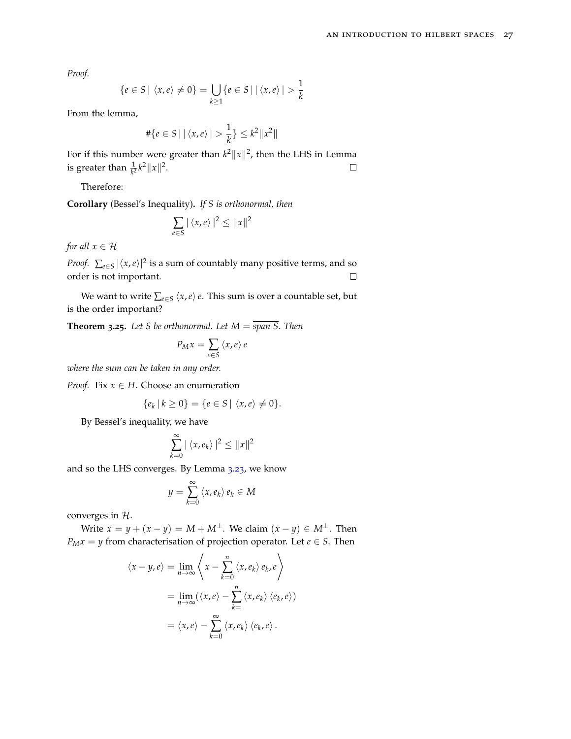*Proof.*

$$\{e \in S \mid \langle x, e \rangle \neq 0\} = \bigcup_{k \geq 1} \{e \in S \mid |\langle x, e \rangle| > \frac{1}{k}$$

From the lemma,

$$\#\{e \in S \mid |\langle x, e \rangle| > \frac{1}{k}\} \leq k^2 \|x^2\|$$

For if this number were greater than $k^2\|x\|^2$, then the LHS in Lemma is greater than $\frac{1}{k^2}k^2\|x\|^2$. □

Therefore:

**Corollary** (Bessel's Inequality). *If S is orthonormal, then*

$$\sum_{e \in S} |\langle x, e \rangle|^2 \leq \|x\|^2$$

*for all* $x \in \mathcal{H}$

*Proof.* $\sum_{e \in S} |\langle x, e \rangle|^2$ is a sum of countably many positive terms, and so order is not important. □

We want to write $\sum_{e \in S} \langle x, e \rangle e$. This sum is over a countable set, but is the order important?

**Theorem 3.25.** *Let S be orthonormal. Let* $M = \overline{\text{span } S}$. *Then*

$$P_M x = \sum_{e \in S} \langle x, e \rangle e$$

*where the sum can be taken in any order.*

*Proof.* Fix $x \in H$. Choose an enumeration

$$\{e_k \mid k \geq 0\} = \{e \in S \mid \langle x, e \rangle \neq 0\}.$$

By Bessel's inequality, we have

$$\sum_{k=0}^{\infty} |\langle x, e_k \rangle|^2 \leq \|x\|^2$$

and so the LHS converges. By Lemma 3.23, we know

$$y = \sum_{k=0}^{\infty} \langle x, e_k \rangle e_k \in M$$

converges in $\mathcal{H}$.

Write $x = y + (x - y) = M + M^{\perp}$. We claim $(x - y) \in M^{\perp}$. Then $P_M x = y$ from characterisation of projection operator. Let $e \in S$. Then

$$\begin{aligned}
\langle x - y, e \rangle &= \lim_{n \to \infty} \left\langle x - \sum_{k=0}^{n} \langle x, e_k \rangle e_k, e \right\rangle \\
&= \lim_{n \to \infty} (\langle x, e \rangle - \sum_{k=}^{n} \langle x, e_k \rangle \langle e_k, e \rangle) \\
&= \langle x, e \rangle - \sum_{k=0}^{\infty} \langle x, e_k \rangle \langle e_k, e \rangle .
\end{aligned}$$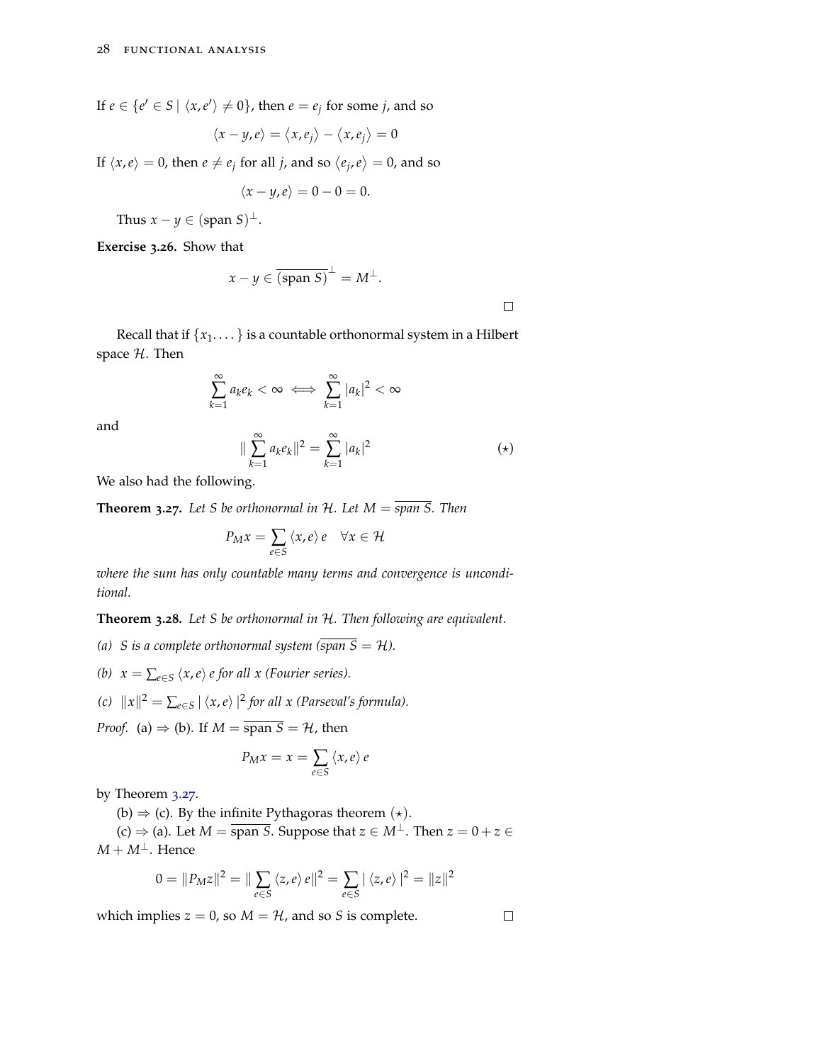If $e \in \{e' \in S \mid \langle x, e' \rangle \neq 0\}$, then $e = e_j$ for some $j$, and so

$$\langle x - y, e \rangle = \langle x, e_j \rangle - \langle x, e_j \rangle = 0$$

If $\langle x, e \rangle = 0$, then $e \neq e_j$ for all $j$, and so $\langle e_j, e \rangle = 0$, and so

$$\langle x - y, e \rangle = 0 - 0 = 0.$$

Thus $x - y \in (\text{span } S)^{\perp}$.

**Exercise 3.26.** Show that

$$x - y \in \overline{(\text{span } S)}^{\perp} = M^{\perp}.$$

□

Recall that if $\{x_1 \ldots, \}$ is a countable orthonormal system in a Hilbert space $\mathcal{H}$. Then

$$\sum_{k=1}^{\infty} a_k e_k < \infty \iff \sum_{k=1}^{\infty} |a_k|^2 < \infty$$

and

$$\| \sum_{k=1}^{\infty} a_k e_k \|^2 = \sum_{k=1}^{\infty} |a_k|^2 \tag{$\star$}$$

We also had the following.

**Theorem 3.27.** *Let $S$ be orthonormal in $\mathcal{H}$. Let $M = \overline{\text{span } S}$. Then*

$$P_M x = \sum_{e \in S} \langle x, e \rangle \, e \quad \forall x \in \mathcal{H}$$

*where the sum has only countable many terms and convergence is unconditional.*

**Theorem 3.28.** *Let $S$ be orthonormal in $\mathcal{H}$. Then following are equivalent.*

*(a) $S$ is a complete orthonormal system ($\overline{\text{span } S} = \mathcal{H}$).*

*(b) $x = \sum_{e \in S} \langle x, e \rangle \, e$ for all $x$ (Fourier series).*

*(c) $\|x\|^2 = \sum_{e \in S} | \langle x, e \rangle |^2$ for all $x$ (Parseval's formula).*

*Proof.* (a) $\Rightarrow$ (b). If $M = \overline{\text{span } S} = \mathcal{H}$, then

$$P_M x = x = \sum_{e \in S} \langle x, e \rangle \, e$$

by Theorem 3.27.

(b) $\Rightarrow$ (c). By the infinite Pythagoras theorem ($\star$).

(c) $\Rightarrow$ (a). Let $M = \overline{\text{span } S}$. Suppose that $z \in M^{\perp}$. Then $z = 0 + z \in M + M^{\perp}$. Hence

$$0 = \|P_M z\|^2 = \| \sum_{e \in S} \langle z, e \rangle \, e \|^2 = \sum_{e \in S} | \langle z, e \rangle |^2 = \|z\|^2$$

which implies $z = 0$, so $M = \mathcal{H}$, and so $S$ is complete. □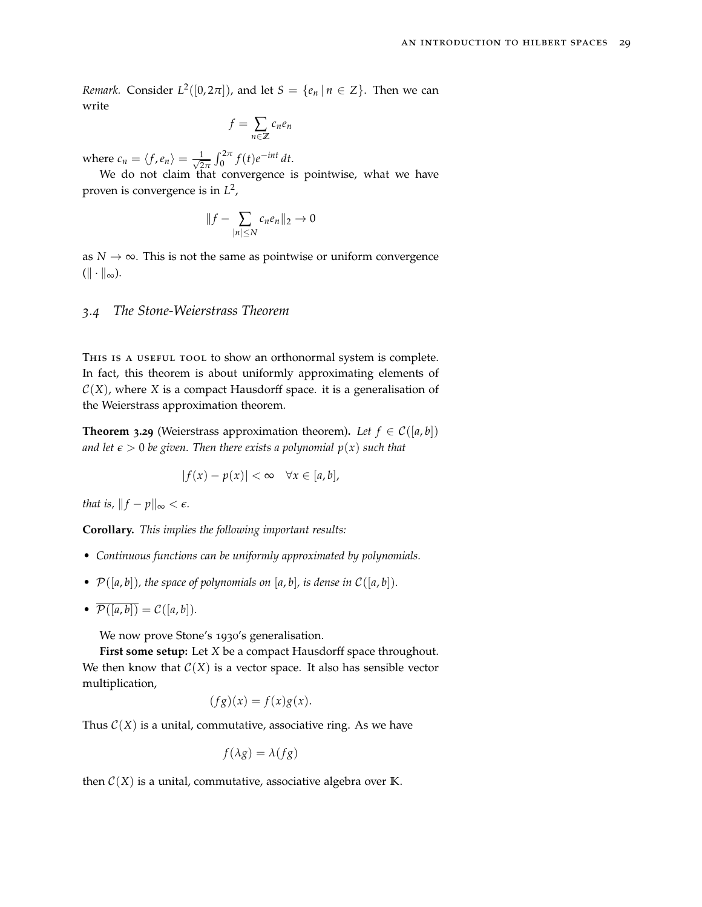*Remark.* Consider $L^2([0, 2\pi])$, and let $S = \{e_n \mid n \in Z\}$. Then we can write

$$f = \sum_{n \in \mathbb{Z}} c_n e_n$$

where $c_n = \langle f, e_n \rangle = \frac{1}{\sqrt{2\pi}} \int_0^{2\pi} f(t) e^{-int} \, dt$.

We do not claim that convergence is pointwise, what we have proven is convergence is in $L^2$,

$$\| f - \sum_{|n| \leq N} c_n e_n \|_2 \to 0$$

as $N \to \infty$. This is not the same as pointwise or uniform convergence ($\| \cdot \|_\infty$).

## 3.4 *The Stone-Weierstrass Theorem*

This is a useful tool to show an orthonormal system is complete. In fact, this theorem is about uniformly approximating elements of $\mathcal{C}(X)$, where $X$ is a compact Hausdorff space. it is a generalisation of the Weierstrass approximation theorem.

**Theorem 3.29** (Weierstrass approximation theorem)**.** *Let $f \in \mathcal{C}([a, b])$ and let $\epsilon > 0$ be given. Then there exists a polynomial $p(x)$ such that*

$$|f(x) - p(x)| < \infty \quad \forall x \in [a, b],$$

*that is, $\|f - p\|_\infty < \epsilon$.*

**Corollary.** *This implies the following important results:*

- *Continuous functions can be uniformly approximated by polynomials.*
- *$\mathcal{P}([a, b])$, the space of polynomials on $[a, b]$, is dense in $\mathcal{C}([a, b])$.*
- *$\overline{\mathcal{P}([a, b])} = \mathcal{C}([a, b])$.*

We now prove Stone's 1930's generalisation.

**First some setup:** Let $X$ be a compact Hausdorff space throughout. We then know that $\mathcal{C}(X)$ is a vector space. It also has sensible vector multiplication,

$$(fg)(x) = f(x)g(x).$$

Thus $\mathcal{C}(X)$ is a unital, commutative, associative ring. As we have

$$f(\lambda g) = \lambda(fg)$$

then $\mathcal{C}(X)$ is a unital, commutative, associative algebra over $\mathbb{K}$.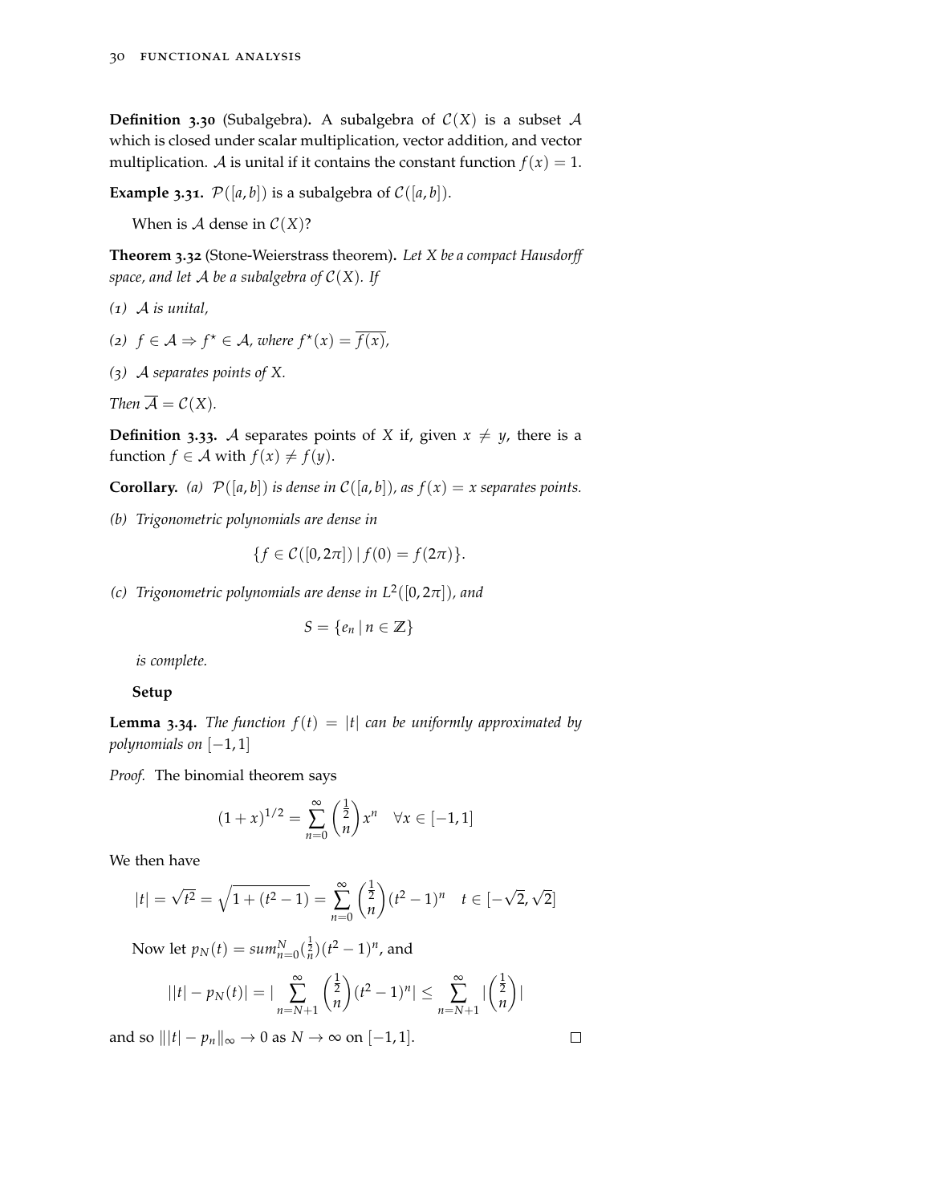**Definition 3.30** (Subalgebra)**.** A subalgebra of $\mathcal{C}(X)$ is a subset $\mathcal{A}$ which is closed under scalar multiplication, vector addition, and vector multiplication. $\mathcal{A}$ is unital if it contains the constant function $f(x) = 1$.

**Example 3.31.** $\mathcal{P}([a,b])$ is a subalgebra of $\mathcal{C}([a,b])$.

When is $\mathcal{A}$ dense in $\mathcal{C}(X)$?

**Theorem 3.32** (Stone-Weierstrass theorem)**.** *Let $X$ be a compact Hausdorff space, and let $\mathcal{A}$ be a subalgebra of $\mathcal{C}(X)$. If*

*(1) $\mathcal{A}$ is unital,*

*(2) $f \in \mathcal{A} \Rightarrow f^\star \in \mathcal{A}$, where $f^\star(x) = \overline{f(x)}$,*

*(3) $\mathcal{A}$ separates points of $X$.*

*Then $\overline{\mathcal{A}} = \mathcal{C}(X)$.*

**Definition 3.33.** $\mathcal{A}$ separates points of $X$ if, given $x \neq y$, there is a function $f \in \mathcal{A}$ with $f(x) \neq f(y)$.

**Corollary.** *(a) $\mathcal{P}([a,b])$ is dense in $\mathcal{C}([a,b])$, as $f(x) = x$ separates points.*

*(b) Trigonometric polynomials are dense in*

$$\{f \in \mathcal{C}([0,2\pi]) \mid f(0) = f(2\pi)\}.$$

*(c) Trigonometric polynomials are dense in $L^2([0,2\pi])$, and*

$$S = \{e_n \mid n \in \mathbb{Z}\}$$

*is complete.*

**Setup**

**Lemma 3.34.** *The function $f(t) = |t|$ can be uniformly approximated by polynomials on $[-1,1]$*

*Proof.* The binomial theorem says

$$(1+x)^{1/2} = \sum_{n=0}^{\infty} \binom{\frac{1}{2}}{n} x^n \quad \forall x \in [-1,1]$$

We then have

$$|t| = \sqrt{t^2} = \sqrt{1 + (t^2 - 1)} = \sum_{n=0}^{\infty} \binom{\frac{1}{2}}{n} (t^2 - 1)^n \quad t \in [-\sqrt{2}, \sqrt{2}]$$

Now let $p_N(t) = sum_{n=0}^{N} \binom{\frac{1}{2}}{n} (t^2-1)^n$, and

$$||t| - p_N(t)| = |\sum_{n=N+1}^{\infty} \binom{\frac{1}{2}}{n} (t^2-1)^n| \leq \sum_{n=N+1}^{\infty} |\binom{\frac{1}{2}}{n}|$$

and so $\||t| - p_n\|_\infty \to 0$ as $N \to \infty$ on $[-1,1]$. □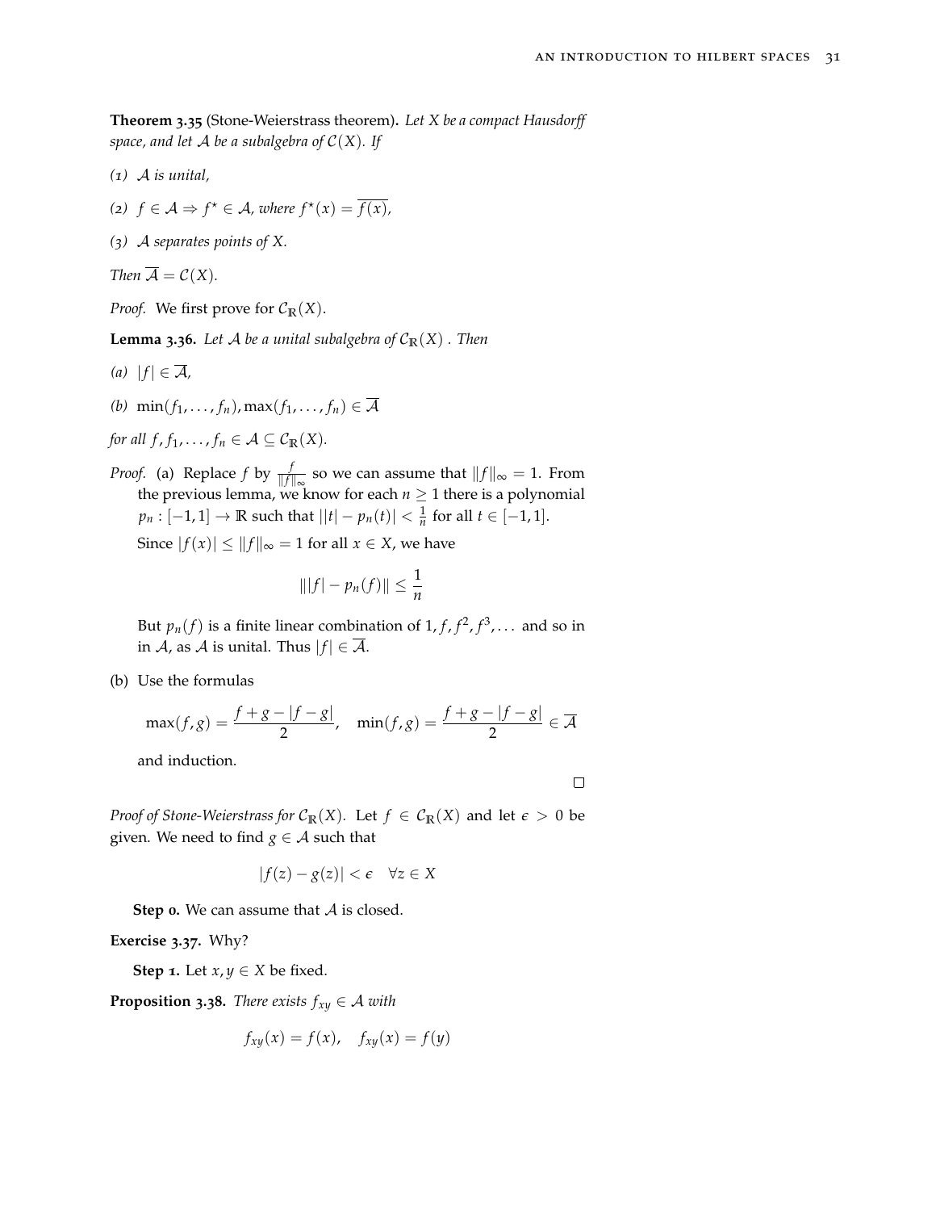**Theorem 3.35** (Stone-Weierstrass theorem)**.** *Let $X$ be a compact Hausdorff space, and let $\mathcal{A}$ be a subalgebra of $\mathcal{C}(X)$. If*

*(1) $\mathcal{A}$ is unital,*

*(2) $f \in \mathcal{A} \Rightarrow f^\star \in \mathcal{A}$, where $f^\star(x) = \overline{f(x)}$,*

*(3) $\mathcal{A}$ separates points of $X$.*

*Then $\overline{\mathcal{A}} = \mathcal{C}(X)$.*

*Proof.* We first prove for $\mathcal{C}_{\mathbb{R}}(X)$.

**Lemma 3.36.** *Let $\mathcal{A}$ be a unital subalgebra of $\mathcal{C}_{\mathbb{R}}(X)$ . Then*

*(a) $|f| \in \overline{\mathcal{A}}$,*

*(b) $\min(f_1, \ldots, f_n), \max(f_1, \ldots, f_n) \in \overline{\mathcal{A}}$*

*for all $f, f_1, \ldots, f_n \in \mathcal{A} \subseteq \mathcal{C}_{\mathbb{R}}(X)$.*

*Proof.* (a) Replace $f$ by $\frac{f}{\|f\|_\infty}$ so we can assume that $\|f\|_\infty = 1$. From the previous lemma, we know for each $n \geq 1$ there is a polynomial $p_n : [-1, 1] \to \mathbb{R}$ such that $||t| - p_n(t)| < \frac{1}{n}$ for all $t \in [-1, 1]$.

Since $|f(x)| \leq \|f\|_\infty = 1$ for all $x \in X$, we have

$$\||f| - p_n(f)\| \leq \frac{1}{n}$$

But $p_n(f)$ is a finite linear combination of $1, f, f^2, f^3, \ldots$ and so in in $\mathcal{A}$, as $\mathcal{A}$ is unital. Thus $|f| \in \overline{\mathcal{A}}$.

(b) Use the formulas

$$\max(f, g) = \frac{f + g - |f - g|}{2}, \quad \min(f, g) = \frac{f + g - |f - g|}{2} \in \overline{\mathcal{A}}$$

and induction.

□

*Proof of Stone-Weierstrass for $\mathcal{C}_{\mathbb{R}}(X)$.* Let $f \in \mathcal{C}_{\mathbb{R}}(X)$ and let $\epsilon > 0$ be given. We need to find $g \in \mathcal{A}$ such that

$$|f(z) - g(z)| < \epsilon \quad \forall z \in X$$

**Step 0.** We can assume that $\mathcal{A}$ is closed.

**Exercise 3.37.** Why?

**Step 1.** Let $x, y \in X$ be fixed.

**Proposition 3.38.** *There exists $f_{xy} \in \mathcal{A}$ with*

$$f_{xy}(x) = f(x), \quad f_{xy}(x) = f(y)$$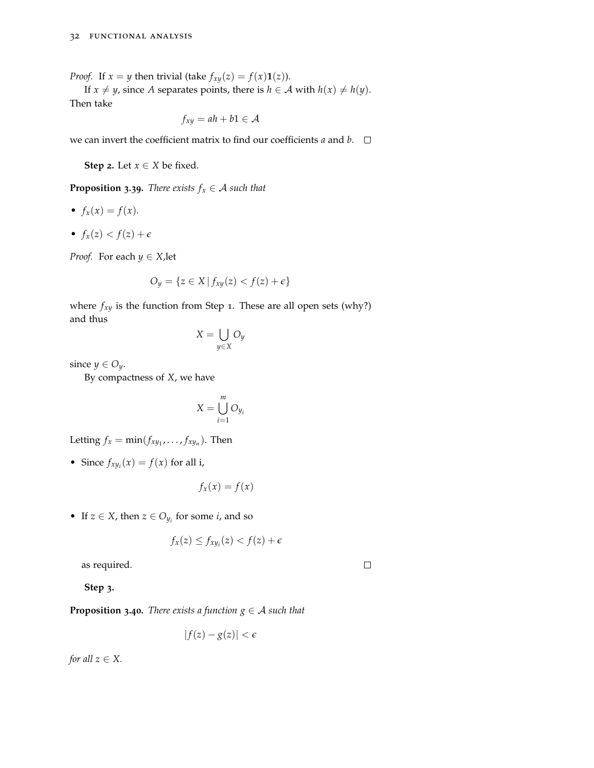*Proof.* If $x = y$ then trivial (take $f_{xy}(z) = f(x)\mathbf{1}(z)$).

If $x \neq y$, since $A$ separates points, there is $h \in \mathcal{A}$ with $h(x) \neq h(y)$. Then take

$$f_{xy} = ah + b1 \in \mathcal{A}$$

we can invert the coefficient matrix to find our coefficients $a$ and $b$. □

**Step 2.** Let $x \in X$ be fixed.

**Proposition 3.39.** *There exists $f_x \in \mathcal{A}$ such that*

- $f_x(x) = f(x)$.
- $f_x(z) < f(z) + \epsilon$

*Proof.* For each $y \in X$,let

$$O_y = \{z \in X \mid f_{xy}(z) < f(z) + \epsilon\}$$

where $f_{xy}$ is the function from Step 1. These are all open sets (why?) and thus

$$X = \bigcup_{y \in X} O_y$$

since $y \in O_y$.

By compactness of $X$, we have

$$X = \bigcup_{i=1}^{m} O_{y_i}$$

Letting $f_x = \min(f_{xy_1}, \ldots, f_{xy_n})$. Then

- Since $f_{xy_i}(x) = f(x)$ for all i,

  $$f_x(x) = f(x)$$

- If $z \in X$, then $z \in O_{y_i}$ for some $i$, and so

  $$f_x(z) \leq f_{xy_i}(z) < f(z) + \epsilon$$

  as required. □

**Step 3.**

**Proposition 3.40.** *There exists a function $g \in \mathcal{A}$ such that*

$$|f(z) - g(z)| < \epsilon$$

*for all $z \in X$.*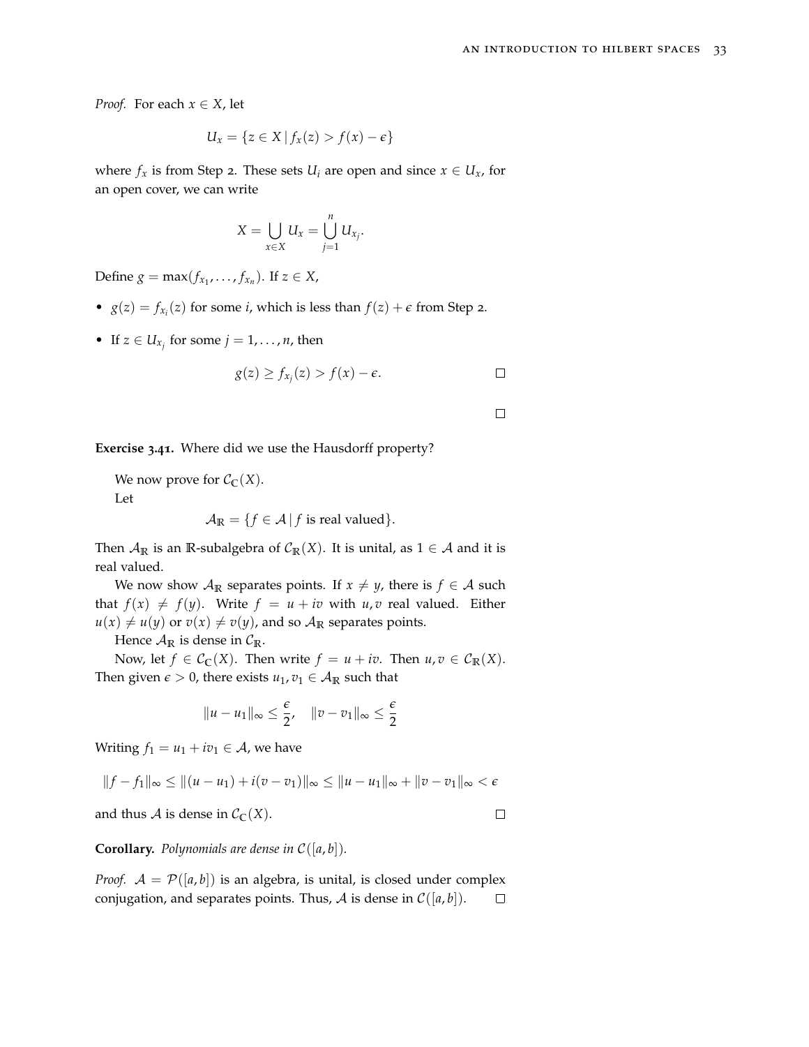*Proof.* For each $x \in X$, let

$$U_x = \{z \in X \mid f_x(z) > f(x) - \epsilon\}$$

where $f_x$ is from Step 2. These sets $U_i$ are open and since $x \in U_x$, for an open cover, we can write

$$X = \bigcup_{x \in X} U_x = \bigcup_{j=1}^{n} U_{x_j}.$$

Define $g = \max(f_{x_1}, \ldots, f_{x_n})$. If $z \in X$,

- $g(z) = f_{x_i}(z)$ for some $i$, which is less than $f(z) + \epsilon$ from Step 2.
- If $z \in U_{x_j}$ for some $j = 1, \ldots, n$, then

$$g(z) \geq f_{x_j}(z) > f(x) - \epsilon. \qquad \square$$

$\square$

**Exercise 3.41.** Where did we use the Hausdorff property?

We now prove for $\mathcal{C}_{\mathbb{C}}(X)$.

Let

$$\mathcal{A}_{\mathbb{R}} = \{f \in \mathcal{A} \mid f \text{ is real valued}\}.$$

Then $\mathcal{A}_{\mathbb{R}}$ is an $\mathbb{R}$-subalgebra of $\mathcal{C}_{\mathbb{R}}(X)$. It is unital, as $1 \in \mathcal{A}$ and it is real valued.

We now show $\mathcal{A}_{\mathbb{R}}$ separates points. If $x \neq y$, there is $f \in \mathcal{A}$ such that $f(x) \neq f(y)$. Write $f = u + iv$ with $u, v$ real valued. Either $u(x) \neq u(y)$ or $v(x) \neq v(y)$, and so $\mathcal{A}_{\mathbb{R}}$ separates points.

Hence $\mathcal{A}_{\mathbb{R}}$ is dense in $\mathcal{C}_{\mathbb{R}}$.

Now, let $f \in \mathcal{C}_{\mathbb{C}}(X)$. Then write $f = u + iv$. Then $u, v \in \mathcal{C}_{\mathbb{R}}(X)$. Then given $\epsilon > 0$, there exists $u_1, v_1 \in \mathcal{A}_{\mathbb{R}}$ such that

$$\|u - u_1\|_\infty \leq \frac{\epsilon}{2}, \quad \|v - v_1\|_\infty \leq \frac{\epsilon}{2}$$

Writing $f_1 = u_1 + iv_1 \in \mathcal{A}$, we have

$$\|f - f_1\|_\infty \leq \|(u - u_1) + i(v - v_1)\|_\infty \leq \|u - u_1\|_\infty + \|v - v_1\|_\infty < \epsilon$$

and thus $\mathcal{A}$ is dense in $\mathcal{C}_{\mathbb{C}}(X)$. $\square$

**Corollary.** *Polynomials are dense in $\mathcal{C}([a, b])$.*

*Proof.* $\mathcal{A} = \mathcal{P}([a, b])$ is an algebra, is unital, is closed under complex conjugation, and separates points. Thus, $\mathcal{A}$ is dense in $\mathcal{C}([a, b])$. $\square$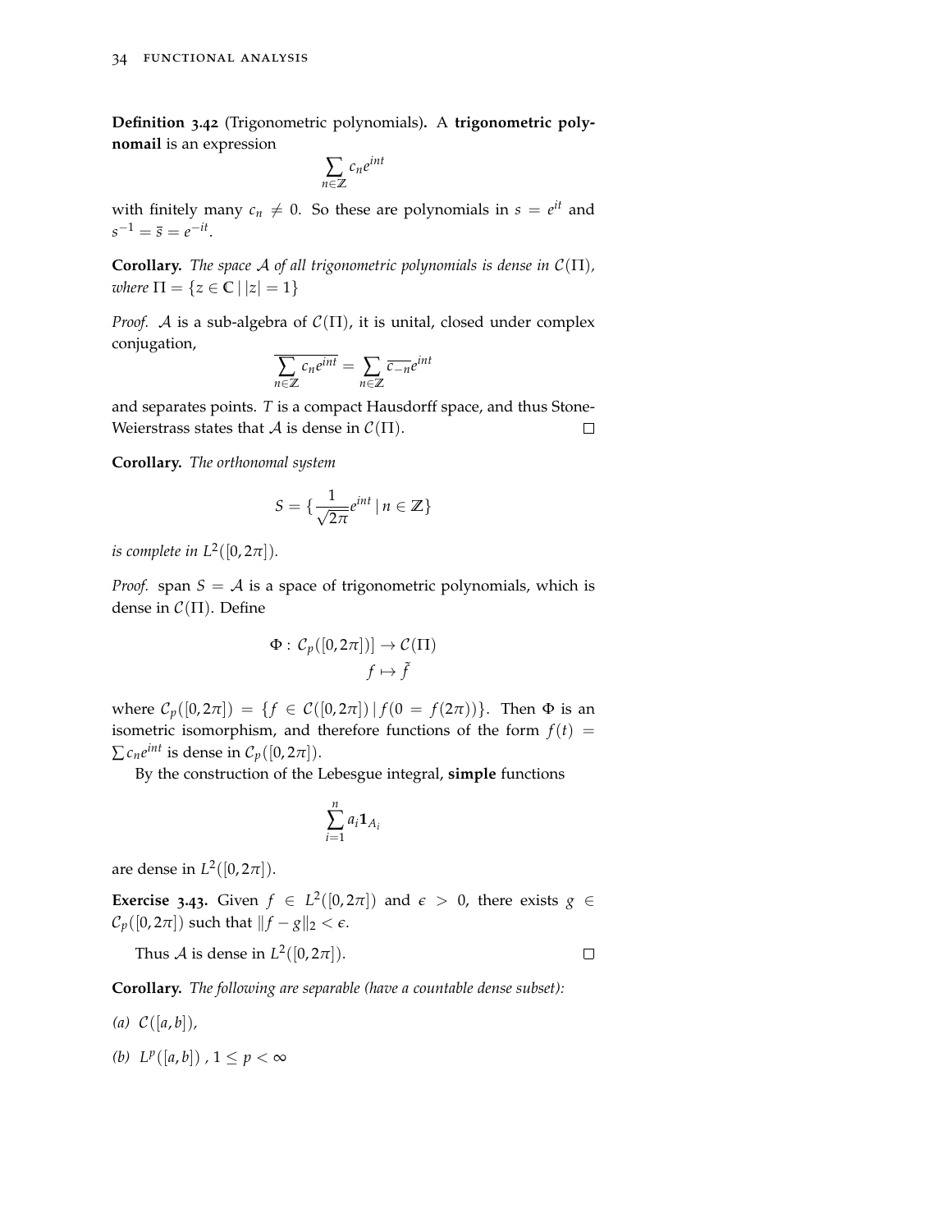**Definition 3.42** (Trigonometric polynomials)**.** A **trigonometric polynomail** is an expression

$$\sum_{n \in \mathbb{Z}} c_n e^{int}$$

with finitely many $c_n \neq 0$. So these are polynomials in $s = e^{it}$ and $s^{-1} = \bar{s} = e^{-it}$.

**Corollary.** *The space $\mathcal{A}$ of all trigonometric polynomials is dense in $\mathcal{C}(\Pi)$, where $\Pi = \{z \in \mathbb{C} \mid |z| = 1\}$*

*Proof.* $\mathcal{A}$ is a sub-algebra of $\mathcal{C}(\Pi)$, it is unital, closed under complex conjugation,

$$\overline{\sum_{n \in \mathbb{Z}} c_n e^{int}} = \sum_{n \in \mathbb{Z}} \overline{c_{-n}} e^{int}$$

and separates points. $T$ is a compact Hausdorff space, and thus Stone-Weierstrass states that $\mathcal{A}$ is dense in $\mathcal{C}(\Pi)$. $\square$

**Corollary.** *The orthonomal system*

$$S = \{ \frac{1}{\sqrt{2\pi}} e^{int} \mid n \in \mathbb{Z} \}$$

*is complete in $L^2([0, 2\pi])$.*

*Proof.* span $S = \mathcal{A}$ is a space of trigonometric polynomials, which is dense in $\mathcal{C}(\Pi)$. Define

$$\Phi : \mathcal{C}_p([0, 2\pi])] \to \mathcal{C}(\Pi)$$
$$f \mapsto \tilde{f}$$

where $\mathcal{C}_p([0, 2\pi]) = \{f \in \mathcal{C}([0, 2\pi]) \mid f(0 = f(2\pi))\}$. Then $\Phi$ is an isometric isomorphism, and therefore functions of the form $f(t) = \sum c_n e^{int}$ is dense in $\mathcal{C}_p([0, 2\pi])$.

By the construction of the Lebesgue integral, **simple** functions

$$\sum_{i=1}^{n} a_i \mathbf{1}_{A_i}$$

are dense in $L^2([0, 2\pi])$.

**Exercise 3.43.** Given $f \in L^2([0, 2\pi])$ and $\epsilon > 0$, there exists $g \in \mathcal{C}_p([0, 2\pi])$ such that $\|f - g\|_2 < \epsilon$.

Thus $\mathcal{A}$ is dense in $L^2([0, 2\pi])$. $\square$

**Corollary.** *The following are separable (have a countable dense subset):*

*(a)* $\mathcal{C}([a, b])$,

*(b)* $L^p([a, b])$ , $1 \leq p < \infty$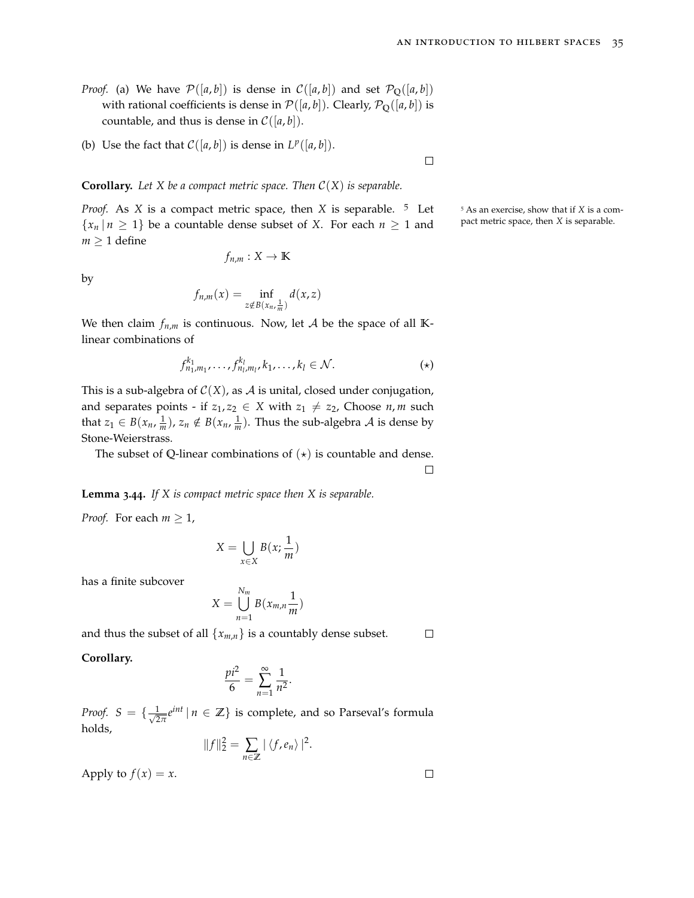*Proof.* (a) We have $\mathcal{P}([a,b])$ is dense in $\mathcal{C}([a,b])$ and set $\mathcal{P}_{\mathbb{Q}}([a,b])$ with rational coefficients is dense in $\mathcal{P}([a,b])$. Clearly, $\mathcal{P}_{\mathbb{Q}}([a,b])$ is countable, and thus is dense in $\mathcal{C}([a,b])$.

(b) Use the fact that $\mathcal{C}([a,b])$ is dense in $L^p([a,b])$. □

**Corollary.** *Let $X$ be a compact metric space. Then $\mathcal{C}(X)$ is separable.*

*Proof.* As $X$ is a compact metric space, then $X$ is separable. [5] Let $\{x_n \mid n \geq 1\}$ be a countable dense subset of $X$. For each $n \geq 1$ and $m \geq 1$ define

$$f_{n,m} : X \to \mathbb{K}$$

by

$$f_{n,m}(x) = \inf_{z \notin B(x_n, \frac{1}{m})} d(x,z)$$

We then claim $f_{n,m}$ is continuous. Now, let $\mathcal{A}$ be the space of all $\mathbb{K}$-linear combinations of

$$f_{n_1,m_1}^{k_1}, \ldots, f_{n_l,m_l}^{k_l}, k_1, \ldots, k_l \in \mathcal{N}. \qquad (\star)$$

This is a sub-algebra of $\mathcal{C}(X)$, as $\mathcal{A}$ is unital, closed under conjugation, and separates points - if $z_1, z_2 \in X$ with $z_1 \neq z_2$, Choose $n, m$ such that $z_1 \in B(x_n, \frac{1}{m})$, $z_n \notin B(x_n, \frac{1}{m})$. Thus the sub-algebra $\mathcal{A}$ is dense by Stone-Weierstrass.

The subset of $\mathbb{Q}$-linear combinations of $(\star)$ is countable and dense. □

[5] As an exercise, show that if $X$ is a compact metric space, then $X$ is separable.

**Lemma 3.44.** *If $X$ is compact metric space then $X$ is separable.*

*Proof.* For each $m \geq 1$,

$$X = \bigcup_{x \in X} B(x; \frac{1}{m})$$

has a finite subcover

$$X = \bigcup_{n=1}^{N_m} B(x_{m,n} \frac{1}{m})$$

and thus the subset of all $\{x_{m,n}\}$ is a countably dense subset. □

**Corollary.**

$$\frac{pi^2}{6} = \sum_{n=1}^{\infty} \frac{1}{n^2}.$$

*Proof.* $S = \{\frac{1}{\sqrt{2\pi}} e^{int} \mid n \in \mathbb{Z}\}$ is complete, and so Parseval's formula holds,

$$\|f\|_2^2 = \sum_{n \in \mathbb{Z}} |\langle f, e_n \rangle|^2.$$

Apply to $f(x) = x$. □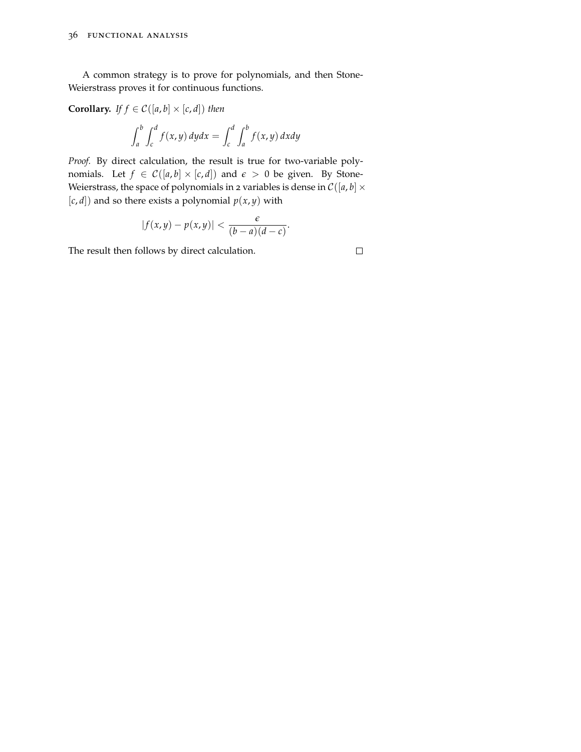A common strategy is to prove for polynomials, and then Stone-Weierstrass proves it for continuous functions.

**Corollary.** *If* $f \in \mathcal{C}([a,b] \times [c,d])$ *then*

$$\int_a^b \int_c^d f(x,y)\, dydx = \int_c^d \int_a^b f(x,y)\, dxdy$$

*Proof.* By direct calculation, the result is true for two-variable polynomials. Let $f \in \mathcal{C}([a,b] \times [c,d])$ and $\epsilon > 0$ be given. By Stone-Weierstrass, the space of polynomials in 2 variables is dense in $\mathcal{C}([a,b] \times [c,d])$ and so there exists a polynomial $p(x,y)$ with

$$|f(x,y) - p(x,y)| < \frac{\epsilon}{(b-a)(d-c)}.$$

The result then follows by direct calculation. □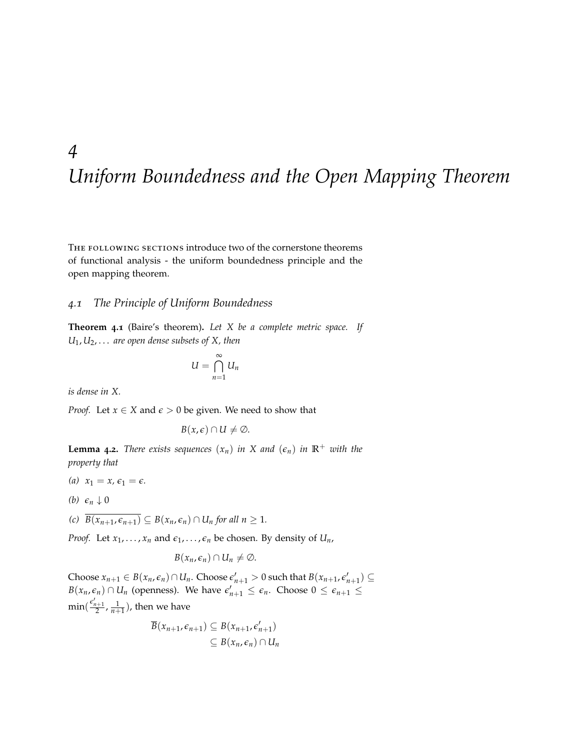# 4 Uniform Boundedness and the Open Mapping Theorem

The following sections introduce two of the cornerstone theorems of functional analysis - the uniform boundedness principle and the open mapping theorem.

## 4.1 The Principle of Uniform Boundedness

**Theorem 4.1** (Baire's theorem)**.** *Let $X$ be a complete metric space. If $U_1, U_2, \ldots$ are open dense subsets of $X$, then*

$$U = \bigcap_{n=1}^{\infty} U_n$$

*is dense in $X$.*

*Proof.* Let $x \in X$ and $\epsilon > 0$ be given. We need to show that

$$B(x, \epsilon) \cap U \neq \emptyset.$$

**Lemma 4.2.** *There exists sequences $(x_n)$ in $X$ and $(\epsilon_n)$ in $\mathbb{R}^+$ with the property that*

*(a)* $x_1 = x$, $\epsilon_1 = \epsilon$.

*(b)* $\epsilon_n \downarrow 0$

*(c)* $\overline{B(x_{n+1}, \epsilon_{n+1})} \subseteq B(x_n, \epsilon_n) \cap U_n$ *for all $n \geq 1$.*

*Proof.* Let $x_1, \ldots, x_n$ and $\epsilon_1, \ldots, \epsilon_n$ be chosen. By density of $U_n$,

$$B(x_n, \epsilon_n) \cap U_n \neq \emptyset.$$

Choose $x_{n+1} \in B(x_n, \epsilon_n) \cap U_n$. Choose $\epsilon'_{n+1} > 0$ such that $B(x_{n+1}, \epsilon'_{n+1}) \subseteq B(x_n, \epsilon_n) \cap U_n$ (openness). We have $\epsilon'_{n+1} \leq \epsilon_n$. Choose $0 \leq \epsilon_{n+1} \leq \min(\frac{\epsilon'_{n+1}}{2}, \frac{1}{n+1})$, then we have

$$\begin{aligned}
\overline{B}(x_{n+1}, \epsilon_{n+1}) &\subseteq B(x_{n+1}, \epsilon'_{n+1}) \\
&\subseteq B(x_n, \epsilon_n) \cap U_n
\end{aligned}$$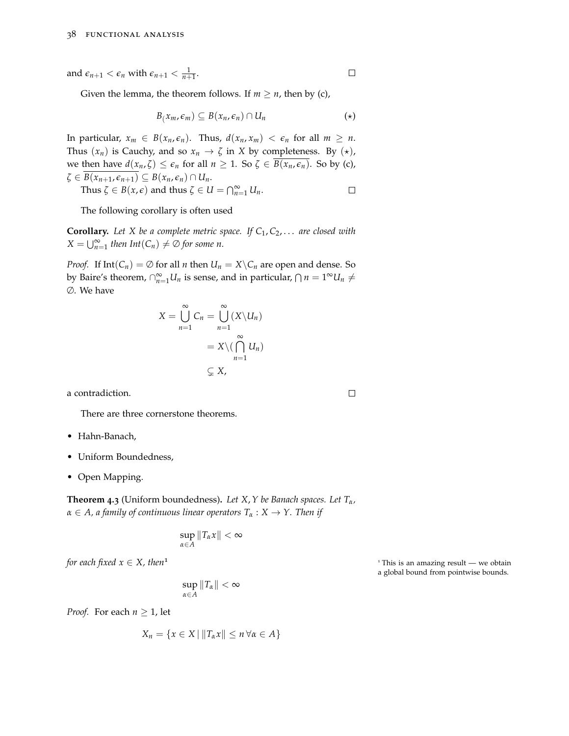and $\epsilon_{n+1} < \epsilon_n$ with $\epsilon_{n+1} < \frac{1}{n+1}$. □

Given the lemma, the theorem follows. If $m \geq n$, then by (c),

$$B_(x_m, \epsilon_m) \subseteq B(x_n, \epsilon_n) \cap U_n \qquad (\star)$$

In particular, $x_m \in B(x_n, \epsilon_n)$. Thus, $d(x_n, x_m) < \epsilon_n$ for all $m \geq n$. Thus $(x_n)$ is Cauchy, and so $x_n \to \zeta$ in $X$ by completeness. By $(\star)$, we then have $d(x_n, \zeta) \leq \epsilon_n$ for all $n \geq 1$. So $\zeta \in \overline{B(x_n, \epsilon_n)}$. So by (c), $\zeta \in \overline{B(x_{n+1}, \epsilon_{n+1})} \subseteq B(x_n, \epsilon_n) \cap U_n$.

Thus $\zeta \in B(x, \epsilon)$ and thus $\zeta \in U = \bigcap_{n=1}^{\infty} U_n$. □

The following corollary is often used

**Corollary.** *Let $X$ be a complete metric space. If $C_1, C_2, \ldots$ are closed with $X = \bigcup_{n=1}^{\infty}$ then $Int(C_n) \neq \emptyset$ for some $n$.*

*Proof.* If $\text{Int}(C_n) = \emptyset$ for all $n$ then $U_n = X \backslash C_n$ are open and dense. So by Baire's theorem, $\cap_{n=1}^{\infty} U_n$ is sense, and in particular, $\bigcap n = 1^{\infty} U_n \neq \emptyset$. We have

$$\begin{aligned} X = \bigcup_{n=1}^{\infty} C_n &= \bigcup_{n=1}^{\infty} (X \backslash U_n) \\ &= X \backslash (\bigcap_{n=1}^{\infty} U_n) \\ &\subsetneq X, \end{aligned}$$

a contradiction. □

There are three cornerstone theorems.

- Hahn-Banach,
- Uniform Boundedness,
- Open Mapping.

**Theorem 4.3** (Uniform boundedness). *Let $X, Y$ be Banach spaces. Let $T_\alpha$, $\alpha \in A$, a family of continuous linear operators $T_\alpha : X \to Y$. Then if*

$$\sup_{\alpha \in A} \|T_\alpha x\| < \infty$$

*for each fixed $x \in X$, then*[1]

$$\sup_{\alpha \in A} \|T_\alpha\| < \infty$$

[1] This is an amazing result — we obtain a global bound from pointwise bounds.

*Proof.* For each $n \geq 1$, let

$$X_n = \{x \in X \mid \|T_\alpha x\| \leq n \, \forall \alpha \in A\}$$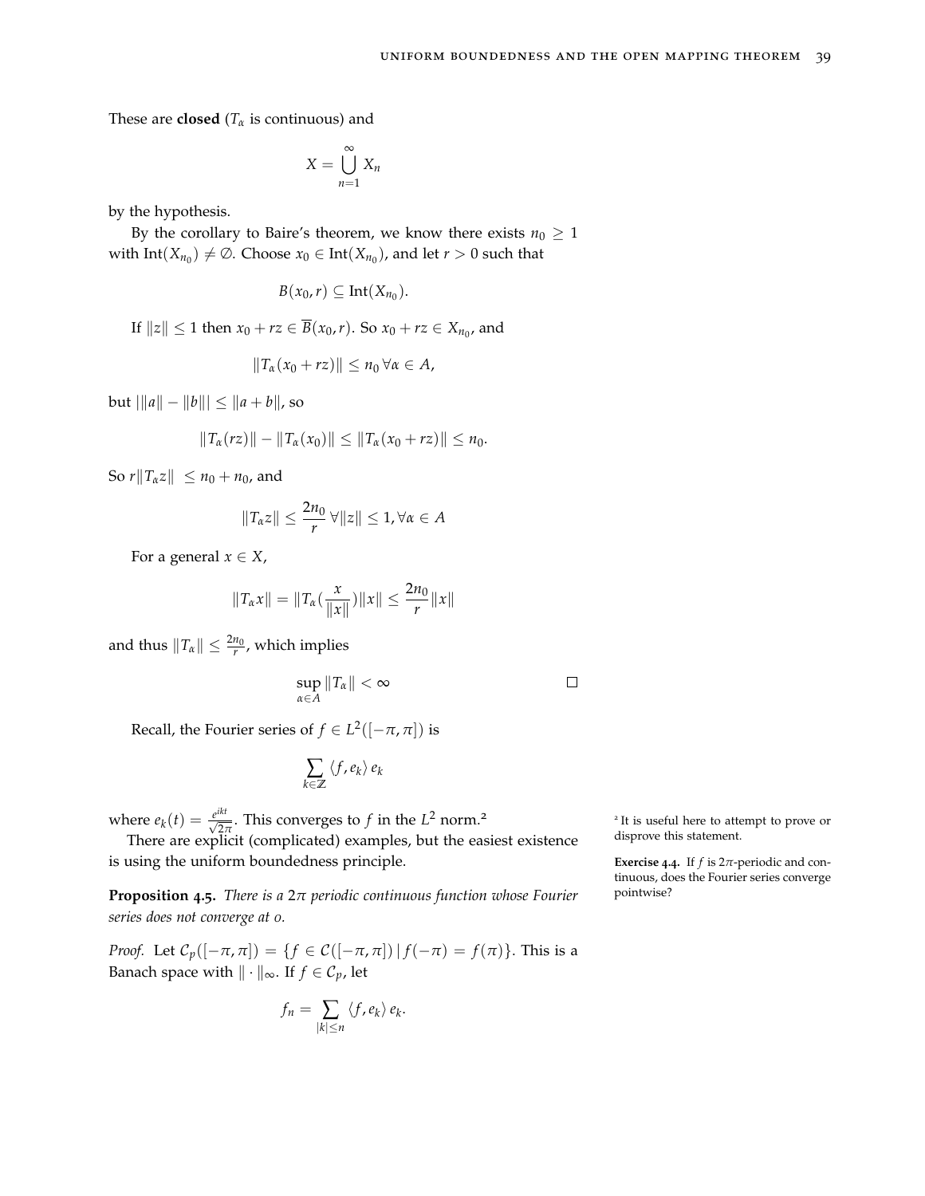These are **closed** ($T_\alpha$ is continuous) and

$$X = \bigcup_{n=1}^{\infty} X_n$$

by the hypothesis.

By the corollary to Baire's theorem, we know there exists $n_0 \geq 1$ with $\text{Int}(X_{n_0}) \neq \emptyset$. Choose $x_0 \in \text{Int}(X_{n_0})$, and let $r > 0$ such that

$$B(x_0, r) \subseteq \text{Int}(X_{n_0}).$$

If $\|z\| \leq 1$ then $x_0 + rz \in \overline{B}(x_0, r)$. So $x_0 + rz \in X_{n_0}$, and

$$\|T_\alpha(x_0 + rz)\| \leq n_0 \, \forall \alpha \in A,$$

but $|\|a\| - \|b\|| \leq \|a + b\|$, so

$$\|T_\alpha(rz)\| - \|T_\alpha(x_0)\| \leq \|T_\alpha(x_0 + rz)\| \leq n_0.$$

So $r\|T_\alpha z\| \leq n_0 + n_0$, and

$$\|T_\alpha z\| \leq \frac{2n_0}{r} \, \forall \|z\| \leq 1, \forall \alpha \in A$$

For a general $x \in X$,

$$\|T_\alpha x\| = \|T_\alpha(\frac{x}{\|x\|})\|\|x\| \leq \frac{2n_0}{r}\|x\|$$

and thus $\|T_\alpha\| \leq \frac{2n_0}{r}$, which implies

$$\sup_{\alpha \in A} \|T_\alpha\| < \infty$$

□

Recall, the Fourier series of $f \in L^2([-\pi, \pi])$ is

$$\sum_{k \in \mathbb{Z}} \langle f, e_k \rangle e_k$$

where $e_k(t) = \frac{e^{ikt}}{\sqrt{2\pi}}$. This converges to $f$ in the $L^2$ norm.[2]

[2] It is useful here to attempt to prove or disprove this statement.

There are explicit (complicated) examples, but the easiest existence is using the uniform boundedness principle.

**Exercise 4.4.** If $f$ is $2\pi$-periodic and continuous, does the Fourier series converge pointwise?

**Proposition 4.5.** *There is a $2\pi$ periodic continuous function whose Fourier series does not converge at 0.*

*Proof.* Let $\mathcal{C}_p([-\pi, \pi]) = \{f \in \mathcal{C}([-\pi, \pi]) \,|\, f(-\pi) = f(\pi)\}$. This is a Banach space with $\|\cdot\|_\infty$. If $f \in \mathcal{C}_p$, let

$$f_n = \sum_{|k| \leq n} \langle f, e_k \rangle e_k.$$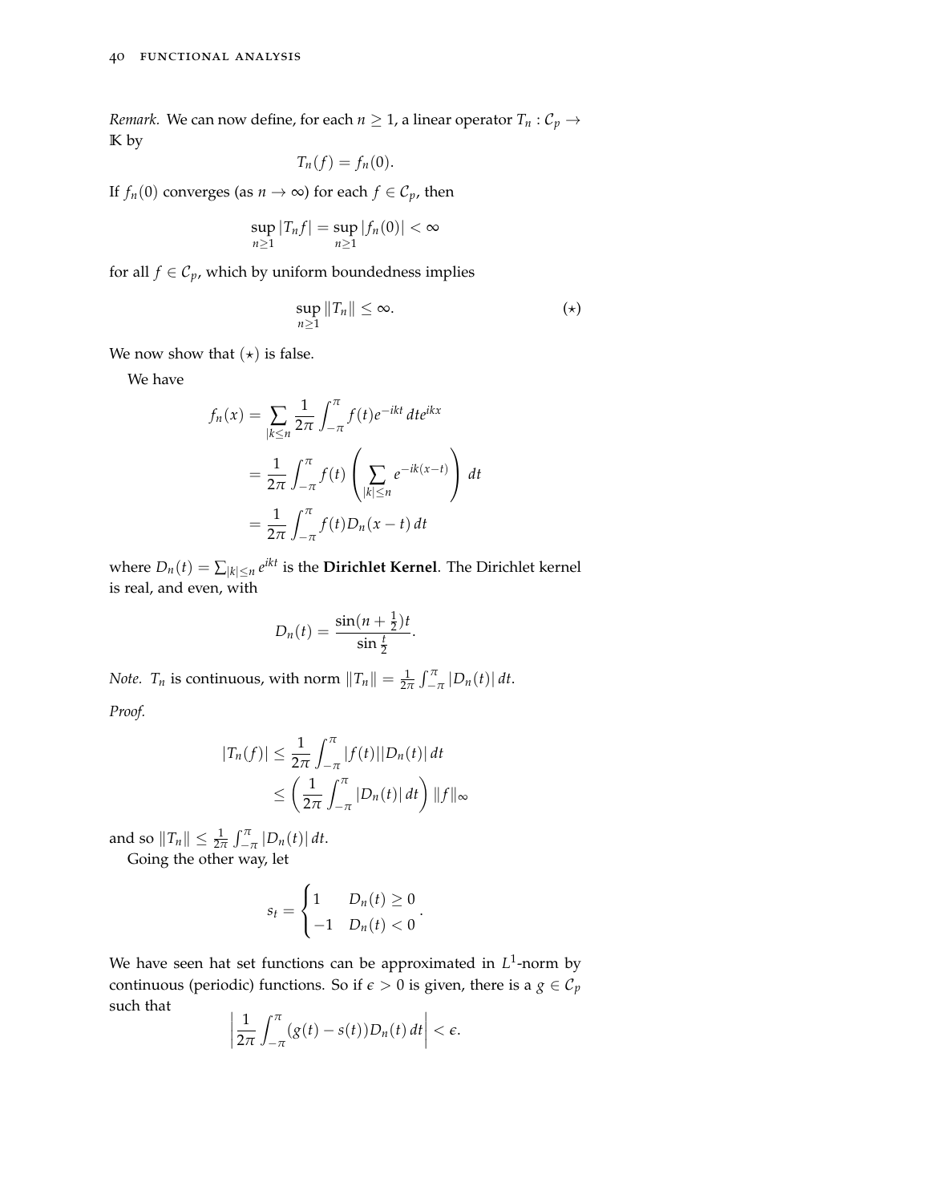*Remark.* We can now define, for each $n \geq 1$, a linear operator $T_n : \mathcal{C}_p \to \mathbb{K}$ by

$$T_n(f) = f_n(0).$$

If $f_n(0)$ converges (as $n \to \infty$) for each $f \in \mathcal{C}_p$, then

$$\sup_{n \geq 1} |T_n f| = \sup_{n \geq 1} |f_n(0)| < \infty$$

for all $f \in \mathcal{C}_p$, which by uniform boundedness implies

$$\sup_{n \geq 1} \|T_n\| \leq \infty. \qquad (\star)$$

We now show that $(\star)$ is false.

We have

$$\begin{aligned}
f_n(x) &= \sum_{|k \leq n} \frac{1}{2\pi} \int_{-\pi}^{\pi} f(t) e^{-ikt} \, dt e^{ikx} \\
&= \frac{1}{2\pi} \int_{-\pi}^{\pi} f(t) \left( \sum_{|k| \leq n} e^{-ik(x-t)} \right) \, dt \\
&= \frac{1}{2\pi} \int_{-\pi}^{\pi} f(t) D_n(x-t) \, dt
\end{aligned}$$

where $D_n(t) = \sum_{|k| \leq n} e^{ikt}$ is the **Dirichlet Kernel**. The Dirichlet kernel is real, and even, with

$$D_n(t) = \frac{\sin(n + \frac{1}{2})t}{\sin \frac{t}{2}}.$$

*Note.* $T_n$ is continuous, with norm $\|T_n\| = \frac{1}{2\pi} \int_{-\pi}^{\pi} |D_n(t)| \, dt$.

*Proof.*

$$\begin{aligned}
|T_n(f)| &\leq \frac{1}{2\pi} \int_{-\pi}^{\pi} |f(t)||D_n(t)| \, dt \\
&\leq \left( \frac{1}{2\pi} \int_{-\pi}^{\pi} |D_n(t)| \, dt \right) \|f\|_\infty
\end{aligned}$$

and so $\|T_n\| \leq \frac{1}{2\pi} \int_{-\pi}^{\pi} |D_n(t)| \, dt$.

Going the other way, let

$$s_t = \begin{cases} 1 & D_n(t) \geq 0 \\ -1 & D_n(t) < 0 \end{cases}.$$

We have seen hat set functions can be approximated in $L^1$-norm by continuous (periodic) functions. So if $\epsilon > 0$ is given, there is a $g \in \mathcal{C}_p$ such that

$$\left| \frac{1}{2\pi} \int_{-\pi}^{\pi} (g(t) - s(t)) D_n(t) \, dt \right| < \epsilon.$$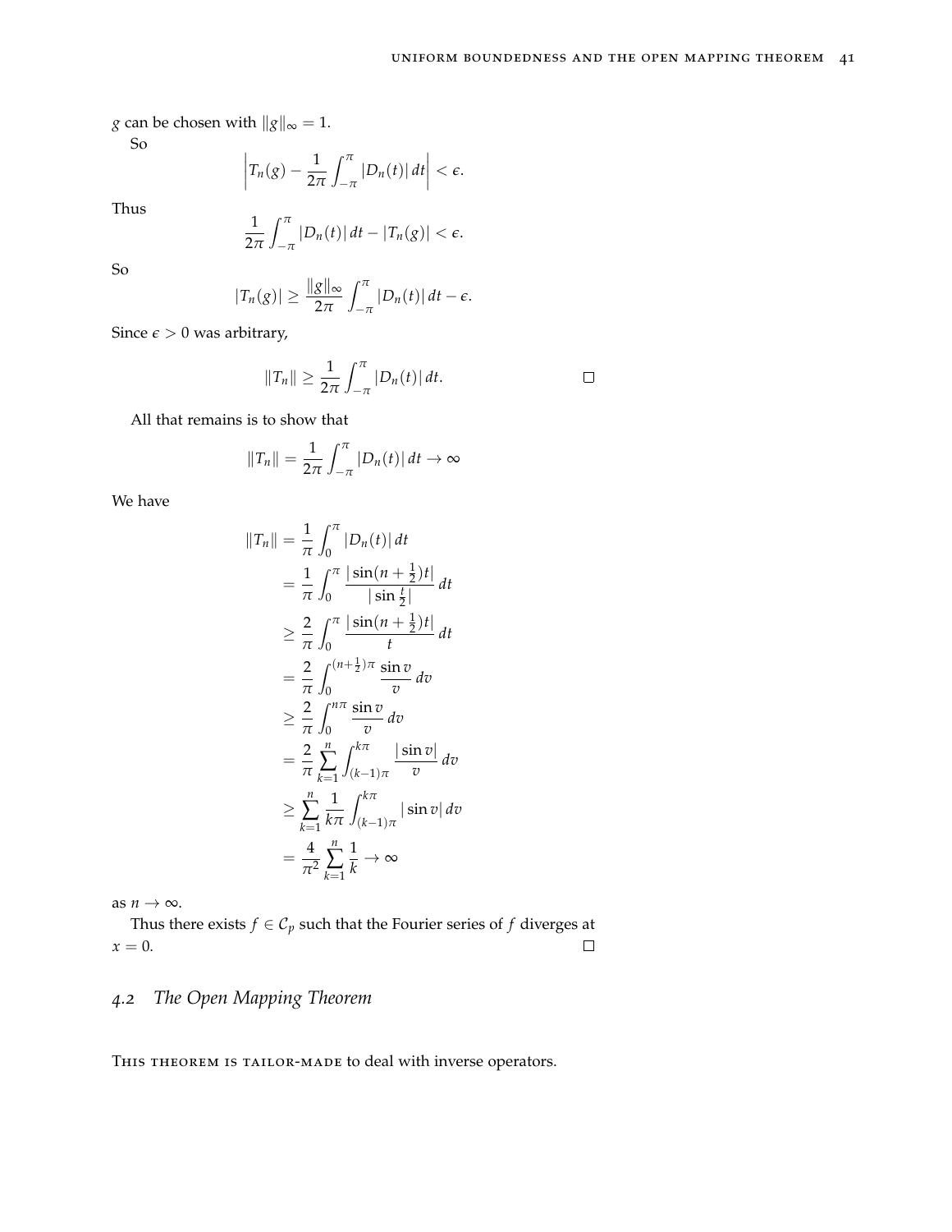$g$ can be chosen with $\|g\|_\infty = 1$.

So

$$\left| T_n(g) - \frac{1}{2\pi} \int_{-\pi}^{\pi} |D_n(t)| \, dt \right| < \epsilon.$$

Thus

$$\frac{1}{2\pi} \int_{-\pi}^{\pi} |D_n(t)| \, dt - |T_n(g)| < \epsilon.$$

So

$$|T_n(g)| \geq \frac{\|g\|_\infty}{2\pi} \int_{-\pi}^{\pi} |D_n(t)| \, dt - \epsilon.$$

Since $\epsilon > 0$ was arbitrary,

$$\|T_n\| \geq \frac{1}{2\pi} \int_{-\pi}^{\pi} |D_n(t)| \, dt. \qquad \square$$

All that remains is to show that

$$\|T_n\| = \frac{1}{2\pi} \int_{-\pi}^{\pi} |D_n(t)| \, dt \to \infty$$

We have

$$\begin{aligned}
\|T_n\| &= \frac{1}{\pi} \int_0^{\pi} |D_n(t)| \, dt \\
&= \frac{1}{\pi} \int_0^{\pi} \frac{|\sin(n + \frac{1}{2})t|}{|\sin \frac{t}{2}|} \, dt \\
&\geq \frac{2}{\pi} \int_0^{\pi} \frac{|\sin(n + \frac{1}{2})t|}{t} \, dt \\
&= \frac{2}{\pi} \int_0^{(n+\frac{1}{2})\pi} \frac{\sin v}{v} \, dv \\
&\geq \frac{2}{\pi} \int_0^{n\pi} \frac{\sin v}{v} \, dv \\
&= \frac{2}{\pi} \sum_{k=1}^{n} \int_{(k-1)\pi}^{k\pi} \frac{|\sin v|}{v} \, dv \\
&\geq \sum_{k=1}^{n} \frac{1}{k\pi} \int_{(k-1)\pi}^{k\pi} |\sin v| \, dv \\
&= \frac{4}{\pi^2} \sum_{k=1}^{n} \frac{1}{k} \to \infty
\end{aligned}$$

as $n \to \infty$.

Thus there exists $f \in \mathcal{C}_p$ such that the Fourier series of $f$ diverges at $x = 0$. $\square$

## 4.2 *The Open Mapping Theorem*

This theorem is tailor-made to deal with inverse operators.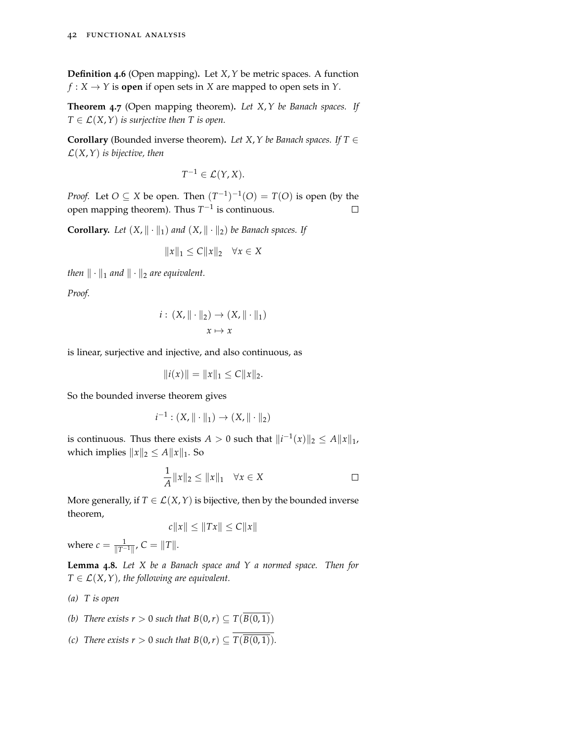**Definition 4.6** (Open mapping)**.** Let $X, Y$ be metric spaces. A function $f : X \to Y$ is **open** if open sets in $X$ are mapped to open sets in $Y$.

**Theorem 4.7** (Open mapping theorem)**.** *Let $X, Y$ be Banach spaces. If $T \in \mathcal{L}(X, Y)$ is surjective then $T$ is open.*

**Corollary** (Bounded inverse theorem)**.** *Let $X, Y$ be Banach spaces. If $T \in \mathcal{L}(X, Y)$ is bijective, then*

$$T^{-1} \in \mathcal{L}(Y, X).$$

*Proof.* Let $O \subseteq X$ be open. Then $(T^{-1})^{-1}(O) = T(O)$ is open (by the open mapping theorem). Thus $T^{-1}$ is continuous. □

**Corollary.** *Let $(X, \|\cdot\|_1)$ and $(X, \|\cdot\|_2)$ be Banach spaces. If*

$$\|x\|_1 \leq C\|x\|_2 \quad \forall x \in X$$

*then $\|\cdot\|_1$ and $\|\cdot\|_2$ are equivalent.*

*Proof.*

$$i : (X, \|\cdot\|_2) \to (X, \|\cdot\|_1)$$
$$x \mapsto x$$

is linear, surjective and injective, and also continuous, as

$$\|i(x)\| = \|x\|_1 \leq C\|x\|_2.$$

So the bounded inverse theorem gives

$$i^{-1} : (X, \|\cdot\|_1) \to (X, \|\cdot\|_2)$$

is continuous. Thus there exists $A > 0$ such that $\|i^{-1}(x)\|_2 \leq A\|x\|_1$, which implies $\|x\|_2 \leq A\|x\|_1$. So

$$\frac{1}{A}\|x\|_2 \leq \|x\|_1 \quad \forall x \in X$$ □

More generally, if $T \in \mathcal{L}(X, Y)$ is bijective, then by the bounded inverse theorem,

$$c\|x\| \leq \|Tx\| \leq C\|x\|$$

where $c = \frac{1}{\|T^{-1}\|}$, $C = \|T\|$.

**Lemma 4.8.** *Let $X$ be a Banach space and $Y$ a normed space. Then for $T \in \mathcal{L}(X, Y)$, the following are equivalent.*

*(a) $T$ is open*

*(b) There exists $r > 0$ such that $B(0, r) \subseteq T(\overline{B(0, 1)})$*

*(c) There exists $r > 0$ such that $B(0, r) \subseteq \overline{T(\overline{B(0, 1)})}$.*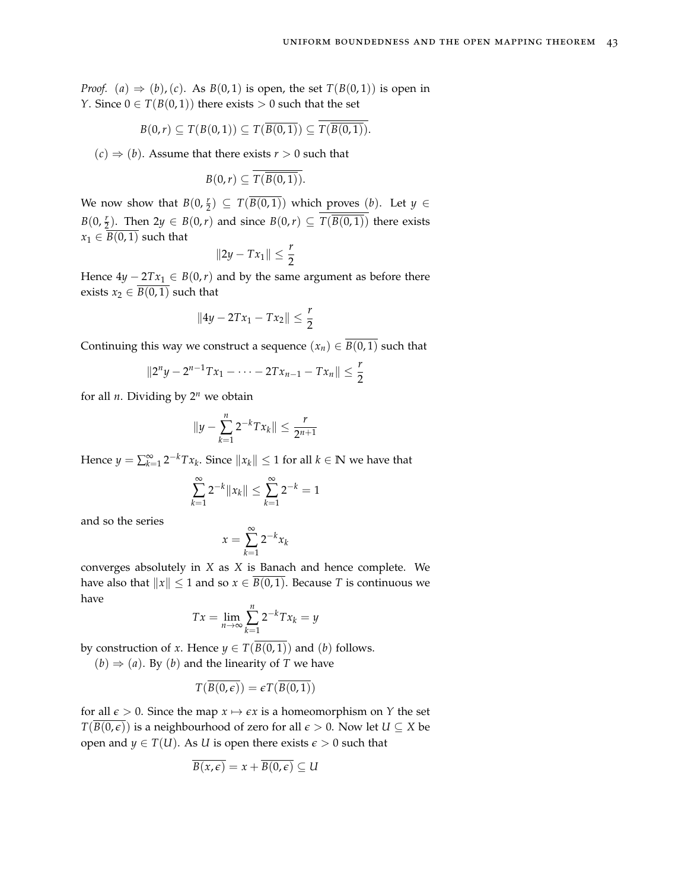*Proof.* $(a) \Rightarrow (b), (c)$. As $B(0,1)$ is open, the set $T(B(0,1))$ is open in $Y$. Since $0 \in T(B(0,1))$ there exists $> 0$ such that the set

$$B(0,r) \subseteq T(B(0,1)) \subseteq T(\overline{B(0,1)}) \subseteq \overline{T(\overline{B(0,1)})}.$$

$(c) \Rightarrow (b)$. Assume that there exists $r > 0$ such that

$$B(0,r) \subseteq \overline{T(\overline{B(0,1)})}.$$

We now show that $B(0, \frac{r}{2}) \subseteq T(\overline{B(0,1)})$ which proves $(b)$. Let $y \in B(0, \frac{r}{2})$. Then $2y \in B(0,r)$ and since $B(0,r) \subseteq \overline{T(\overline{B(0,1)})}$ there exists $x_1 \in \overline{B(0,1)}$ such that

$$\|2y - Tx_1\| \leq \frac{r}{2}$$

Hence $4y - 2Tx_1 \in B(0,r)$ and by the same argument as before there exists $x_2 \in \overline{B(0,1)}$ such that

$$\|4y - 2Tx_1 - Tx_2\| \leq \frac{r}{2}$$

Continuing this way we construct a sequence $(x_n) \in \overline{B(0,1)}$ such that

$$\|2^n y - 2^{n-1}Tx_1 - \cdots - 2Tx_{n-1} - Tx_n\| \leq \frac{r}{2}$$

for all $n$. Dividing by $2^n$ we obtain

$$\|y - \sum_{k=1}^{n} 2^{-k} Tx_k\| \leq \frac{r}{2^{n+1}}$$

Hence $y = \sum_{k=1}^{\infty} 2^{-k} Tx_k$. Since $\|x_k\| \leq 1$ for all $k \in \mathbb{N}$ we have that

$$\sum_{k=1}^{\infty} 2^{-k} \|x_k\| \leq \sum_{k=1}^{\infty} 2^{-k} = 1$$

and so the series

$$x = \sum_{k=1}^{\infty} 2^{-k} x_k$$

converges absolutely in $X$ as $X$ is Banach and hence complete. We have also that $\|x\| \leq 1$ and so $x \in \overline{B(0,1)}$. Because $T$ is continuous we have

$$Tx = \lim_{n \to \infty} \sum_{k=1}^{n} 2^{-k} Tx_k = y$$

by construction of $x$. Hence $y \in T(\overline{B(0,1)})$ and $(b)$ follows.

$(b) \Rightarrow (a)$. By $(b)$ and the linearity of $T$ we have

$$T(\overline{B(0,\epsilon)}) = \epsilon T(\overline{B(0,1)})$$

for all $\epsilon > 0$. Since the map $x \mapsto \epsilon x$ is a homeomorphism on $Y$ the set $T(\overline{B(0,\epsilon)})$ is a neighbourhood of zero for all $\epsilon > 0$. Now let $U \subseteq X$ be open and $y \in T(U)$. As $U$ is open there exists $\epsilon > 0$ such that

$$\overline{B(x,\epsilon)} = x + \overline{B(0,\epsilon)} \subseteq U$$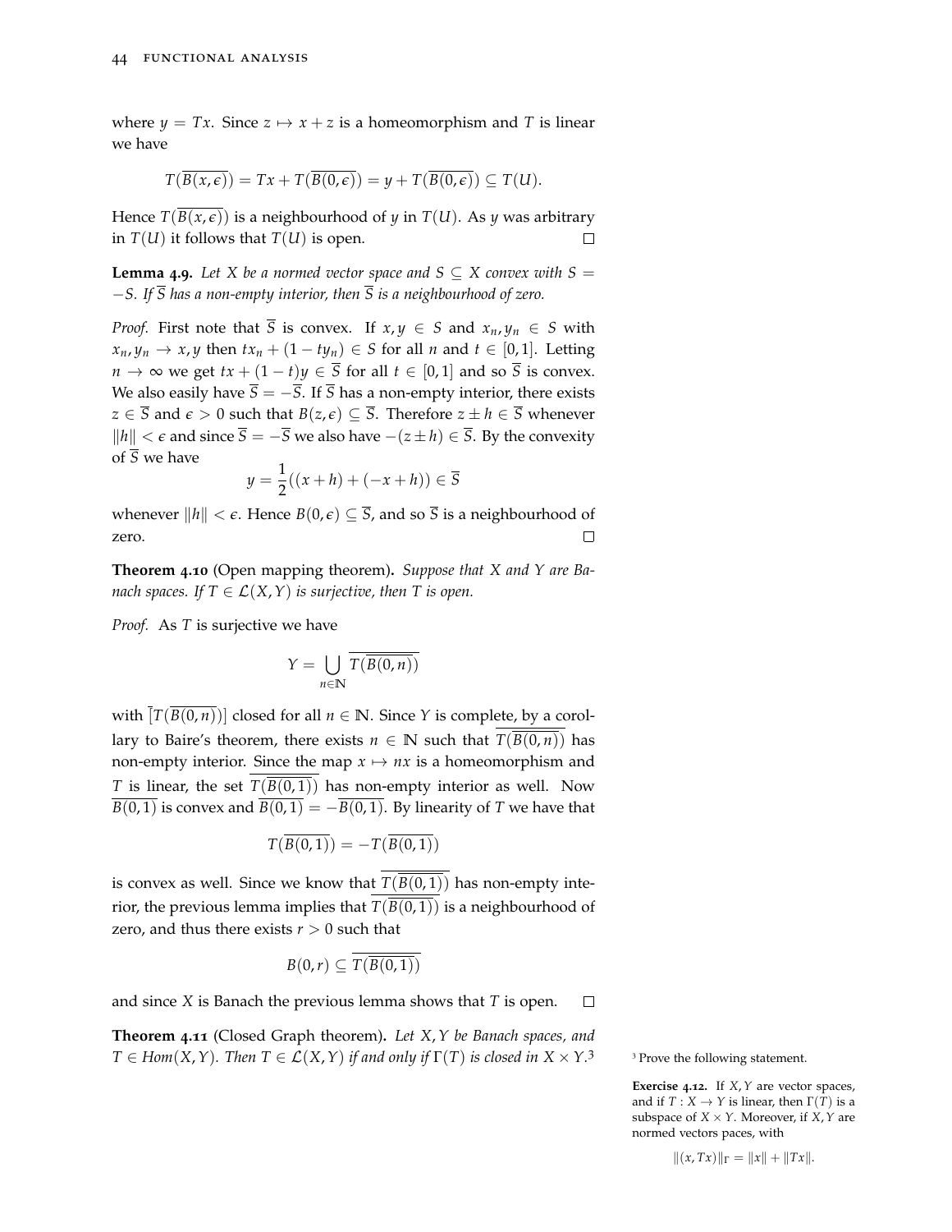where $y = Tx$. Since $z \mapsto x + z$ is a homeomorphism and $T$ is linear we have

$$T(\overline{B(x,\epsilon)}) = Tx + T(\overline{B(0,\epsilon)}) = y + T(\overline{B(0,\epsilon)}) \subseteq T(U).$$

Hence $T(\overline{B(x,\epsilon)})$ is a neighbourhood of $y$ in $T(U)$. As $y$ was arbitrary in $T(U)$ it follows that $T(U)$ is open. $\square$

**Lemma 4.9.** *Let $X$ be a normed vector space and $S \subseteq X$ convex with $S = -S$. If $\overline{S}$ has a non-empty interior, then $\overline{S}$ is a neighbourhood of zero.*

*Proof.* First note that $\overline{S}$ is convex. If $x, y \in S$ and $x_n, y_n \in S$ with $x_n, y_n \to x, y$ then $tx_n + (1 - ty_n) \in S$ for all $n$ and $t \in [0,1]$. Letting $n \to \infty$ we get $tx + (1-t)y \in \overline{S}$ for all $t \in [0,1]$ and so $\overline{S}$ is convex. We also easily have $\overline{S} = -\overline{S}$. If $\overline{S}$ has a non-empty interior, there exists $z \in \overline{S}$ and $\epsilon > 0$ such that $B(z,\epsilon) \subseteq \overline{S}$. Therefore $z \pm h \in \overline{S}$ whenever $\|h\| < \epsilon$ and since $\overline{S} = -\overline{S}$ we also have $-(z \pm h) \in \overline{S}$. By the convexity of $\overline{S}$ we have

$$y = \frac{1}{2}((x+h) + (-x+h)) \in \overline{S}$$

whenever $\|h\| < \epsilon$. Hence $B(0,\epsilon) \subseteq \overline{S}$, and so $\overline{S}$ is a neighbourhood of zero. $\square$

**Theorem 4.10** (Open mapping theorem)**.** *Suppose that $X$ and $Y$ are Banach spaces. If $T \in \mathcal{L}(X,Y)$ is surjective, then $T$ is open.*

*Proof.* As $T$ is surjective we have

$$Y = \bigcup_{n \in \mathbb{N}} \overline{T(\overline{B(0,n)})}$$

with $\overline{[T(\overline{B(0,n)})]}$ closed for all $n \in \mathbb{N}$. Since $Y$ is complete, by a corollary to Baire's theorem, there exists $n \in \mathbb{N}$ such that $\overline{T(\overline{B(0,n)})}$ has non-empty interior. Since the map $x \mapsto nx$ is a homeomorphism and $T$ is linear, the set $\overline{T(\overline{B(0,1)})}$ has non-empty interior as well. Now $\overline{B(0,1)}$ is convex and $\overline{B(0,1)} = -\overline{B(0,1)}$. By linearity of $T$ we have that

$$T(\overline{B(0,1)}) = -T(\overline{B(0,1)})$$

is convex as well. Since we know that $\overline{T(\overline{B(0,1)})}$ has non-empty interior, the previous lemma implies that $\overline{T(\overline{B(0,1)})}$ is a neighbourhood of zero, and thus there exists $r > 0$ such that

$$B(0,r) \subseteq \overline{T(\overline{B(0,1)})}$$

and since $X$ is Banach the previous lemma shows that $T$ is open. $\square$

**Theorem 4.11** (Closed Graph theorem)**.** *Let $X, Y$ be Banach spaces, and $T \in Hom(X,Y)$. Then $T \in \mathcal{L}(X,Y)$ if and only if $\Gamma(T)$ is closed in $X \times Y$.*[3]

[3] Prove the following statement.

**Exercise 4.12.** If $X, Y$ are vector spaces, and if $T : X \to Y$ is linear, then $\Gamma(T)$ is a subspace of $X \times Y$. Moreover, if $X, Y$ are normed vectors paces, with

$$\|(x, Tx)\|_\Gamma = \|x\| + \|Tx\|.$$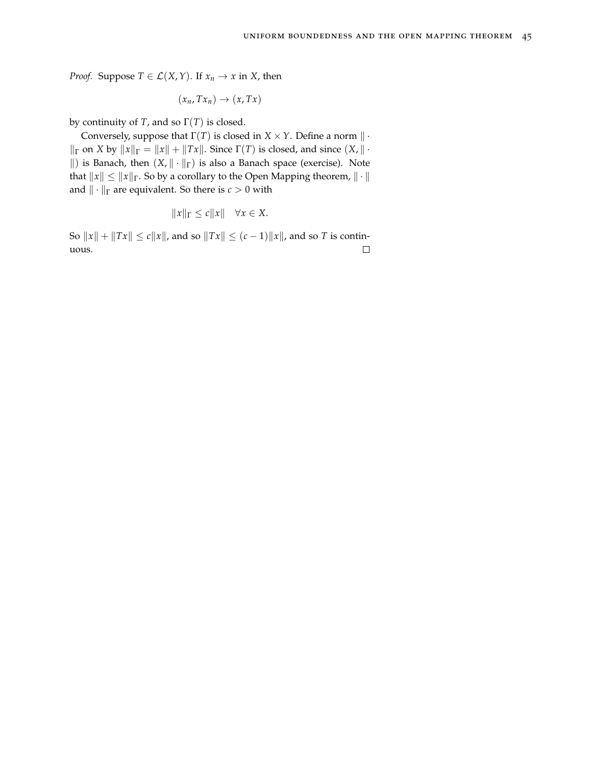*Proof.* Suppose $T \in \mathcal{L}(X, Y)$. If $x_n \to x$ in $X$, then

$$(x_n, Tx_n) \to (x, Tx)$$

by continuity of $T$, and so $\Gamma(T)$ is closed.

Conversely, suppose that $\Gamma(T)$ is closed in $X \times Y$. Define a norm $\|\cdot\|_\Gamma$ on $X$ by $\|x\|_\Gamma = \|x\| + \|Tx\|$. Since $\Gamma(T)$ is closed, and since $(X, \|\cdot\|)$ is Banach, then $(X, \|\cdot\|_\Gamma)$ is also a Banach space (exercise). Note that $\|x\| \leq \|x\|_\Gamma$. So by a corollary to the Open Mapping theorem, $\|\cdot\|$ and $\|\cdot\|_\Gamma$ are equivalent. So there is $c > 0$ with

$$\|x\|_\Gamma \leq c\|x\| \quad \forall x \in X.$$

So $\|x\| + \|Tx\| \leq c\|x\|$, and so $\|Tx\| \leq (c-1)\|x\|$, and so $T$ is continuous. □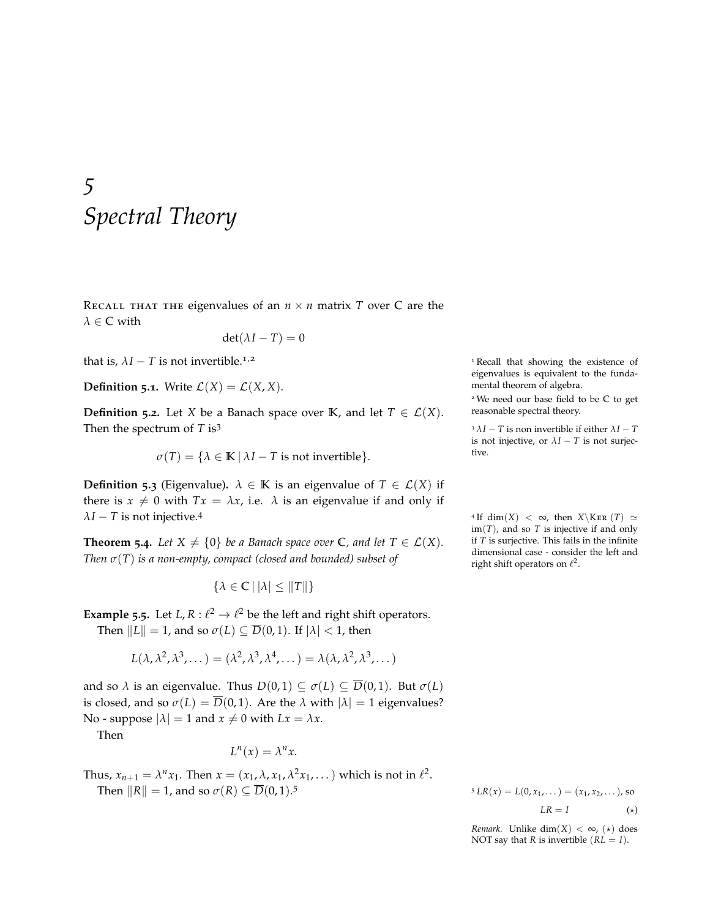# 5 Spectral Theory

RECALL THAT THE eigenvalues of an $n \times n$ matrix $T$ over $\mathbb{C}$ are the $\lambda \in \mathbb{C}$ with

$$\det(\lambda I - T) = 0$$

that is, $\lambda I - T$ is not invertible.[1,2]

[1] Recall that showing the existence of eigenvalues is equivalent to the fundamental theorem of algebra.

[2] We need our base field to be $\mathbb{C}$ to get reasonable spectral theory.

**Definition 5.1.** Write $\mathcal{L}(X) = \mathcal{L}(X, X)$.

**Definition 5.2.** Let $X$ be a Banach space over $\mathbb{K}$, and let $T \in \mathcal{L}(X)$. Then the spectrum of $T$ is[3]

$$\sigma(T) = \{\lambda \in \mathbb{K} \mid \lambda I - T \text{ is not invertible}\}.$$

[3] $\lambda I - T$ is non invertible if either $\lambda I - T$ is not injective, or $\lambda I - T$ is not surjective.

**Definition 5.3** (Eigenvalue)**.** $\lambda \in \mathbb{K}$ is an eigenvalue of $T \in \mathcal{L}(X)$ if there is $x \neq 0$ with $Tx = \lambda x$, i.e. $\lambda$ is an eigenvalue if and only if $\lambda I - T$ is not injective.[4]

[4] If $\dim(X) < \infty$, then $X \backslash \mathrm{KER}\,(T) \simeq \mathrm{im}(T)$, and so $T$ is injective if and only if $T$ is surjective. This fails in the infinite dimensional case - consider the left and right shift operators on $\ell^2$.

**Theorem 5.4.** *Let $X \neq \{0\}$ be a Banach space over $\mathbb{C}$, and let $T \in \mathcal{L}(X)$. Then $\sigma(T)$ is a non-empty, compact (closed and bounded) subset of*

$$\{\lambda \in \mathbb{C} \mid |\lambda| \leq \|T\|\}$$

**Example 5.5.** Let $L, R : \ell^2 \to \ell^2$ be the left and right shift operators.

Then $\|L\| = 1$, and so $\sigma(L) \subseteq \overline{D}(0,1)$. If $|\lambda| < 1$, then

$$L(\lambda, \lambda^2, \lambda^3, \dots) = (\lambda^2, \lambda^3, \lambda^4, \dots) = \lambda(\lambda, \lambda^2, \lambda^3, \dots)$$

and so $\lambda$ is an eigenvalue. Thus $D(0,1) \subseteq \sigma(L) \subseteq \overline{D}(0,1)$. But $\sigma(L)$ is closed, and so $\sigma(L) = \overline{D}(0,1)$. Are the $\lambda$ with $|\lambda| = 1$ eigenvalues? No - suppose $|\lambda| = 1$ and $x \neq 0$ with $Lx = \lambda x$.

Then

$$L^n(x) = \lambda^n x.$$

Thus, $x_{n+1} = \lambda^n x_1$. Then $x = (x_1, \lambda, x_1, \lambda^2 x_1, \dots)$ which is not in $\ell^2$.

Then $\|R\| = 1$, and so $\sigma(R) \subseteq \overline{D}(0,1)$.[5]

[5] $LR(x) = L(0, x_1, \dots) = (x_1, x_2, \dots)$, so

$$LR = I \qquad (\star)$$

*Remark.* Unlike $\dim(X) < \infty$, $(\star)$ does NOT say that $R$ is invertible ($RL = I$).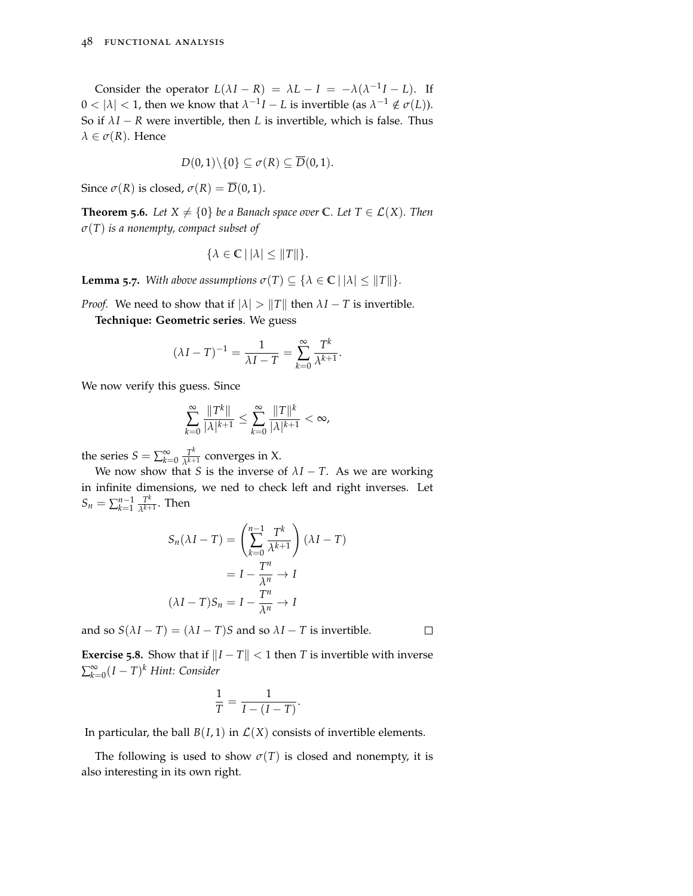Consider the operator $L(\lambda I - R) = \lambda L - I = -\lambda(\lambda^{-1}I - L)$. If $0 < |\lambda| < 1$, then we know that $\lambda^{-1}I - L$ is invertible (as $\lambda^{-1} \notin \sigma(L)$). So if $\lambda I - R$ were invertible, then $L$ is invertible, which is false. Thus $\lambda \in \sigma(R)$. Hence

$$D(0,1)\backslash\{0\} \subseteq \sigma(R) \subseteq \overline{D}(0,1).$$

Since $\sigma(R)$ is closed, $\sigma(R) = \overline{D}(0,1)$.

**Theorem 5.6.** *Let $X \neq \{0\}$ be a Banach space over $\mathbb{C}$. Let $T \in \mathcal{L}(X)$. Then $\sigma(T)$ is a nonempty, compact subset of*

$$\{\lambda \in \mathbb{C} \mid |\lambda| \leq \|T\|\}.$$

**Lemma 5.7.** *With above assumptions $\sigma(T) \subseteq \{\lambda \in \mathbb{C} \mid |\lambda| \leq \|T\|\}$.*

*Proof.* We need to show that if $|\lambda| > \|T\|$ then $\lambda I - T$ is invertible.

**Technique: Geometric series**. We guess

$$(\lambda I - T)^{-1} = \frac{1}{\lambda I - T} = \sum_{k=0}^{\infty} \frac{T^k}{\lambda^{k+1}}.$$

We now verify this guess. Since

$$\sum_{k=0}^{\infty} \frac{\|T^k\|}{|\lambda|^{k+1}} \leq \sum_{k=0}^{\infty} \frac{\|T\|^k}{|\lambda|^{k+1}} < \infty,$$

the series $S = \sum_{k=0}^{\infty} \frac{T^k}{\lambda^{k+1}}$ converges in X.

We now show that $S$ is the inverse of $\lambda I - T$. As we are working in infinite dimensions, we ned to check left and right inverses. Let $S_n = \sum_{k=1}^{n-1} \frac{T^k}{\lambda^{k+1}}$. Then

$$\begin{aligned}
S_n(\lambda I - T) &= \left(\sum_{k=0}^{n-1} \frac{T^k}{\lambda^{k+1}}\right)(\lambda I - T) \\
&= I - \frac{T^n}{\lambda^n} \to I \\
(\lambda I - T)S_n &= I - \frac{T^n}{\lambda^n} \to I
\end{aligned}$$

and so $S(\lambda I - T) = (\lambda I - T)S$ and so $\lambda I - T$ is invertible. ∎

**Exercise 5.8.** Show that if $\|I - T\| < 1$ then $T$ is invertible with inverse $\sum_{k=0}^{\infty}(I - T)^k$ *Hint: Consider*

$$\frac{1}{T} = \frac{1}{I - (I - T)}.$$

In particular, the ball $B(I, 1)$ in $\mathcal{L}(X)$ consists of invertible elements.

The following is used to show $\sigma(T)$ is closed and nonempty, it is also interesting in its own right.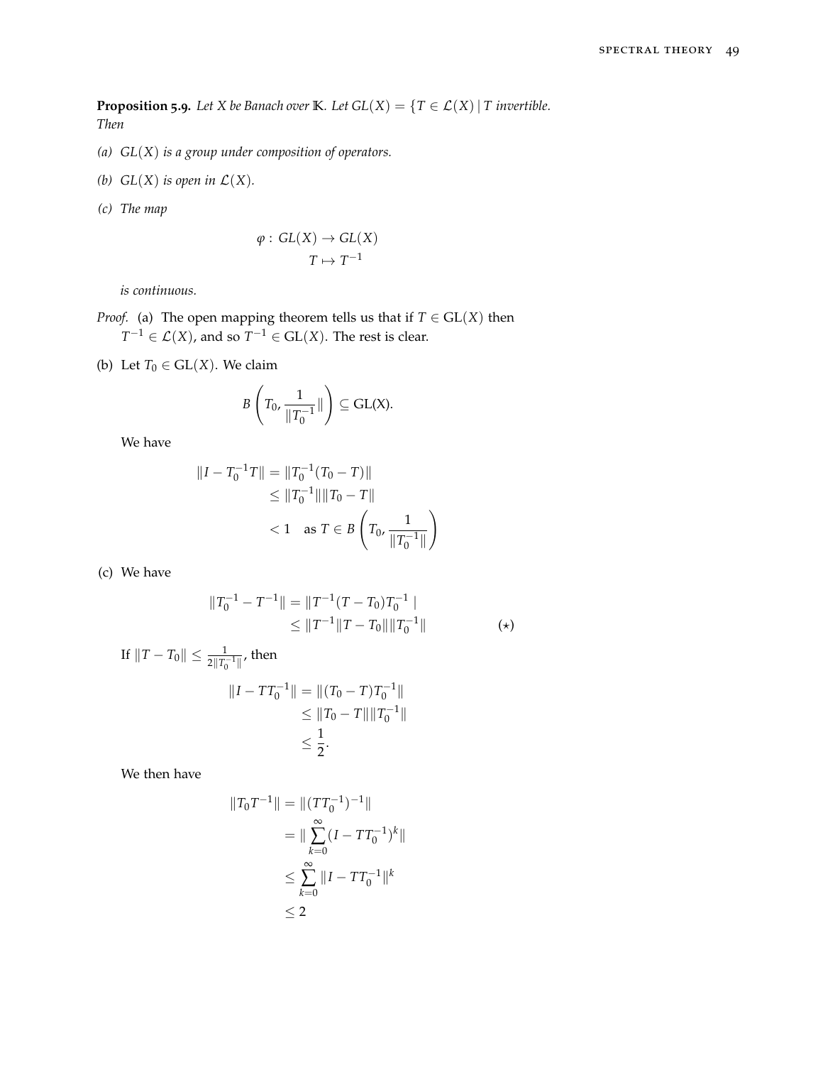**Proposition 5.9.** *Let $X$ be Banach over $\mathbb{K}$. Let $GL(X) = \{T \in \mathcal{L}(X) \mid T$ invertible. Then*

*(a) $GL(X)$ is a group under composition of operators.*

*(b) $GL(X)$ is open in $\mathcal{L}(X)$.*

*(c) The map*

$$\varphi : GL(X) \to GL(X)$$
$$T \mapsto T^{-1}$$

*is continuous.*

*Proof.* (a) The open mapping theorem tells us that if $T \in \mathrm{GL}(X)$ then $T^{-1} \in \mathcal{L}(X)$, and so $T^{-1} \in \mathrm{GL}(X)$. The rest is clear.

(b) Let $T_0 \in \mathrm{GL}(X)$. We claim

$$B\left(T_0, \frac{1}{\|T_0^{-1}}\|\right) \subseteq \mathrm{GL(X)}.$$

We have

$$\begin{aligned}
\|I - T_0^{-1}T\| &= \|T_0^{-1}(T_0 - T)\| \\
&\leq \|T_0^{-1}\|\|T_0 - T\| \\
&< 1 \quad \text{as } T \in B\left(T_0, \frac{1}{\|T_0^{-1}\|}\right)
\end{aligned}$$

(c) We have

$$\begin{aligned}
\|T_0^{-1} - T^{-1}\| &= \|T^{-1}(T - T_0)T_0^{-1} \,| \\
&\leq \|T^{-1}\|T - T_0\|\|T_0^{-1}\| \qquad (\star)
\end{aligned}$$

If $\|T - T_0\| \leq \frac{1}{2\|T_0^{-1}\|}$, then

$$\begin{aligned}
\|I - TT_0^{-1}\| &= \|(T_0 - T)T_0^{-1}\| \\
&\leq \|T_0 - T\|\|T_0^{-1}\| \\
&\leq \frac{1}{2}.
\end{aligned}$$

We then have

$$\begin{aligned}
\|T_0T^{-1}\| &= \|(TT_0^{-1})^{-1}\| \\
&= \|\sum_{k=0}^{\infty}(I - TT_0^{-1})^k\| \\
&\leq \sum_{k=0}^{\infty}\|I - TT_0^{-1}\|^k \\
&\leq 2
\end{aligned}$$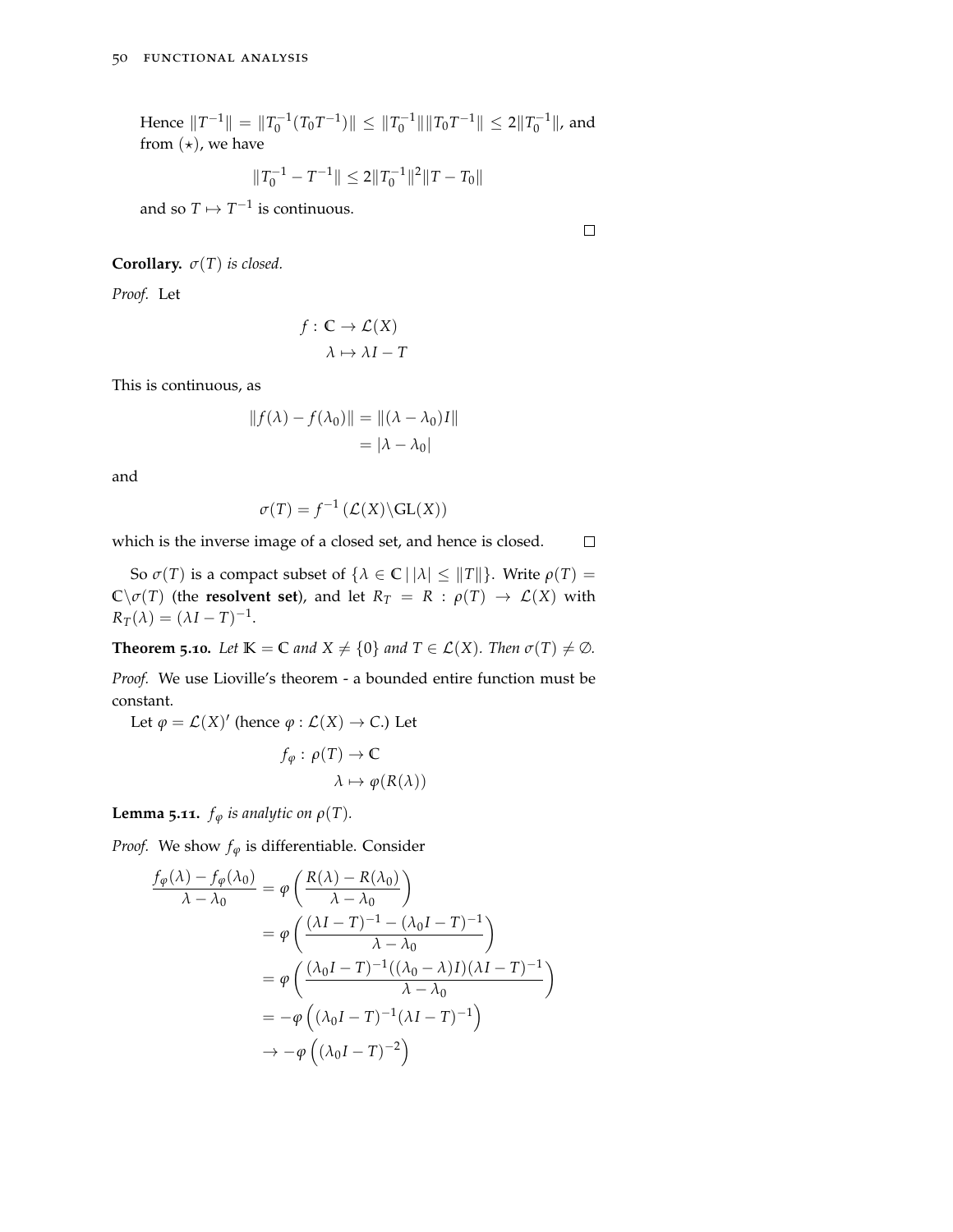Hence $\|T^{-1}\| = \|T_0^{-1}(T_0T^{-1})\| \leq \|T_0^{-1}\|\|T_0T^{-1}\| \leq 2\|T_0^{-1}\|$, and from $(\star)$, we have

$$\|T_0^{-1} - T^{-1}\| \leq 2\|T_0^{-1}\|^2\|T - T_0\|$$

and so $T \mapsto T^{-1}$ is continuous.

□

**Corollary.** *$\sigma(T)$ is closed.*

*Proof.* Let

$$\begin{aligned} f : \mathbb{C} &\to \mathcal{L}(X) \\ \lambda &\mapsto \lambda I - T \end{aligned}$$

This is continuous, as

$$\begin{aligned} \|f(\lambda) - f(\lambda_0)\| &= \|(\lambda - \lambda_0)I\| \\ &= |\lambda - \lambda_0| \end{aligned}$$

and

$$\sigma(T) = f^{-1}\left(\mathcal{L}(X)\backslash \mathrm{GL}(X)\right)$$

which is the inverse image of a closed set, and hence is closed. □

So $\sigma(T)$ is a compact subset of $\{\lambda \in \mathbb{C} \mid |\lambda| \leq \|T\|\}$. Write $\rho(T) = \mathbb{C}\backslash\sigma(T)$ (the **resolvent set**), and let $R_T = R : \rho(T) \to \mathcal{L}(X)$ with $R_T(\lambda) = (\lambda I - T)^{-1}$.

**Theorem 5.10.** *Let $\mathbb{K} = \mathbb{C}$ and $X \neq \{0\}$ and $T \in \mathcal{L}(X)$. Then $\sigma(T) \neq \emptyset$.*

*Proof.* We use Lioville's theorem - a bounded entire function must be constant.

Let $\varphi = \mathcal{L}(X)'$ (hence $\varphi : \mathcal{L}(X) \to C$.) Let

$$\begin{aligned} f_\varphi : \rho(T) &\to \mathbb{C} \\ \lambda &\mapsto \varphi(R(\lambda)) \end{aligned}$$

**Lemma 5.11.** *$f_\varphi$ is analytic on $\rho(T)$.*

*Proof.* We show $f_\varphi$ is differentiable. Consider

$$\begin{aligned} \frac{f_\varphi(\lambda) - f_\varphi(\lambda_0)}{\lambda - \lambda_0} &= \varphi\left(\frac{R(\lambda) - R(\lambda_0)}{\lambda - \lambda_0}\right) \\ &= \varphi\left(\frac{(\lambda I - T)^{-1} - (\lambda_0 I - T)^{-1}}{\lambda - \lambda_0}\right) \\ &= \varphi\left(\frac{(\lambda_0 I - T)^{-1}((\lambda_0 - \lambda)I)(\lambda I - T)^{-1}}{\lambda - \lambda_0}\right) \\ &= -\varphi\left((\lambda_0 I - T)^{-1}(\lambda I - T)^{-1}\right) \\ &\to -\varphi\left((\lambda_0 I - T)^{-2}\right) \end{aligned}$$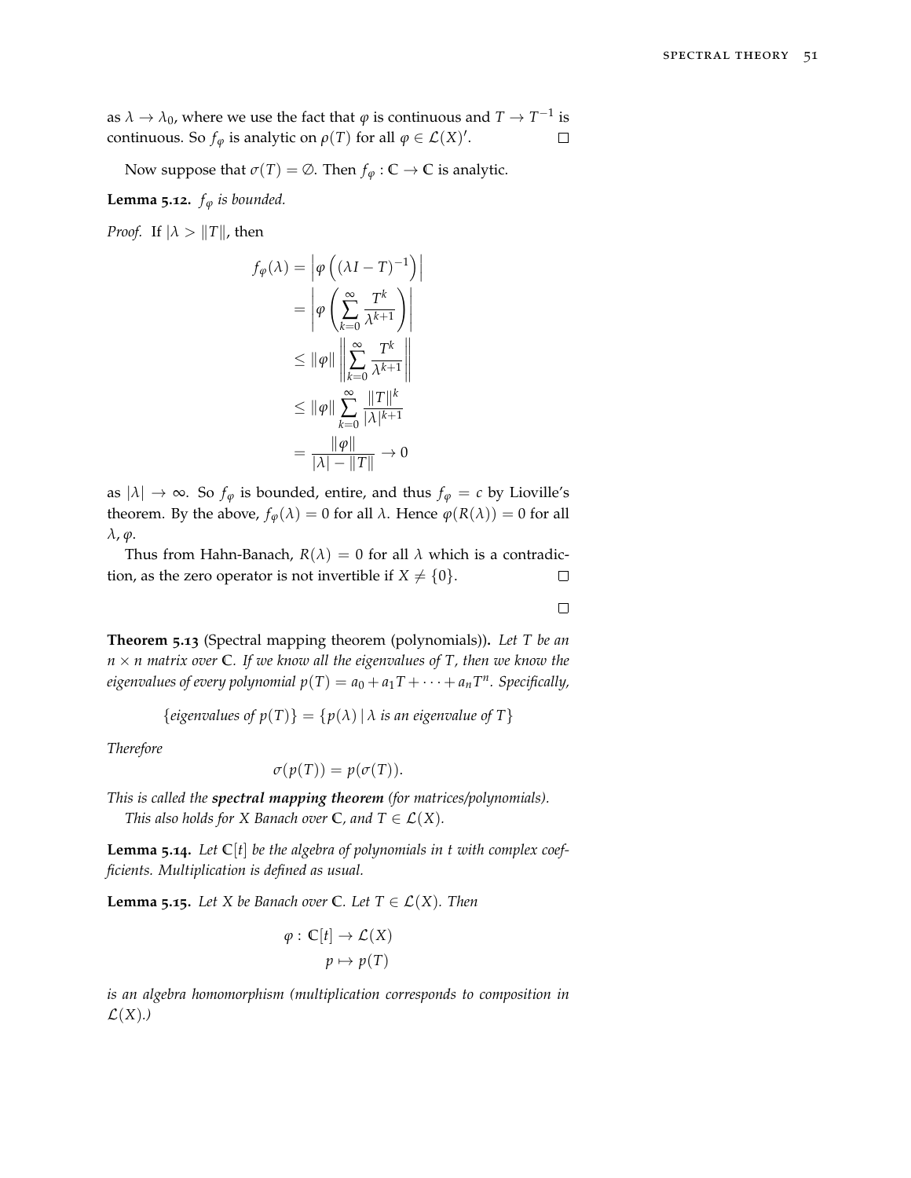as $\lambda \to \lambda_0$, where we use the fact that $\varphi$ is continuous and $T \to T^{-1}$ is continuous. So $f_\varphi$ is analytic on $\rho(T)$ for all $\varphi \in \mathcal{L}(X)'$. □

Now suppose that $\sigma(T) = \emptyset$. Then $f_\varphi : \mathbb{C} \to \mathbb{C}$ is analytic.

**Lemma 5.12.** *$f_\varphi$ is bounded.*

*Proof.* If $|\lambda > \|T\|$, then

$$
\begin{aligned}
f_\varphi(\lambda) &= \left|\varphi\left((\lambda I - T)^{-1}\right)\right| \\
&= \left|\varphi\left(\sum_{k=0}^{\infty} \frac{T^k}{\lambda^{k+1}}\right)\right| \\
&\leq \|\varphi\| \left\| \sum_{k=0}^{\infty} \frac{T^k}{\lambda^{k+1}} \right\| \\
&\leq \|\varphi\| \sum_{k=0}^{\infty} \frac{\|T\|^k}{|\lambda|^{k+1}} \\
&= \frac{\|\varphi\|}{|\lambda| - \|T\|} \to 0
\end{aligned}
$$

as $|\lambda| \to \infty$. So $f_\varphi$ is bounded, entire, and thus $f_\varphi = c$ by Lioville's theorem. By the above, $f_\varphi(\lambda) = 0$ for all $\lambda$. Hence $\varphi(R(\lambda)) = 0$ for all $\lambda, \varphi$.

Thus from Hahn-Banach, $R(\lambda) = 0$ for all $\lambda$ which is a contradiction, as the zero operator is not invertible if $X \neq \{0\}$. □

□

**Theorem 5.13** (Spectral mapping theorem (polynomials))**.** *Let $T$ be an $n \times n$ matrix over $\mathbb{C}$. If we know all the eigenvalues of $T$, then we know the eigenvalues of every polynomial $p(T) = a_0 + a_1 T + \cdots + a_n T^n$. Specifically,*

$$\{\textit{eigenvalues of } p(T)\} = \{p(\lambda) \mid \lambda \textit{ is an eigenvalue of } T\}$$

*Therefore*

$$\sigma(p(T)) = p(\sigma(T)).$$

*This is called the **spectral mapping theorem** (for matrices/polynomials).*

*This also holds for $X$ Banach over $\mathbb{C}$, and $T \in \mathcal{L}(X)$.*

**Lemma 5.14.** *Let $\mathbb{C}[t]$ be the algebra of polynomials in $t$ with complex coefficients. Multiplication is defined as usual.*

**Lemma 5.15.** *Let $X$ be Banach over $\mathbb{C}$. Let $T \in \mathcal{L}(X)$. Then*

$$
\begin{aligned}
\varphi : \mathbb{C}[t] &\to \mathcal{L}(X) \\
p &\mapsto p(T)
\end{aligned}
$$

*is an algebra homomorphism (multiplication corresponds to composition in $\mathcal{L}(X)$.)*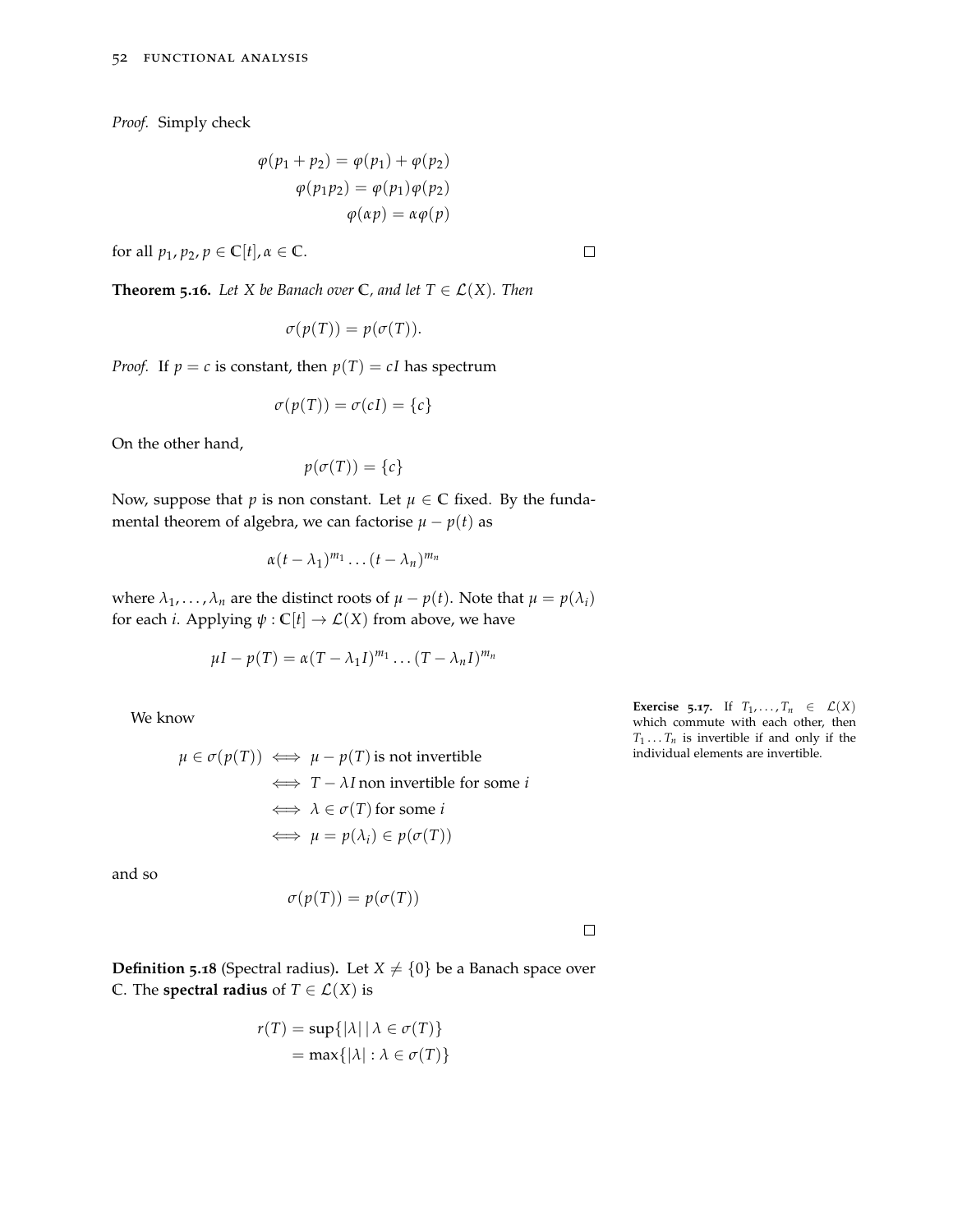*Proof.* Simply check

$$\varphi(p_1 + p_2) = \varphi(p_1) + \varphi(p_2)$$
$$\varphi(p_1 p_2) = \varphi(p_1)\varphi(p_2)$$
$$\varphi(\alpha p) = \alpha\varphi(p)$$

for all $p_1, p_2, p \in \mathbb{C}[t], \alpha \in \mathbb{C}$. □

**Theorem 5.16.** *Let $X$ be Banach over $\mathbb{C}$, and let $T \in \mathcal{L}(X)$. Then*

$$\sigma(p(T)) = p(\sigma(T)).$$

*Proof.* If $p = c$ is constant, then $p(T) = cI$ has spectrum

$$\sigma(p(T)) = \sigma(cI) = \{c\}$$

On the other hand,

$$p(\sigma(T)) = \{c\}$$

Now, suppose that $p$ is non constant. Let $\mu \in \mathbb{C}$ fixed. By the fundamental theorem of algebra, we can factorise $\mu - p(t)$ as

$$\alpha(t - \lambda_1)^{m_1} \dots (t - \lambda_n)^{m_n}$$

where $\lambda_1, \dots, \lambda_n$ are the distinct roots of $\mu - p(t)$. Note that $\mu = p(\lambda_i)$ for each $i$. Applying $\psi : \mathbb{C}[t] \to \mathcal{L}(X)$ from above, we have

$$\mu I - p(T) = \alpha(T - \lambda_1 I)^{m_1} \dots (T - \lambda_n I)^{m_n}$$

**Exercise 5.17.** If $T_1, \dots, T_n \in \mathcal{L}(X)$ which commute with each other, then $T_1 \dots T_n$ is invertible if and only if the individual elements are invertible.

We know

$$\begin{aligned}
\mu \in \sigma(p(T)) &\iff \mu - p(T) \text{ is not invertible} \\
&\iff T - \lambda I \text{ non invertible for some } i \\
&\iff \lambda \in \sigma(T) \text{ for some } i \\
&\iff \mu = p(\lambda_i) \in p(\sigma(T))
\end{aligned}$$

and so

$$\sigma(p(T)) = p(\sigma(T))$$

□

**Definition 5.18** (Spectral radius)**.** Let $X \neq \{0\}$ be a Banach space over $\mathbb{C}$. The **spectral radius** of $T \in \mathcal{L}(X)$ is

$$\begin{aligned}
r(T) &= \sup\{|\lambda| \mid \lambda \in \sigma(T)\} \\
&= \max\{|\lambda| : \lambda \in \sigma(T)\}
\end{aligned}$$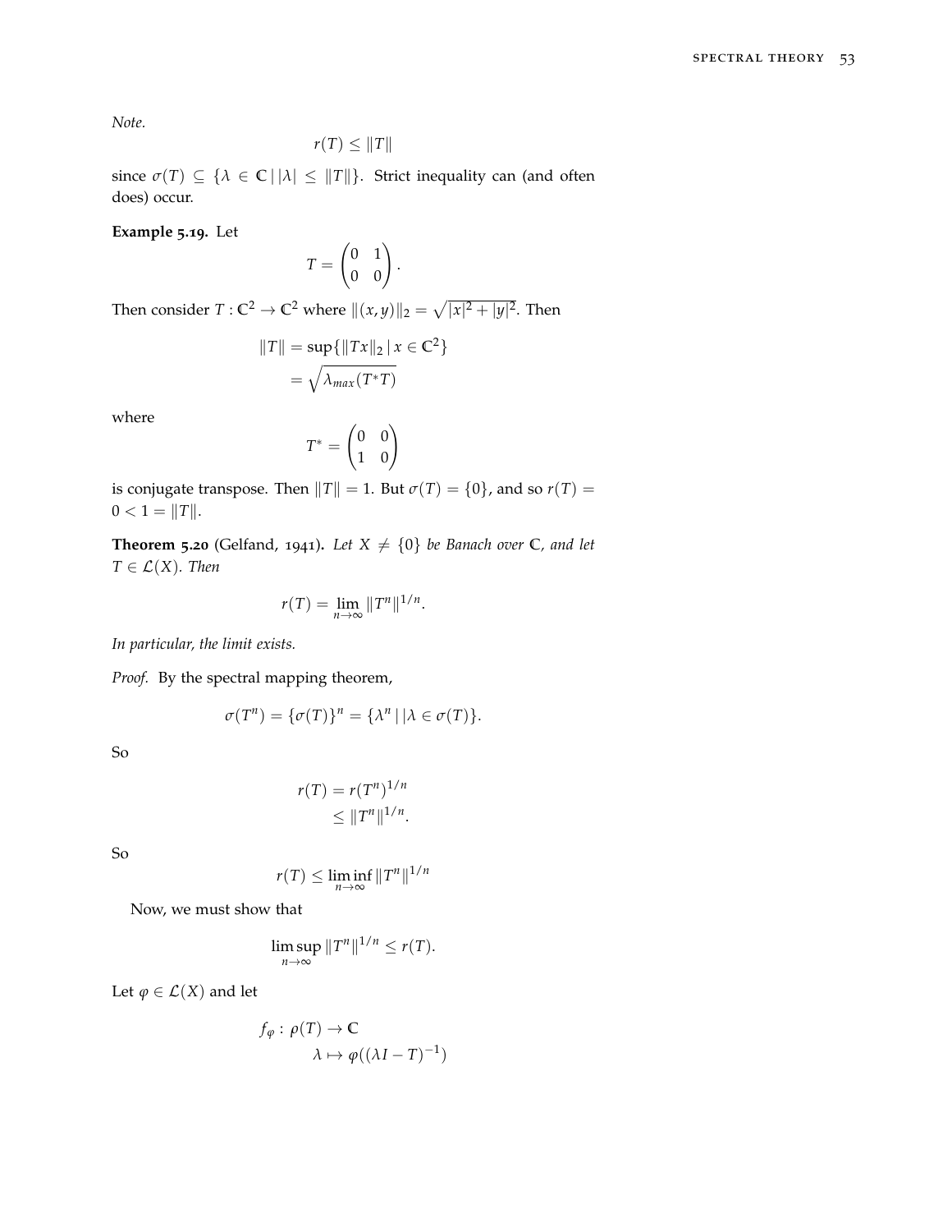*Note.*

$$r(T) \leq \|T\|$$

since $\sigma(T) \subseteq \{\lambda \in \mathbb{C} \,|\, |\lambda| \leq \|T\|\}$. Strict inequality can (and often does) occur.

**Example 5.19.** Let

$$T = \begin{pmatrix} 0 & 1 \\ 0 & 0 \end{pmatrix}.$$

Then consider $T : \mathbb{C}^2 \to \mathbb{C}^2$ where $\|(x, y)\|_2 = \sqrt{|x|^2 + |y|^2}$. Then

$$\begin{aligned} \|T\| &= \sup\{\|Tx\|_2 \,|\, x \in \mathbb{C}^2\} \\ &= \sqrt{\lambda_{max}(T^*T)} \end{aligned}$$

where

$$T^* = \begin{pmatrix} 0 & 0 \\ 1 & 0 \end{pmatrix}$$

is conjugate transpose. Then $\|T\| = 1$. But $\sigma(T) = \{0\}$, and so $r(T) = 0 < 1 = \|T\|$.

**Theorem 5.20** (Gelfand, 1941)**.** *Let $X \neq \{0\}$ be Banach over $\mathbb{C}$, and let $T \in \mathcal{L}(X)$. Then*

$$r(T) = \lim_{n \to \infty} \|T^n\|^{1/n}.$$

*In particular, the limit exists.*

*Proof.* By the spectral mapping theorem,

$$\sigma(T^n) = \{\sigma(T)\}^n = \{\lambda^n \,|\, |\lambda \in \sigma(T)\}.$$

So

$$\begin{aligned} r(T) &= r(T^n)^{1/n} \\ &\leq \|T^n\|^{1/n}. \end{aligned}$$

So

$$r(T) \leq \liminf_{n \to \infty} \|T^n\|^{1/n}$$

Now, we must show that

$$\limsup_{n \to \infty} \|T^n\|^{1/n} \leq r(T).$$

Let $\varphi \in \mathcal{L}(X)$ and let

$$\begin{aligned} f_\varphi :\, &\rho(T) \to \mathbb{C} \\ &\lambda \mapsto \varphi((\lambda I - T)^{-1}) \end{aligned}$$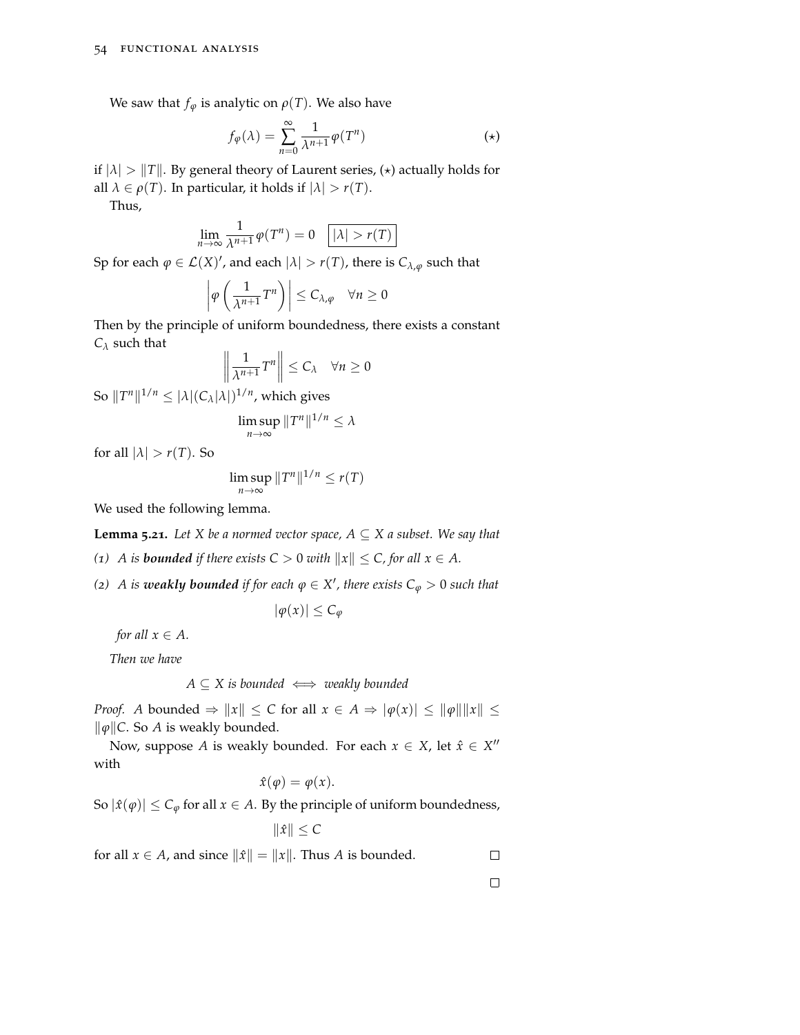We saw that $f_\varphi$ is analytic on $\rho(T)$. We also have

$$f_\varphi(\lambda) = \sum_{n=0}^{\infty} \frac{1}{\lambda^{n+1}} \varphi(T^n) \qquad (\star)$$

if $|\lambda| > \|T\|$. By general theory of Laurent series, $(\star)$ actually holds for all $\lambda \in \rho(T)$. In particular, it holds if $|\lambda| > r(T)$.

Thus,

$$\lim_{n\to\infty} \frac{1}{\lambda^{n+1}} \varphi(T^n) = 0 \quad \boxed{|\lambda| > r(T)}$$

Sp for each $\varphi \in \mathcal{L}(X)'$, and each $|\lambda| > r(T)$, there is $C_{\lambda,\varphi}$ such that

$$\left| \varphi\left( \frac{1}{\lambda^{n+1}} T^n \right) \right| \le C_{\lambda,\varphi} \quad \forall n \ge 0$$

Then by the principle of uniform boundedness, there exists a constant $C_\lambda$ such that

$$\left\| \frac{1}{\lambda^{n+1}} T^n \right\| \le C_\lambda \quad \forall n \ge 0$$

So $\|T^n\|^{1/n} \le |\lambda| (C_\lambda |\lambda|)^{1/n}$, which gives

$$\limsup_{n\to\infty} \|T^n\|^{1/n} \le \lambda$$

for all $|\lambda| > r(T)$. So

$$\limsup_{n\to\infty} \|T^n\|^{1/n} \le r(T)$$

We used the following lemma.

**Lemma 5.21.** *Let $X$ be a normed vector space, $A \subseteq X$ a subset. We say that*

*(1) $A$ is **bounded** if there exists $C > 0$ with $\|x\| \le C$, for all $x \in A$.*

*(2) $A$ is **weakly bounded** if for each $\varphi \in X'$, there exists $C_\varphi > 0$ such that*

$$|\varphi(x)| \le C_\varphi$$

*for all $x \in A$.*

*Then we have*

$$A \subseteq X \textit{ is bounded} \iff \textit{weakly bounded}$$

*Proof.* $A$ bounded $\Rightarrow \|x\| \le C$ for all $x \in A \Rightarrow |\varphi(x)| \le \|\varphi\| \|x\| \le \|\varphi\| C$. So $A$ is weakly bounded.

Now, suppose $A$ is weakly bounded. For each $x \in X$, let $\hat{x} \in X''$ with

$$\hat{x}(\varphi) = \varphi(x).$$

So $|\hat{x}(\varphi)| \le C_\varphi$ for all $x \in A$. By the principle of uniform boundedness,

$$\|\hat{x}\| \le C$$

for all $x \in A$, and since $\|\hat{x}\| = \|x\|$. Thus $A$ is bounded. □

□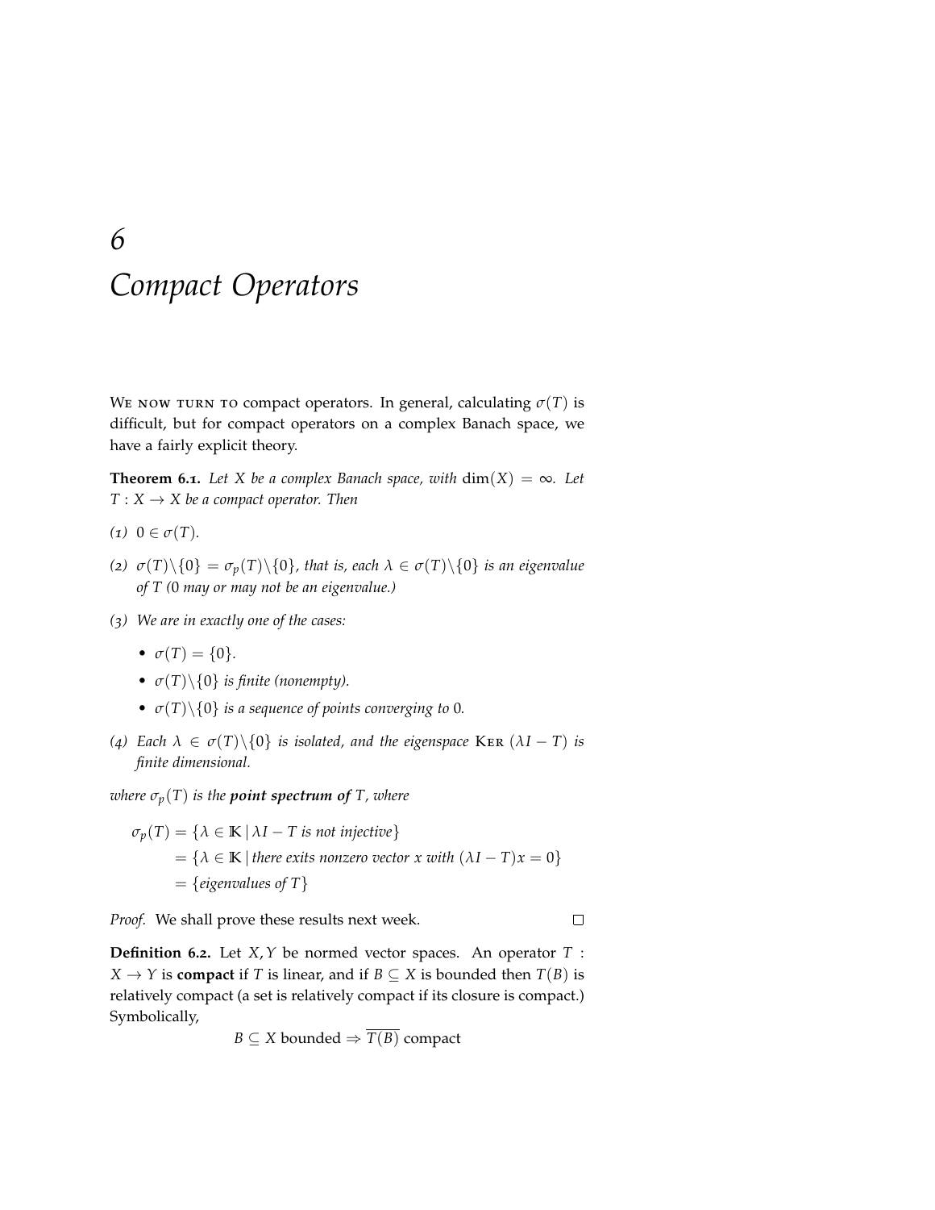# 6
# Compact Operators

We now turn to compact operators. In general, calculating $\sigma(T)$ is difficult, but for compact operators on a complex Banach space, we have a fairly explicit theory.

**Theorem 6.1.** *Let $X$ be a complex Banach space, with $\dim(X) = \infty$. Let $T : X \to X$ be a compact operator. Then*

*(1) $0 \in \sigma(T)$.*

*(2) $\sigma(T)\backslash\{0\} = \sigma_p(T)\backslash\{0\}$, that is, each $\lambda \in \sigma(T)\backslash\{0\}$ is an eigenvalue of $T$ (0 may or may not be an eigenvalue.)*

*(3) We are in exactly one of the cases:*

- *$\sigma(T) = \{0\}$.*
- *$\sigma(T)\backslash\{0\}$ is finite (nonempty).*
- *$\sigma(T)\backslash\{0\}$ is a sequence of points converging to 0.*

*(4) Each $\lambda \in \sigma(T)\backslash\{0\}$ is isolated, and the eigenspace $\text{Ker}\,(\lambda I - T)$ is finite dimensional.*

*where $\sigma_p(T)$ is the **point spectrum of** $T$, where*

$$\begin{aligned}\sigma_p(T) &= \{\lambda \in \mathbb{K} \mid \lambda I - T \text{ is not injective}\} \\ &= \{\lambda \in \mathbb{K} \mid \text{there exits nonzero vector } x \text{ with } (\lambda I - T)x = 0\} \\ &= \{\text{eigenvalues of } T\}\end{aligned}$$

*Proof.* We shall prove these results next week. ◻

**Definition 6.2.** Let $X, Y$ be normed vector spaces. An operator $T : X \to Y$ is **compact** if $T$ is linear, and if $B \subseteq X$ is bounded then $T(B)$ is relatively compact (a set is relatively compact if its closure is compact.) Symbolically,

$$B \subseteq X \text{ bounded} \Rightarrow \overline{T(B)} \text{ compact}$$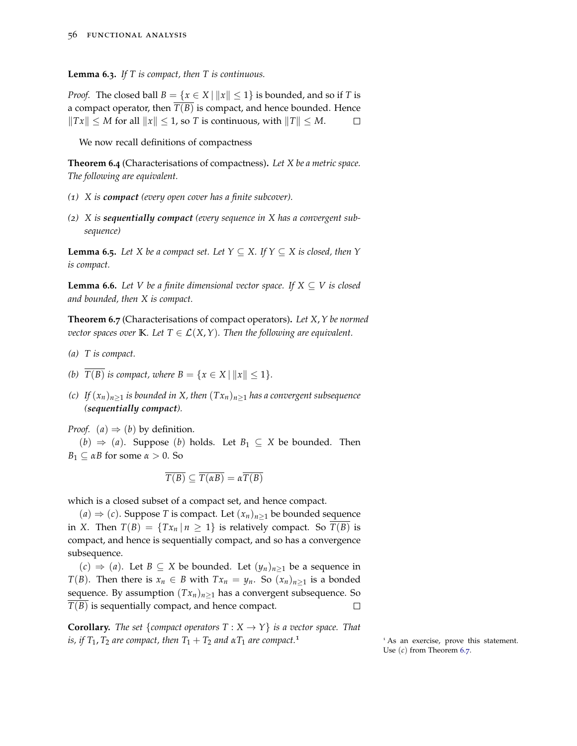**Lemma 6.3.** *If $T$ is compact, then $T$ is continuous.*

*Proof.* The closed ball $B = \{x \in X \mid \|x\| \leq 1\}$ is bounded, and so if $T$ is a compact operator, then $\overline{T(B)}$ is compact, and hence bounded. Hence $\|Tx\| \leq M$ for all $\|x\| \leq 1$, so $T$ is continuous, with $\|T\| \leq M$. □

We now recall definitions of compactness

**Theorem 6.4** (Characterisations of compactness)**.** *Let $X$ be a metric space. The following are equivalent.*

*(1) $X$ is* ***compact*** *(every open cover has a finite subcover).*

*(2) $X$ is* ***sequentially compact*** *(every sequence in $X$ has a convergent subsequence)*

**Lemma 6.5.** *Let $X$ be a compact set. Let $Y \subseteq X$. If $Y \subseteq X$ is closed, then $Y$ is compact.*

**Lemma 6.6.** *Let $V$ be a finite dimensional vector space. If $X \subseteq V$ is closed and bounded, then $X$ is compact.*

**Theorem 6.7** (Characterisations of compact operators)**.** *Let $X, Y$ be normed vector spaces over $\mathbb{K}$. Let $T \in \mathcal{L}(X, Y)$. Then the following are equivalent.*

*(a) $T$ is compact.*

*(b) $\overline{T(B)}$ is compact, where $B = \{x \in X \mid \|x\| \leq 1\}$.*

*(c) If $(x_n)_{n\geq 1}$ is bounded in $X$, then $(Tx_n)_{n\geq 1}$ has a convergent subsequence* ***(sequentially compact****).*

*Proof.* $(a) \Rightarrow (b)$ by definition.

$(b) \Rightarrow (a)$. Suppose $(b)$ holds. Let $B_1 \subseteq X$ be bounded. Then $B_1 \subseteq \alpha B$ for some $\alpha > 0$. So

$$\overline{T(B)} \subseteq \overline{T(\alpha B)} = \alpha \overline{T(B)}$$

which is a closed subset of a compact set, and hence compact.

$(a) \Rightarrow (c)$. Suppose $T$ is compact. Let $(x_n)_{n\geq 1}$ be bounded sequence in $X$. Then $T(B) = \{Tx_n \mid n \geq 1\}$ is relatively compact. So $\overline{T(B)}$ is compact, and hence is sequentially compact, and so has a convergence subsequence.

$(c) \Rightarrow (a)$. Let $B \subseteq X$ be bounded. Let $(y_n)_{n\geq 1}$ be a sequence in $T(B)$. Then there is $x_n \in B$ with $Tx_n = y_n$. So $(x_n)_{n\geq 1}$ is a bonded sequence. By assumption $(Tx_n)_{n\geq 1}$ has a convergent subsequence. So $\overline{T(B)}$ is sequentially compact, and hence compact. □

**Corollary.** *The set $\{$compact operators $T : X \to Y\}$ is a vector space. That is, if $T_1, T_2$ are compact, then $T_1 + T_2$ and $\alpha T_1$ are compact.*[1]

[1] As an exercise, prove this statement. Use $(c)$ from Theorem 6.7.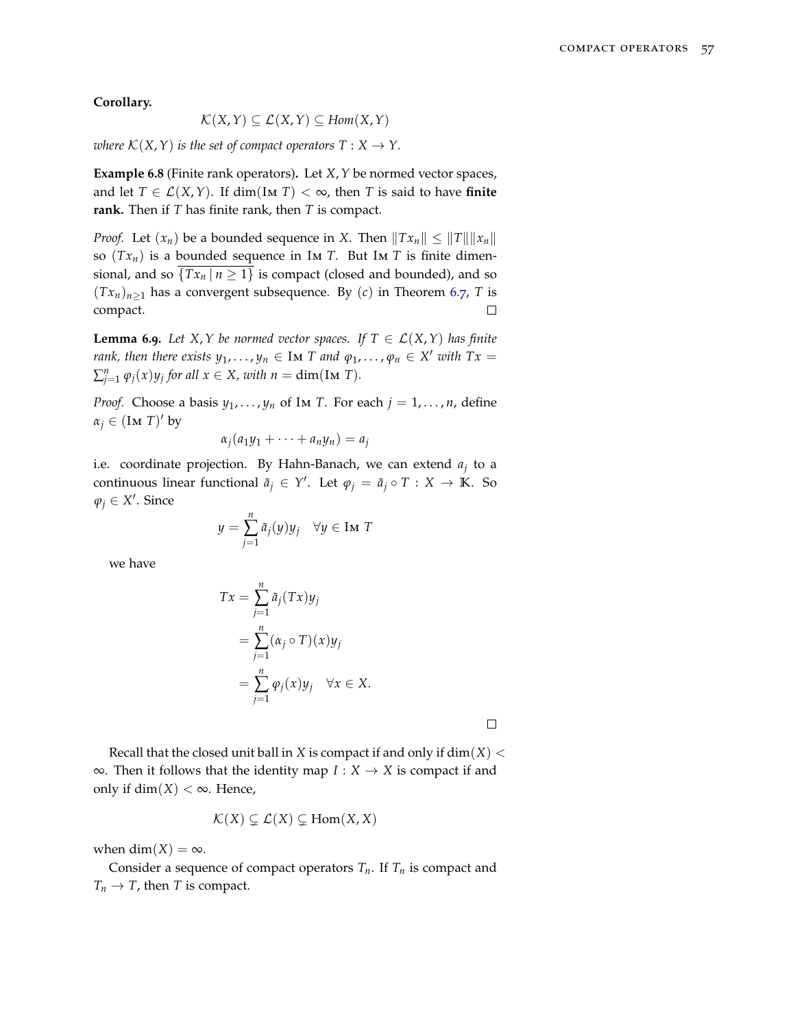**Corollary.**

$$\mathcal{K}(X,Y) \subseteq \mathcal{L}(X,Y) \subseteq \mathit{Hom}(X,Y)$$

*where $\mathcal{K}(X,Y)$ is the set of compact operators $T : X \to Y$.*

**Example 6.8** (Finite rank operators)**.** Let $X, Y$ be normed vector spaces, and let $T \in \mathcal{L}(X,Y)$. If $\dim(\text{Im } T) < \infty$, then $T$ is said to have **finite rank.** Then if $T$ has finite rank, then $T$ is compact.

*Proof.* Let $(x_n)$ be a bounded sequence in $X$. Then $\|Tx_n\| \leq \|T\|\|x_n\|$ so $(Tx_n)$ is a bounded sequence in $\text{Im } T$. But $\text{Im } T$ is finite dimensional, and so $\overline{\{Tx_n \mid n \geq 1\}}$ is compact (closed and bounded), and so $(Tx_n)_{n\geq 1}$ has a convergent subsequence. By $(c)$ in Theorem 6.7, $T$ is compact. □

**Lemma 6.9.** *Let $X, Y$ be normed vector spaces. If $T \in \mathcal{L}(X,Y)$ has finite rank, then there exists $y_1, \ldots, y_n \in \text{Im } T$ and $\varphi_1, \ldots, \varphi_n \in X'$ with $Tx = \sum_{j=1}^n \varphi_j(x) y_j$ for all $x \in X$, with $n = \dim(\text{Im } T)$.*

*Proof.* Choose a basis $y_1, \ldots, y_n$ of $\text{Im } T$. For each $j = 1, \ldots, n$, define $\alpha_j \in (\text{Im } T)'$ by

$$\alpha_j(a_1 y_1 + \cdots + a_n y_n) = a_j$$

i.e. coordinate projection. By Hahn-Banach, we can extend $a_j$ to a continuous linear functional $\tilde{a}_j \in Y'$. Let $\varphi_j = \tilde{a}_j \circ T : X \to \mathbb{K}$. So $\varphi_j \in X'$. Since

$$y = \sum_{j=1}^n \tilde{a}_j(y) y_j \quad \forall y \in \text{Im } T$$

we have

$$\begin{aligned}
Tx &= \sum_{j=1}^n \tilde{a}_j(Tx) y_j \\
&= \sum_{j=1}^n (\alpha_j \circ T)(x) y_j \\
&= \sum_{j=1}^n \varphi_j(x) y_j \quad \forall x \in X.
\end{aligned}$$

□

Recall that the closed unit ball in $X$ is compact if and only if $\dim(X) < \infty$. Then it follows that the identity map $I : X \to X$ is compact if and only if $\dim(X) < \infty$. Hence,

$$\mathcal{K}(X) \subsetneq \mathcal{L}(X) \subsetneq \text{Hom}(X,X)$$

when $\dim(X) = \infty$.

Consider a sequence of compact operators $T_n$. If $T_n$ is compact and $T_n \to T$, then $T$ is compact.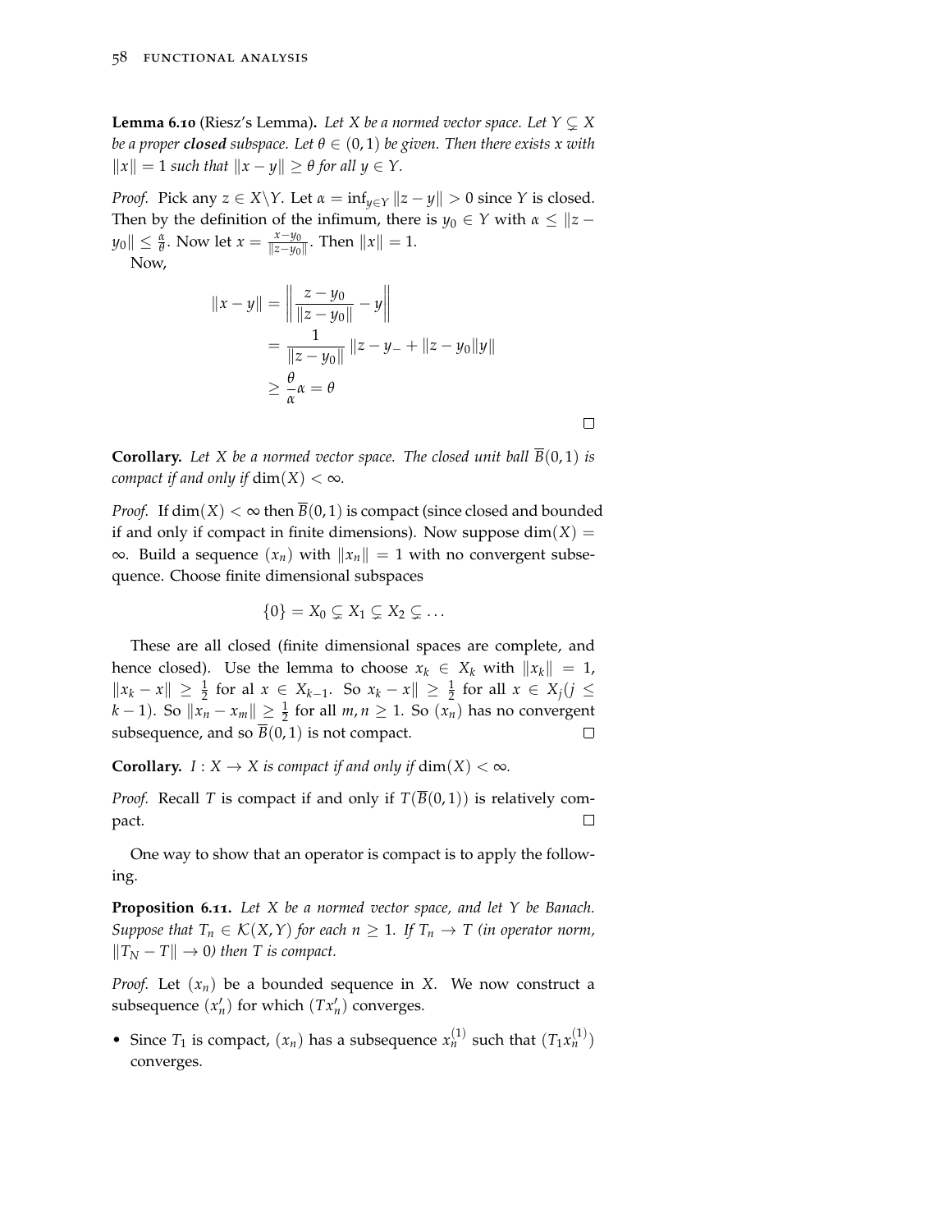**Lemma 6.10** (Riesz's Lemma)**.** *Let $X$ be a normed vector space. Let $Y \subsetneq X$ be a proper **closed** subspace. Let $\theta \in (0,1)$ be given. Then there exists $x$ with $\|x\| = 1$ such that $\|x - y\| \geq \theta$ for all $y \in Y$.*

*Proof.* Pick any $z \in X \backslash Y$. Let $\alpha = \inf_{y \in Y} \|z - y\| > 0$ since $Y$ is closed. Then by the definition of the infimum, there is $y_0 \in Y$ with $\alpha \leq \|z - y_0\| \leq \frac{\alpha}{\theta}$. Now let $x = \frac{x - y_0}{\|z - y_0\|}$. Then $\|x\| = 1$.

Now,

$$\begin{aligned}
\|x - y\| &= \left\| \frac{z - y_0}{\|z - y_0\|} - y \right\| \\
&= \frac{1}{\|z - y_0\|} \|z - y_- + \|z - y_0\| y\| \\
&\geq \frac{\theta}{\alpha} \alpha = \theta
\end{aligned}$$

□

**Corollary.** *Let $X$ be a normed vector space. The closed unit ball $\overline{B}(0,1)$ is compact if and only if $\dim(X) < \infty$.*

*Proof.* If $\dim(X) < \infty$ then $\overline{B}(0,1)$ is compact (since closed and bounded if and only if compact in finite dimensions). Now suppose $\dim(X) = \infty$. Build a sequence $(x_n)$ with $\|x_n\| = 1$ with no convergent subsequence. Choose finite dimensional subspaces

$$\{0\} = X_0 \subsetneq X_1 \subsetneq X_2 \subsetneq \ldots$$

These are all closed (finite dimensional spaces are complete, and hence closed). Use the lemma to choose $x_k \in X_k$ with $\|x_k\| = 1$, $\|x_k - x\| \geq \frac{1}{2}$ for al $x \in X_{k-1}$. So $x_k - x\| \geq \frac{1}{2}$ for all $x \in X_j (j \leq k-1)$. So $\|x_n - x_m\| \geq \frac{1}{2}$ for all $m, n \geq 1$. So $(x_n)$ has no convergent subsequence, and so $\overline{B}(0,1)$ is not compact. □

**Corollary.** *$I : X \to X$ is compact if and only if $\dim(X) < \infty$.*

*Proof.* Recall $T$ is compact if and only if $T(\overline{B}(0,1))$ is relatively compact. □

One way to show that an operator is compact is to apply the following.

**Proposition 6.11.** *Let $X$ be a normed vector space, and let $Y$ be Banach. Suppose that $T_n \in \mathcal{K}(X,Y)$ for each $n \geq 1$. If $T_n \to T$ (in operator norm, $\|T_N - T\| \to 0$) then $T$ is compact.*

*Proof.* Let $(x_n)$ be a bounded sequence in $X$. We now construct a subsequence $(x'_n)$ for which $(Tx'_n)$ converges.

- Since $T_1$ is compact, $(x_n)$ has a subsequence $x_n^{(1)}$ such that $(T_1 x_n^{(1)})$ converges.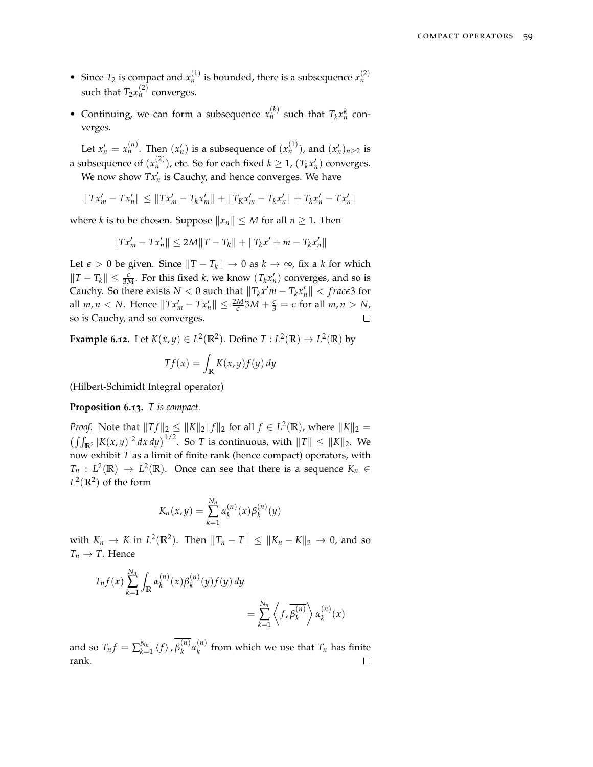- Since $T_2$ is compact and $x_n^{(1)}$ is bounded, there is a subsequence $x_n^{(2)}$ such that $T_2 x_n^{(2)}$ converges.
- Continuing, we can form a subsequence $x_n^{(k)}$ such that $T_k x_n^k$ converges.

Let $x'_n = x_n^{(n)}$. Then $(x'_n)$ is a subsequence of $(x_n^{(1)})$, and $(x'_n)_{n\geq 2}$ is a subsequence of $(x_n^{(2)})$, etc. So for each fixed $k \geq 1$, $(T_k x'_n)$ converges.

We now show $Tx'_n$ is Cauchy, and hence converges. We have

$$\|Tx'_m - Tx'_n\| \leq \|Tx'_m - T_k x'_m\| + \|T_K x'_m - T_k x'_n\| + T_k x'_n - Tx'_n\|$$

where $k$ is to be chosen. Suppose $\|x_n\| \leq M$ for all $n \geq 1$. Then

$$\|Tx'_m - Tx'_n\| \leq 2M\|T - T_k\| + \|T_k x' + m - T_k x'_n\|$$

Let $\epsilon > 0$ be given. Since $\|T - T_k\| \to 0$ as $k \to \infty$, fix a $k$ for which $\|T - T_k\| \leq \frac{\epsilon}{3M}$. For this fixed $k$, we know $(T_k x'_n)$ converges, and so is Cauchy. So there exists $N < 0$ such that $\|T_k x' m - T_k x'_n\| < frac\epsilon 3$ for all $m, n < N$. Hence $\|Tx'_m - Tx'_n\| \leq \frac{2M}{\epsilon} 3M + \frac{\epsilon}{3} = \epsilon$ for all $m, n > N$, so is Cauchy, and so converges. ☐

**Example 6.12.** Let $K(x, y) \in L^2(\mathbb{R}^2)$. Define $T : L^2(\mathbb{R}) \to L^2(\mathbb{R})$ by

$$Tf(x) = \int_{\mathbb{R}} K(x, y) f(y)\, dy$$

(Hilbert-Schmidt Integral operator)

**Proposition 6.13.** *$T$ is compact.*

*Proof.* Note that $\|Tf\|_2 \leq \|K\|_2 \|f\|_2$ for all $f \in L^2(\mathbb{R})$, where $\|K\|_2 = \left(\iint_{\mathbb{R}^2} |K(x, y)|^2\, dx\, dy\right)^{1/2}$. So $T$ is continuous, with $\|T\| \leq \|K\|_2$. We now exhibit $T$ as a limit of finite rank (hence compact) operators, with $T_n : L^2(\mathbb{R}) \to L^2(\mathbb{R})$. Once can see that there is a sequence $K_n \in L^2(\mathbb{R}^2)$ of the form

$$K_n(x, y) = \sum_{k=1}^{N_n} \alpha_k^{(n)}(x) \beta_k^{(n)}(y)$$

with $K_n \to K$ in $L^2(\mathbb{R}^2)$. Then $\|T_n - T\| \leq \|K_n - K\|_2 \to 0$, and so $T_n \to T$. Hence

$$T_n f(x) \sum_{k=1}^{N_n} \int_{\mathbb{R}} \alpha_k^{(n)}(x) \beta_k^{(n)}(y) f(y)\, dy$$

$$= \sum_{k=1}^{N_n} \left\langle f, \overline{\beta_k^{(n)}} \right\rangle \alpha_k^{(n)}(x)$$

and so $T_n f = \sum_{k=1}^{N_n} \langle f \rangle, \overline{\beta_k^{(n)}} \alpha_k^{(n)}$ from which we use that $T_n$ has finite rank. ☐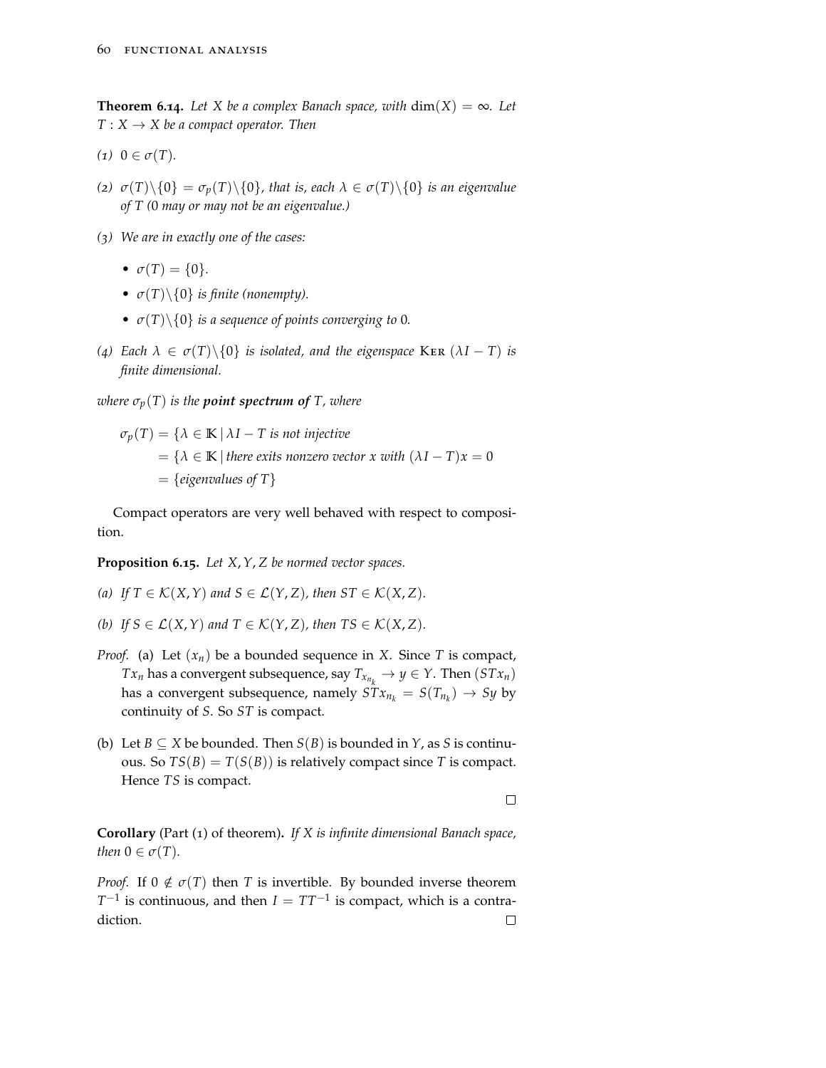**Theorem 6.14.** *Let $X$ be a complex Banach space, with $\dim(X) = \infty$. Let $T : X \to X$ be a compact operator. Then*

*(1) $0 \in \sigma(T)$.*

*(2) $\sigma(T) \backslash \{0\} = \sigma_p(T) \backslash \{0\}$, that is, each $\lambda \in \sigma(T) \backslash \{0\}$ is an eigenvalue of T (0 may or may not be an eigenvalue.)*

*(3) We are in exactly one of the cases:*

- *$\sigma(T) = \{0\}$.*
- *$\sigma(T) \backslash \{0\}$ is finite (nonempty).*
- *$\sigma(T) \backslash \{0\}$ is a sequence of points converging to 0.*

*(4) Each $\lambda \in \sigma(T) \backslash \{0\}$ is isolated, and the eigenspace $\text{Ker}\,(\lambda I - T)$ is finite dimensional.*

*where $\sigma_p(T)$ is the* ***point spectrum of*** *$T$, where*

$$
\begin{aligned}
\sigma_p(T) &= \{\lambda \in \mathbb{K} \mid \lambda I - T \text{ is not injective} \\
&= \{\lambda \in \mathbb{K} \mid \text{there exits nonzero vector } x \text{ with } (\lambda I - T)x = 0 \\
&= \{\text{eigenvalues of } T\}
\end{aligned}
$$

Compact operators are very well behaved with respect to composition.

**Proposition 6.15.** *Let $X, Y, Z$ be normed vector spaces.*

*(a) If $T \in \mathcal{K}(X, Y)$ and $S \in \mathcal{L}(Y, Z)$, then $ST \in \mathcal{K}(X, Z)$.*

*(b) If $S \in \mathcal{L}(X, Y)$ and $T \in \mathcal{K}(Y, Z)$, then $TS \in \mathcal{K}(X, Z)$.*

*Proof.* (a) Let $(x_n)$ be a bounded sequence in $X$. Since $T$ is compact, $Tx_n$ has a convergent subsequence, say $T_{x_{n_k}} \to y \in Y$. Then $(STx_n)$ has a convergent subsequence, namely $STx_{n_k} = S(T_{n_k}) \to Sy$ by continuity of $S$. So $ST$ is compact.

(b) Let $B \subseteq X$ be bounded. Then $S(B)$ is bounded in $Y$, as $S$ is continuous. So $TS(B) = T(S(B))$ is relatively compact since $T$ is compact. Hence $TS$ is compact.

□

**Corollary** (Part (1) of theorem)**.** *If $X$ is infinite dimensional Banach space, then $0 \in \sigma(T)$.*

*Proof.* If $0 \notin \sigma(T)$ then $T$ is invertible. By bounded inverse theorem $T^{-1}$ is continuous, and then $I = TT^{-1}$ is compact, which is a contradiction. □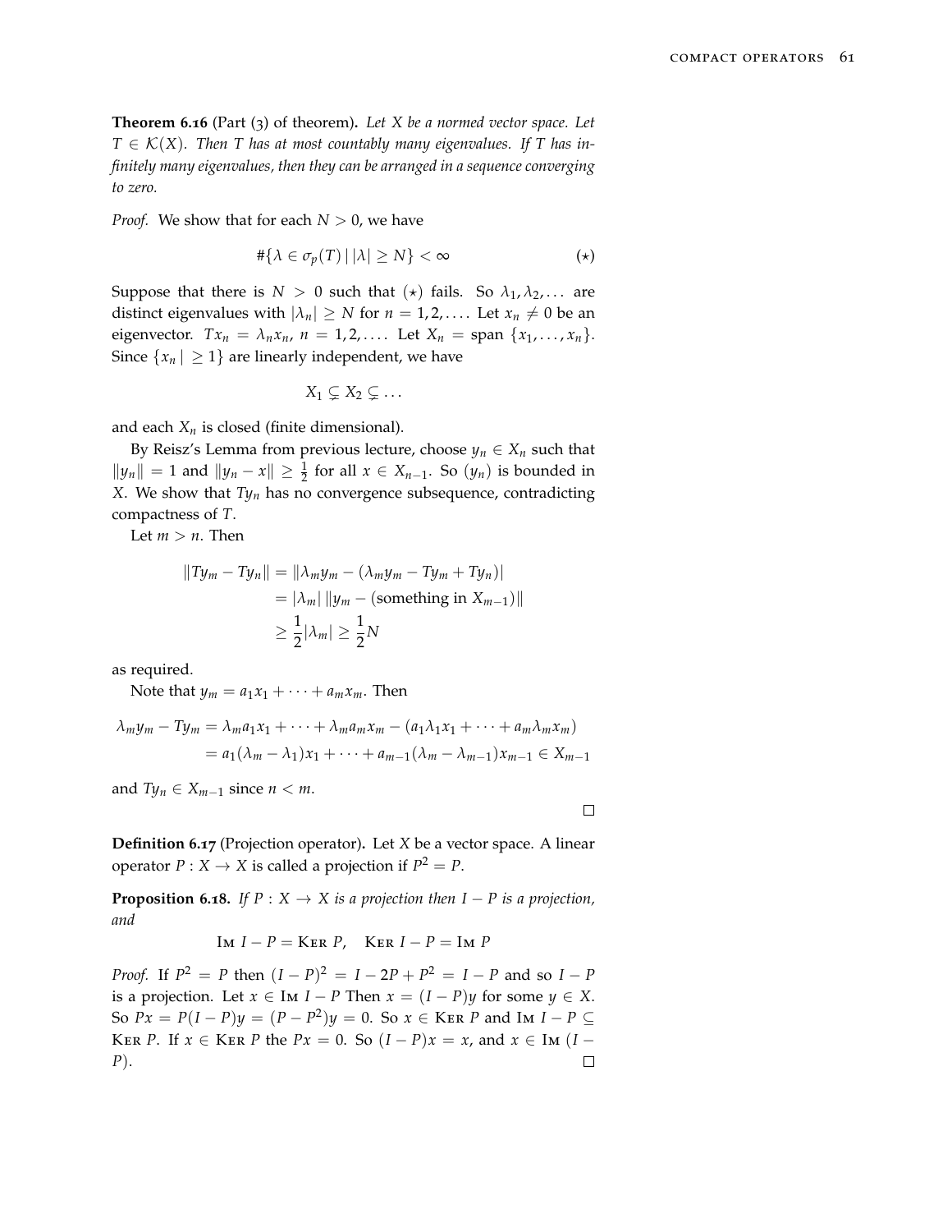**Theorem 6.16** (Part (3) of theorem)**.** *Let $X$ be a normed vector space. Let $T \in \mathcal{K}(X)$. Then $T$ has at most countably many eigenvalues. If $T$ has infinitely many eigenvalues, then they can be arranged in a sequence converging to zero.*

*Proof.* We show that for each $N > 0$, we have

$$\#\{\lambda \in \sigma_p(T) \mid |\lambda| \geq N\} < \infty \qquad (\star)$$

Suppose that there is $N > 0$ such that $(\star)$ fails. So $\lambda_1, \lambda_2, \ldots$ are distinct eigenvalues with $|\lambda_n| \geq N$ for $n = 1, 2, \ldots$. Let $x_n \neq 0$ be an eigenvector. $Tx_n = \lambda_n x_n$, $n = 1, 2, \ldots$. Let $X_n = \text{span}\,\{x_1, \ldots, x_n\}$. Since $\{x_n \mid \geq 1\}$ are linearly independent, we have

$$X_1 \subsetneq X_2 \subsetneq \ldots$$

and each $X_n$ is closed (finite dimensional).

By Reisz's Lemma from previous lecture, choose $y_n \in X_n$ such that $\|y_n\| = 1$ and $\|y_n - x\| \geq \frac{1}{2}$ for all $x \in X_{n-1}$. So $(y_n)$ is bounded in $X$. We show that $Ty_n$ has no convergence subsequence, contradicting compactness of $T$.

Let $m > n$. Then

$$\begin{aligned}
\|Ty_m - Ty_n\| &= \|\lambda_m y_m - (\lambda_m y_m - Ty_m + Ty_n)| \\
&= |\lambda_m|\,\|y_m - (\text{something in } X_{m-1})\| \\
&\geq \frac{1}{2}|\lambda_m| \geq \frac{1}{2}N
\end{aligned}$$

as required.

Note that $y_m = a_1 x_1 + \cdots + a_m x_m$. Then

$$\begin{aligned}
\lambda_m y_m - Ty_m &= \lambda_m a_1 x_1 + \cdots + \lambda_m a_m x_m - (a_1 \lambda_1 x_1 + \cdots + a_m \lambda_m x_m) \\
&= a_1(\lambda_m - \lambda_1)x_1 + \cdots + a_{m-1}(\lambda_m - \lambda_{m-1})x_{m-1} \in X_{m-1}
\end{aligned}$$

and $Ty_n \in X_{m-1}$ since $n < m$.

□

**Definition 6.17** (Projection operator)**.** Let $X$ be a vector space. A linear operator $P : X \to X$ is called a projection if $P^2 = P$.

**Proposition 6.18.** *If $P : X \to X$ is a projection then $I - P$ is a projection, and*

$$\text{Im } I - P = \text{Ker } P, \quad \text{Ker } I - P = \text{Im } P$$

*Proof.* If $P^2 = P$ then $(I-P)^2 = I - 2P + P^2 = I - P$ and so $I - P$ is a projection. Let $x \in \text{Im } I - P$ Then $x = (I - P)y$ for some $y \in X$. So $Px = P(I-P)y = (P - P^2)y = 0$. So $x \in \text{Ker } P$ and $\text{Im } I - P \subseteq \text{Ker } P$. If $x \in \text{Ker } P$ the $Px = 0$. So $(I - P)x = x$, and $x \in \text{Im }(I - P)$.

□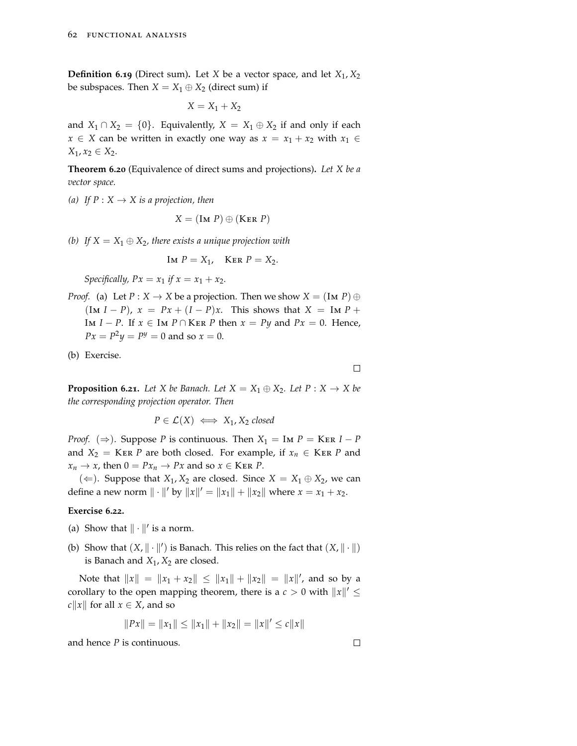**Definition 6.19** (Direct sum)**.** Let $X$ be a vector space, and let $X_1, X_2$ be subspaces. Then $X = X_1 \oplus X_2$ (direct sum) if

$$X = X_1 + X_2$$

and $X_1 \cap X_2 = \{0\}$. Equivalently, $X = X_1 \oplus X_2$ if and only if each $x \in X$ can be written in exactly one way as $x = x_1 + x_2$ with $x_1 \in X_1, x_2 \in X_2$.

**Theorem 6.20** (Equivalence of direct sums and projections)**.** *Let $X$ be a vector space.*

*(a) If $P : X \to X$ is a projection, then*

$$X = (\text{Im } P) \oplus (\text{Ker } P)$$

*(b) If $X = X_1 \oplus X_2$, there exists a unique projection with*

$$\text{Im } P = X_1, \quad \text{Ker } P = X_2.$$

*Specifically, $Px = x_1$ if $x = x_1 + x_2$.*

*Proof.* (a) Let $P : X \to X$ be a projection. Then we show $X = (\text{Im } P) \oplus (\text{Im } I - P)$, $x = Px + (I - P)x$. This shows that $X = \text{Im } P + \text{Im } I - P$. If $x \in \text{Im } P \cap \text{Ker } P$ then $x = Py$ and $Px = 0$. Hence, $Px = P^2 y = P^y = 0$ and so $x = 0$.

(b) Exercise.

□

**Proposition 6.21.** *Let $X$ be Banach. Let $X = X_1 \oplus X_2$. Let $P : X \to X$ be the corresponding projection operator. Then*

$$P \in \mathcal{L}(X) \iff X_1, X_2 \text{ closed}$$

*Proof.* ($\Rightarrow$). Suppose $P$ is continuous. Then $X_1 = \text{Im } P = \text{Ker } I - P$ and $X_2 = \text{Ker } P$ are both closed. For example, if $x_n \in \text{Ker } P$ and $x_n \to x$, then $0 = Px_n \to Px$ and so $x \in \text{Ker } P$.

($\Leftarrow$). Suppose that $X_1, X_2$ are closed. Since $X = X_1 \oplus X_2$, we can define a new norm $\| \cdot \|'$ by $\|x\|' = \|x_1\| + \|x_2\|$ where $x = x_1 + x_2$.

**Exercise 6.22.**

(a) Show that $\| \cdot \|'$ is a norm.

(b) Show that $(X, \| \cdot \|')$ is Banach. This relies on the fact that $(X, \| \cdot \|)$ is Banach and $X_1, X_2$ are closed.

Note that $\|x\| = \|x_1 + x_2\| \leq \|x_1\| + \|x_2\| = \|x\|'$, and so by a corollary to the open mapping theorem, there is a $c > 0$ with $\|x\|' \leq c\|x\|$ for all $x \in X$, and so

$$\|Px\| = \|x_1\| \leq \|x_1\| + \|x_2\| = \|x\|' \leq c\|x\|$$

and hence $P$ is continuous.

□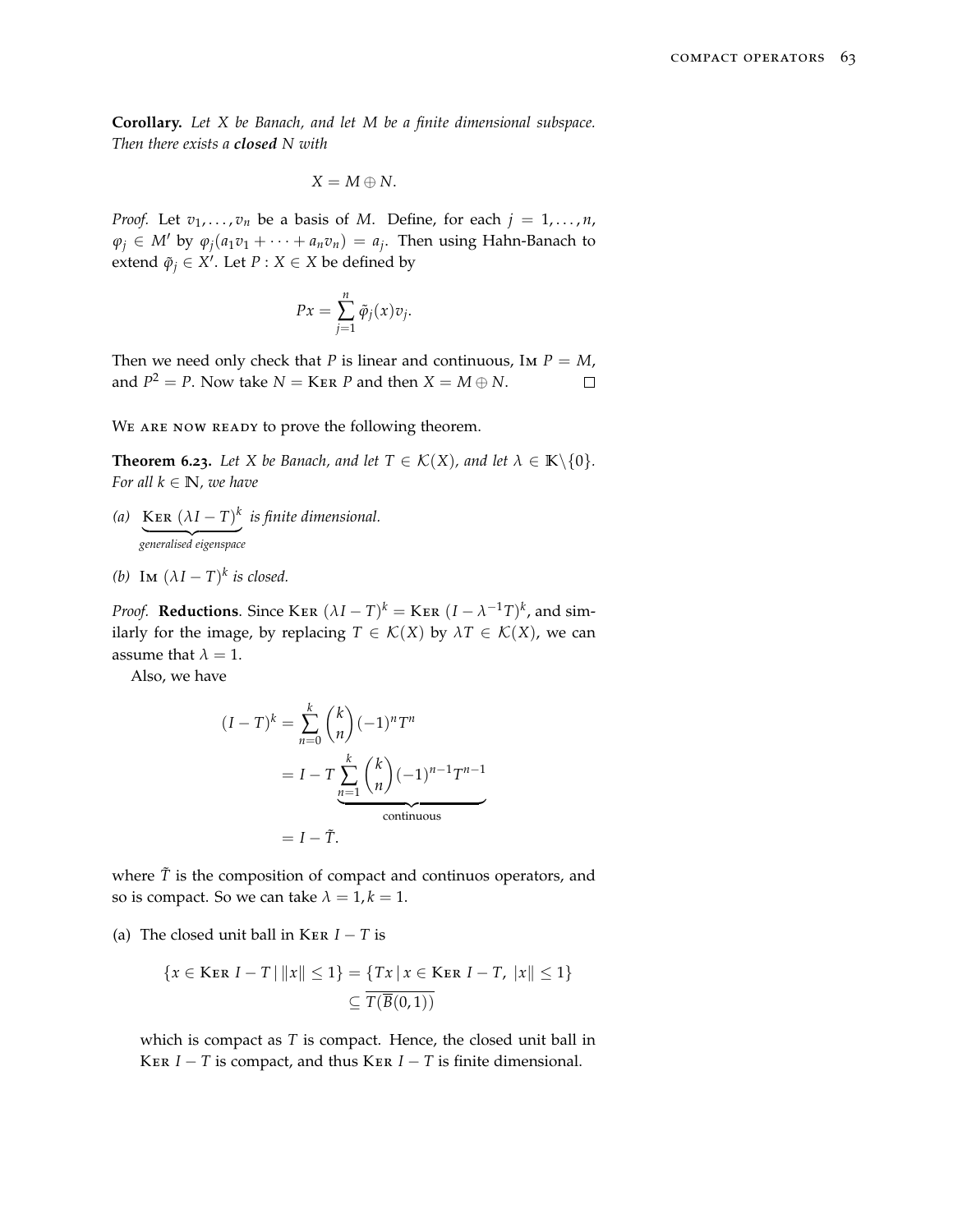**Corollary.** *Let $X$ be Banach, and let $M$ be a finite dimensional subspace. Then there exists a **closed** $N$ with*

$$X = M \oplus N.$$

*Proof.* Let $v_1, \dots, v_n$ be a basis of $M$. Define, for each $j = 1, \dots, n$, $\varphi_j \in M'$ by $\varphi_j(a_1 v_1 + \cdots + a_n v_n) = a_j$. Then using Hahn-Banach to extend $\tilde{\varphi}_j \in X'$. Let $P : X \in X$ be defined by

$$Px = \sum_{j=1}^{n} \tilde{\varphi}_j(x) v_j.$$

Then we need only check that $P$ is linear and continuous, $\text{Im } P = M$, and $P^2 = P$. Now take $N = \text{Ker } P$ and then $X = M \oplus N$. $\square$

We are now ready to prove the following theorem.

**Theorem 6.23.** *Let $X$ be Banach, and let $T \in \mathcal{K}(X)$, and let $\lambda \in \mathbb{K} \backslash \{0\}$. For all $k \in \mathbb{N}$, we have*

*(a)* $\underbrace{\text{Ker } (\lambda I - T)^k}_{\textit{generalised eigenspace}}$ *is finite dimensional.*

*(b)* $\text{Im } (\lambda I - T)^k$ *is closed.*

*Proof.* **Reductions**. Since $\text{Ker } (\lambda I - T)^k = \text{Ker } (I - \lambda^{-1} T)^k$, and similarly for the image, by replacing $T \in \mathcal{K}(X)$ by $\lambda T \in \mathcal{K}(X)$, we can assume that $\lambda = 1$.

Also, we have

$$\begin{aligned}
(I - T)^k &= \sum_{n=0}^{k} \binom{k}{n} (-1)^n T^n \\
&= I - T \underbrace{\sum_{n=1}^{k} \binom{k}{n} (-1)^{n-1} T^{n-1}}_{\text{continuous}} \\
&= I - \tilde{T}.
\end{aligned}$$

where $\tilde{T}$ is the composition of compact and continuos operators, and so is compact. So we can take $\lambda = 1, k = 1$.

(a) The closed unit ball in $\text{Ker } I - T$ is

$$\begin{aligned}
\{x \in \text{Ker } I - T \,|\, \|x\| \leq 1\} &= \{Tx \,|\, x \in \text{Ker } I - T,\ |x\| \leq 1\} \\
&\subseteq \overline{T(\overline{B}(0,1))}
\end{aligned}$$

which is compact as $T$ is compact. Hence, the closed unit ball in $\text{Ker } I - T$ is compact, and thus $\text{Ker } I - T$ is finite dimensional.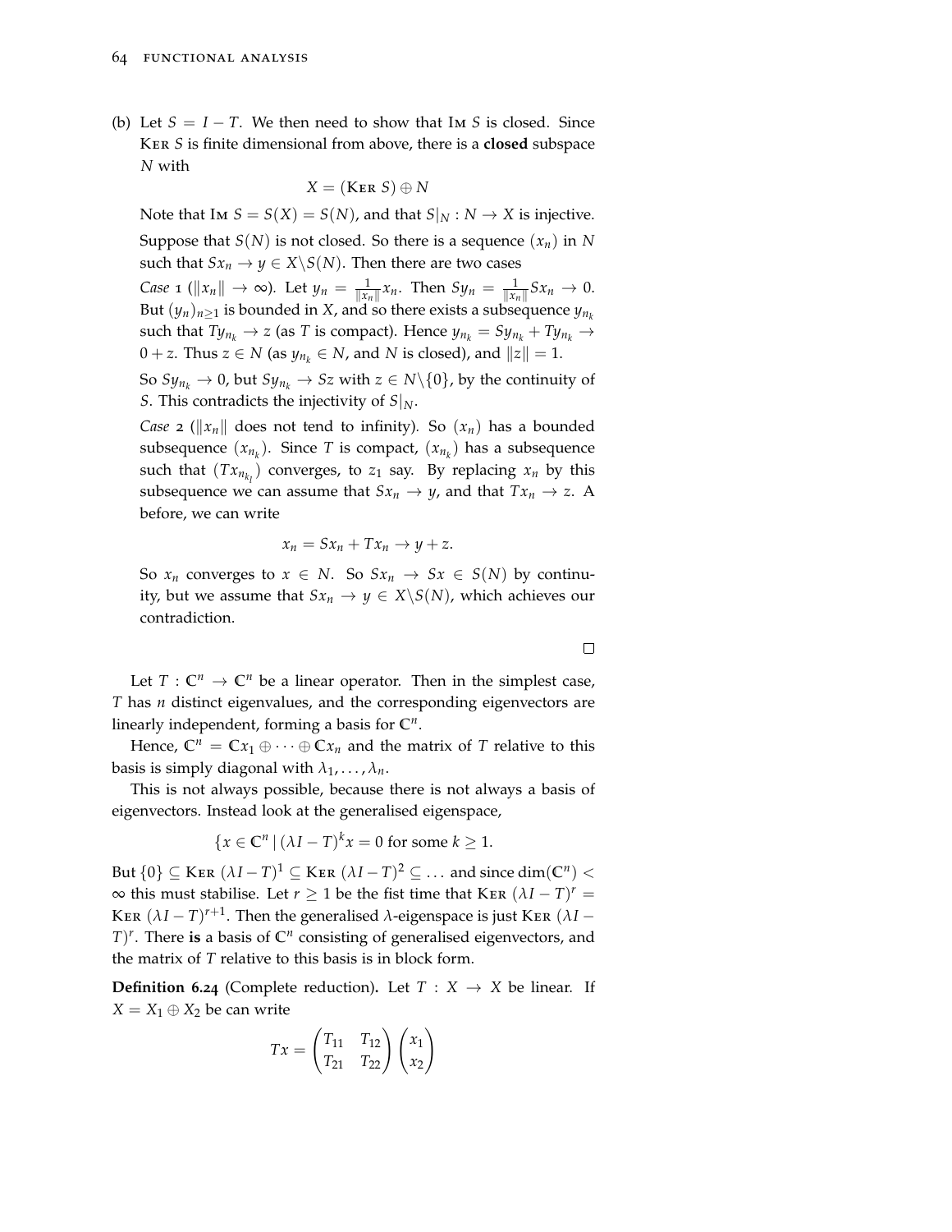(b) Let $S = I - T$. We then need to show that $\text{Im } S$ is closed. Since $\text{Ker } S$ is finite dimensional from above, there is a **closed** subspace $N$ with

$$X = (\text{Ker } S) \oplus N$$

Note that $\text{Im } S = S(X) = S(N)$, and that $S|_N : N \to X$ is injective.

Suppose that $S(N)$ is not closed. So there is a sequence $(x_n)$ in $N$ such that $Sx_n \to y \in X \backslash S(N)$. Then there are two cases

*Case 1* ($\|x_n\| \to \infty$). Let $y_n = \frac{1}{\|x_n\|} x_n$. Then $Sy_n = \frac{1}{\|x_n\|} Sx_n \to 0$. But $(y_n)_{n \geq 1}$ is bounded in $X$, and so there exists a subsequence $y_{n_k}$ such that $Ty_{n_k} \to z$ (as $T$ is compact). Hence $y_{n_k} = Sy_{n_k} + Ty_{n_k} \to 0 + z$. Thus $z \in N$ (as $y_{n_k} \in N$, and $N$ is closed), and $\|z\| = 1$.

So $Sy_{n_k} \to 0$, but $Sy_{n_k} \to Sz$ with $z \in N \backslash \{0\}$, by the continuity of $S$. This contradicts the injectivity of $S|_N$.

*Case 2* ($\|x_n\|$ does not tend to infinity). So $(x_n)$ has a bounded subsequence $(x_{n_k})$. Since $T$ is compact, $(x_{n_k})$ has a subsequence such that $(Tx_{n_{k_l}})$ converges, to $z_1$ say. By replacing $x_n$ by this subsequence we can assume that $Sx_n \to y$, and that $Tx_n \to z$. A before, we can write

$$x_n = Sx_n + Tx_n \to y + z.$$

So $x_n$ converges to $x \in N$. So $Sx_n \to Sx \in S(N)$ by continuity, but we assume that $Sx_n \to y \in X \backslash S(N)$, which achieves our contradiction.

□

Let $T : \mathbb{C}^n \to \mathbb{C}^n$ be a linear operator. Then in the simplest case, $T$ has $n$ distinct eigenvalues, and the corresponding eigenvectors are linearly independent, forming a basis for $\mathbb{C}^n$.

Hence, $\mathbb{C}^n = \mathbb{C}x_1 \oplus \cdots \oplus \mathbb{C}x_n$ and the matrix of $T$ relative to this basis is simply diagonal with $\lambda_1, \ldots, \lambda_n$.

This is not always possible, because there is not always a basis of eigenvectors. Instead look at the generalised eigenspace,

$$\{x \in \mathbb{C}^n \mid (\lambda I - T)^k x = 0 \text{ for some } k \geq 1.$$

But $\{0\} \subseteq \text{Ker } (\lambda I - T)^1 \subseteq \text{Ker } (\lambda I - T)^2 \subseteq \ldots$ and since $\dim(\mathbb{C}^n) < \infty$ this must stabilise. Let $r \geq 1$ be the fist time that $\text{Ker } (\lambda I - T)^r = \text{Ker } (\lambda I - T)^{r+1}$. Then the generalised $\lambda$-eigenspace is just $\text{Ker } (\lambda I - T)^r$. There **is** a basis of $\mathbb{C}^n$ consisting of generalised eigenvectors, and the matrix of $T$ relative to this basis is in block form.

**Definition 6.24** (Complete reduction)**.** Let $T : X \to X$ be linear. If $X = X_1 \oplus X_2$ be can write

$$Tx = \begin{pmatrix} T_{11} & T_{12} \\ T_{21} & T_{22} \end{pmatrix} \begin{pmatrix} x_1 \\ x_2 \end{pmatrix}$$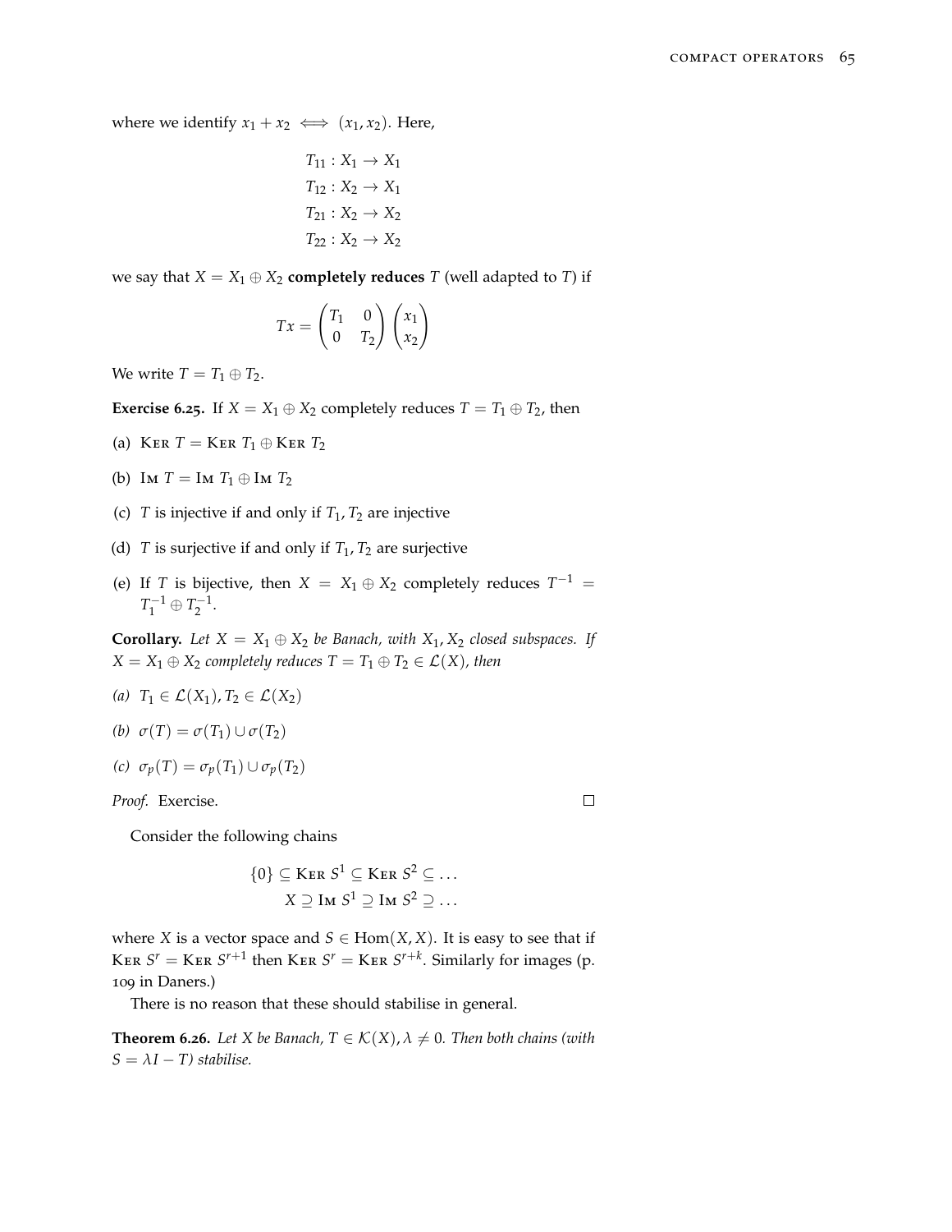where we identify $x_1 + x_2 \iff (x_1, x_2)$. Here,

$$
\begin{aligned}
T_{11} &: X_1 \to X_1 \\
T_{12} &: X_2 \to X_1 \\
T_{21} &: X_2 \to X_2 \\
T_{22} &: X_2 \to X_2
\end{aligned}
$$

we say that $X = X_1 \oplus X_2$ **completely reduces** $T$ (well adapted to $T$) if

$$
Tx = \begin{pmatrix} T_1 & 0 \\ 0 & T_2 \end{pmatrix} \begin{pmatrix} x_1 \\ x_2 \end{pmatrix}
$$

We write $T = T_1 \oplus T_2$.

**Exercise 6.25.** If $X = X_1 \oplus X_2$ completely reduces $T = T_1 \oplus T_2$, then

(a) $\operatorname{Ker} T = \operatorname{Ker} T_1 \oplus \operatorname{Ker} T_2$

(b) $\operatorname{Im} T = \operatorname{Im} T_1 \oplus \operatorname{Im} T_2$

(c) $T$ is injective if and only if $T_1, T_2$ are injective

(d) $T$ is surjective if and only if $T_1, T_2$ are surjective

(e) If $T$ is bijective, then $X = X_1 \oplus X_2$ completely reduces $T^{-1} = T_1^{-1} \oplus T_2^{-1}$.

**Corollary.** *Let $X = X_1 \oplus X_2$ be Banach, with $X_1, X_2$ closed subspaces. If $X = X_1 \oplus X_2$ completely reduces $T = T_1 \oplus T_2 \in \mathcal{L}(X)$, then*

*(a) $T_1 \in \mathcal{L}(X_1), T_2 \in \mathcal{L}(X_2)$*

*(b) $\sigma(T) = \sigma(T_1) \cup \sigma(T_2)$*

*(c) $\sigma_p(T) = \sigma_p(T_1) \cup \sigma_p(T_2)$*

*Proof.* Exercise. □

Consider the following chains

$$
\begin{aligned}
\{0\} \subseteq \operatorname{Ker} S^1 \subseteq \operatorname{Ker} S^2 \subseteq \dots \\
X \supseteq \operatorname{Im} S^1 \supseteq \operatorname{Im} S^2 \supseteq \dots
\end{aligned}
$$

where $X$ is a vector space and $S \in \operatorname{Hom}(X, X)$. It is easy to see that if $\operatorname{Ker} S^r = \operatorname{Ker} S^{r+1}$ then $\operatorname{Ker} S^r = \operatorname{Ker} S^{r+k}$. Similarly for images (p. 109 in Daners.)

There is no reason that these should stabilise in general.

**Theorem 6.26.** *Let $X$ be Banach, $T \in \mathcal{K}(X), \lambda \neq 0$. Then both chains (with $S = \lambda I - T$) stabilise.*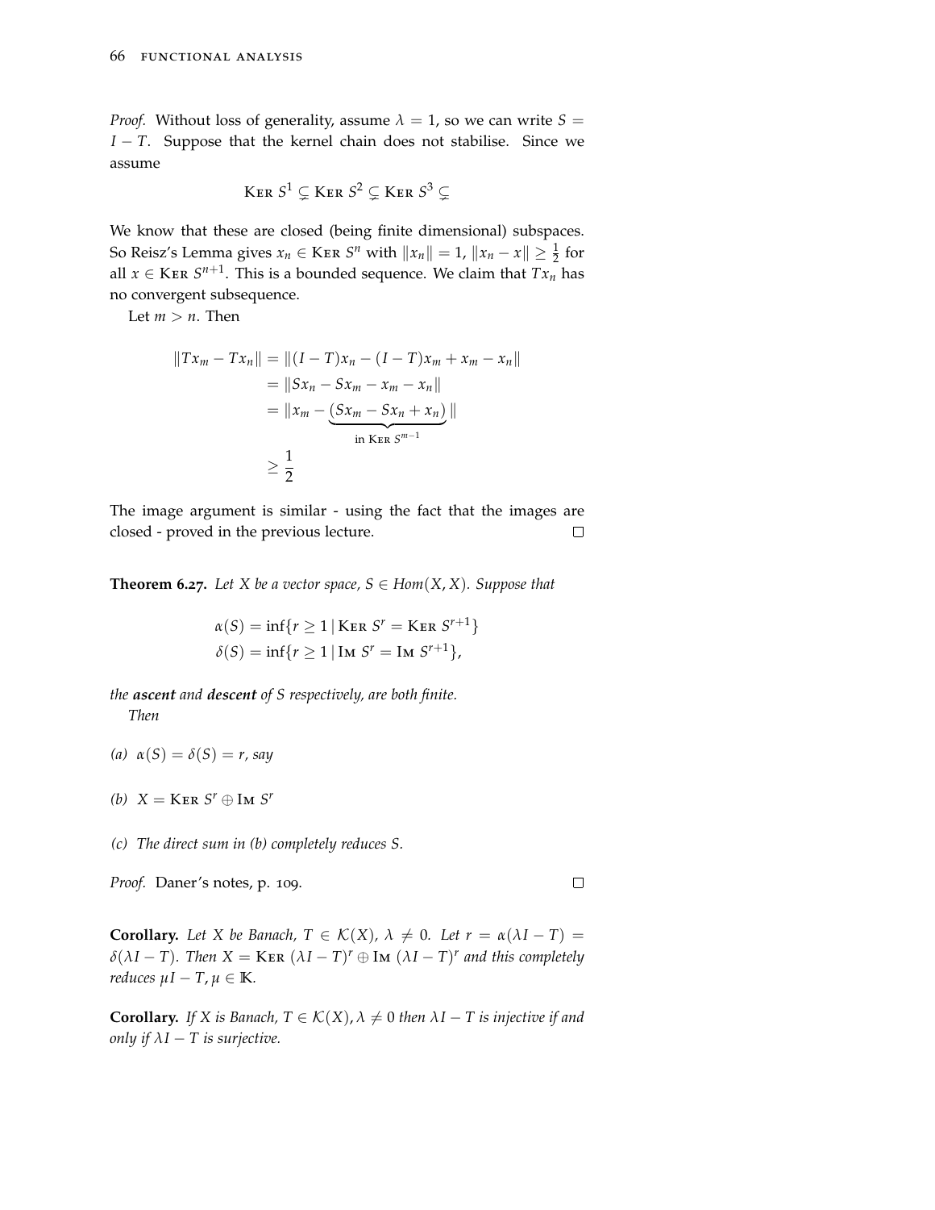*Proof.* Without loss of generality, assume $\lambda = 1$, so we can write $S = I - T$. Suppose that the kernel chain does not stabilise. Since we assume

$$\text{Ker } S^1 \subsetneq \text{Ker } S^2 \subsetneq \text{Ker } S^3 \subsetneq$$

We know that these are closed (being finite dimensional) subspaces. So Reisz's Lemma gives $x_n \in \text{Ker } S^n$ with $\|x_n\| = 1$, $\|x_n - x\| \geq \frac{1}{2}$ for all $x \in \text{Ker } S^{n+1}$. This is a bounded sequence. We claim that $Tx_n$ has no convergent subsequence.

Let $m > n$. Then

$$\begin{aligned}
\|Tx_m - Tx_n\| &= \|(I-T)x_n - (I-T)x_m + x_m - x_n\| \\
&= \|Sx_n - Sx_m - x_m - x_n\| \\
&= \|x_m - \underbrace{(Sx_m - Sx_n + x_n)}_{\text{in Ker } S^{m-1}}\| \\
&\geq \frac{1}{2}
\end{aligned}$$

The image argument is similar - using the fact that the images are closed - proved in the previous lecture. $\square$

**Theorem 6.27.** *Let $X$ be a vector space, $S \in Hom(X, X)$. Suppose that*

$$\begin{aligned}
\alpha(S) &= \inf\{r \geq 1 \mid \text{Ker } S^r = \text{Ker } S^{r+1}\} \\
\delta(S) &= \inf\{r \geq 1 \mid \text{Im } S^r = \text{Im } S^{r+1}\},
\end{aligned}$$

*the* ***ascent*** *and* ***descent*** *of $S$ respectively, are both finite.*

*Then*

*(a)* $\alpha(S) = \delta(S) = r$, *say*

*(b)* $X = \text{Ker } S^r \oplus \text{Im } S^r$

*(c) The direct sum in (b) completely reduces $S$.*

*Proof.* Daner's notes, p. 109. $\square$

**Corollary.** *Let $X$ be Banach, $T \in \mathcal{K}(X)$, $\lambda \neq 0$. Let $r = \alpha(\lambda I - T) = \delta(\lambda I - T)$. Then $X = \text{Ker } (\lambda I - T)^r \oplus \text{Im } (\lambda I - T)^r$ and this completely reduces $\mu I - T, \mu \in \mathbb{K}$.*

**Corollary.** *If $X$ is Banach, $T \in \mathcal{K}(X), \lambda \neq 0$ then $\lambda I - T$ is injective if and only if $\lambda I - T$ is surjective.*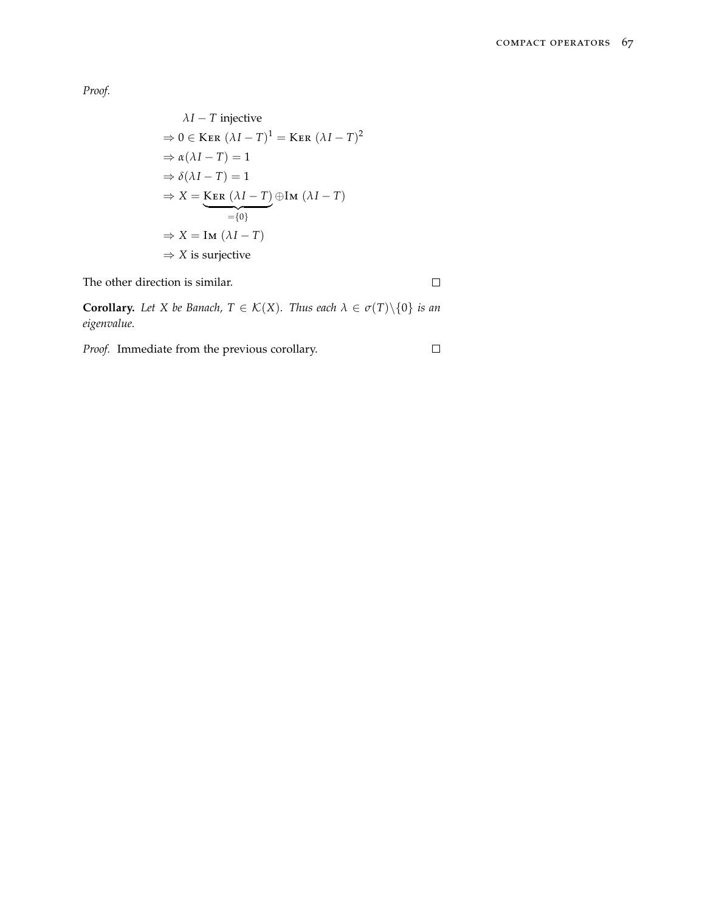*Proof.*

$$
\begin{aligned}
&\lambda I - T \text{ injective} \\
&\Rightarrow 0 \in \textsc{Ker}\ (\lambda I - T)^1 = \textsc{Ker}\ (\lambda I - T)^2 \\
&\Rightarrow \alpha(\lambda I - T) = 1 \\
&\Rightarrow \delta(\lambda I - T) = 1 \\
&\Rightarrow X = \underbrace{\textsc{Ker}\ (\lambda I - T)}_{=\{0\}} \oplus \textsc{Im}\ (\lambda I - T) \\
&\Rightarrow X = \textsc{Im}\ (\lambda I - T) \\
&\Rightarrow X \text{ is surjective}
\end{aligned}
$$

The other direction is similar. □

**Corollary.** *Let $X$ be Banach, $T \in \mathcal{K}(X)$. Thus each $\lambda \in \sigma(T) \backslash \{0\}$ is an eigenvalue.*

*Proof.* Immediate from the previous corollary. □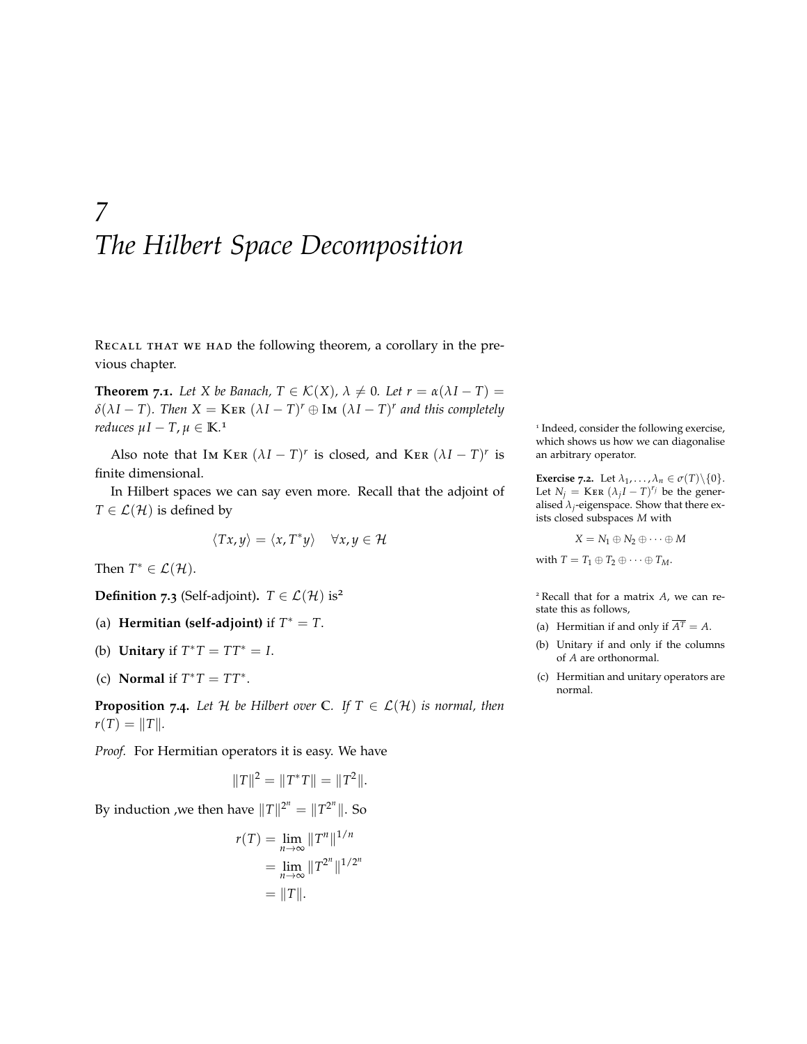# 7 The Hilbert Space Decomposition

Recall that we had the following theorem, a corollary in the previous chapter.

**Theorem 7.1.** *Let $X$ be Banach, $T \in \mathcal{K}(X)$, $\lambda \neq 0$. Let $r = \alpha(\lambda I - T) = \delta(\lambda I - T)$. Then $X = \text{Ker}\ (\lambda I - T)^r \oplus \text{Im}\ (\lambda I - T)^r$ and this completely reduces $\mu I - T$, $\mu \in \mathbb{K}$.*[1]

Also note that $\text{Im Ker}\ (\lambda I - T)^r$ is closed, and $\text{Ker}\ (\lambda I - T)^r$ is finite dimensional.

In Hilbert spaces we can say even more. Recall that the adjoint of $T \in \mathcal{L}(\mathcal{H})$ is defined by

$$\langle Tx, y \rangle = \langle x, T^* y \rangle \quad \forall x, y \in \mathcal{H}$$

Then $T^* \in \mathcal{L}(\mathcal{H})$.

**Definition 7.3** (Self-adjoint)**.** $T \in \mathcal{L}(\mathcal{H})$ is[2]

(a) **Hermitian (self-adjoint)** if $T^* = T$.

(b) **Unitary** if $T^* T = T T^* = I$.

(c) **Normal** if $T^* T = T T^*$.

**Proposition 7.4.** *Let $\mathcal{H}$ be Hilbert over $\mathbb{C}$. If $T \in \mathcal{L}(\mathcal{H})$ is normal, then $r(T) = \|T\|$.*

*Proof.* For Hermitian operators it is easy. We have

$$\|T\|^2 = \|T^* T\| = \|T^2\|.$$

By induction ,we then have $\|T\|^{2^n} = \|T^{2^n}\|$. So

$$\begin{aligned} r(T) &= \lim_{n \to \infty} \|T^n\|^{1/n} \\ &= \lim_{n \to \infty} \|T^{2^n}\|^{1/2^n} \\ &= \|T\|. \end{aligned}$$

[1] Indeed, consider the following exercise, which shows us how we can diagonalise an arbitrary operator.

**Exercise 7.2.** Let $\lambda_1, \ldots, \lambda_n \in \sigma(T) \backslash \{0\}$. Let $N_j = \text{Ker}\ (\lambda_j I - T)^{r_j}$ be the generalised $\lambda_j$-eigenspace. Show that there exists closed subspaces $M$ with

$$X = N_1 \oplus N_2 \oplus \cdots \oplus M$$

with $T = T_1 \oplus T_2 \oplus \cdots T_M$.

[2] Recall that for a matrix $A$, we can restate this as follows,

(a) Hermitian if and only if $\overline{A^T} = A$.

(b) Unitary if and only if the columns of $A$ are orthonormal.

(c) Hermitian and unitary operators are normal.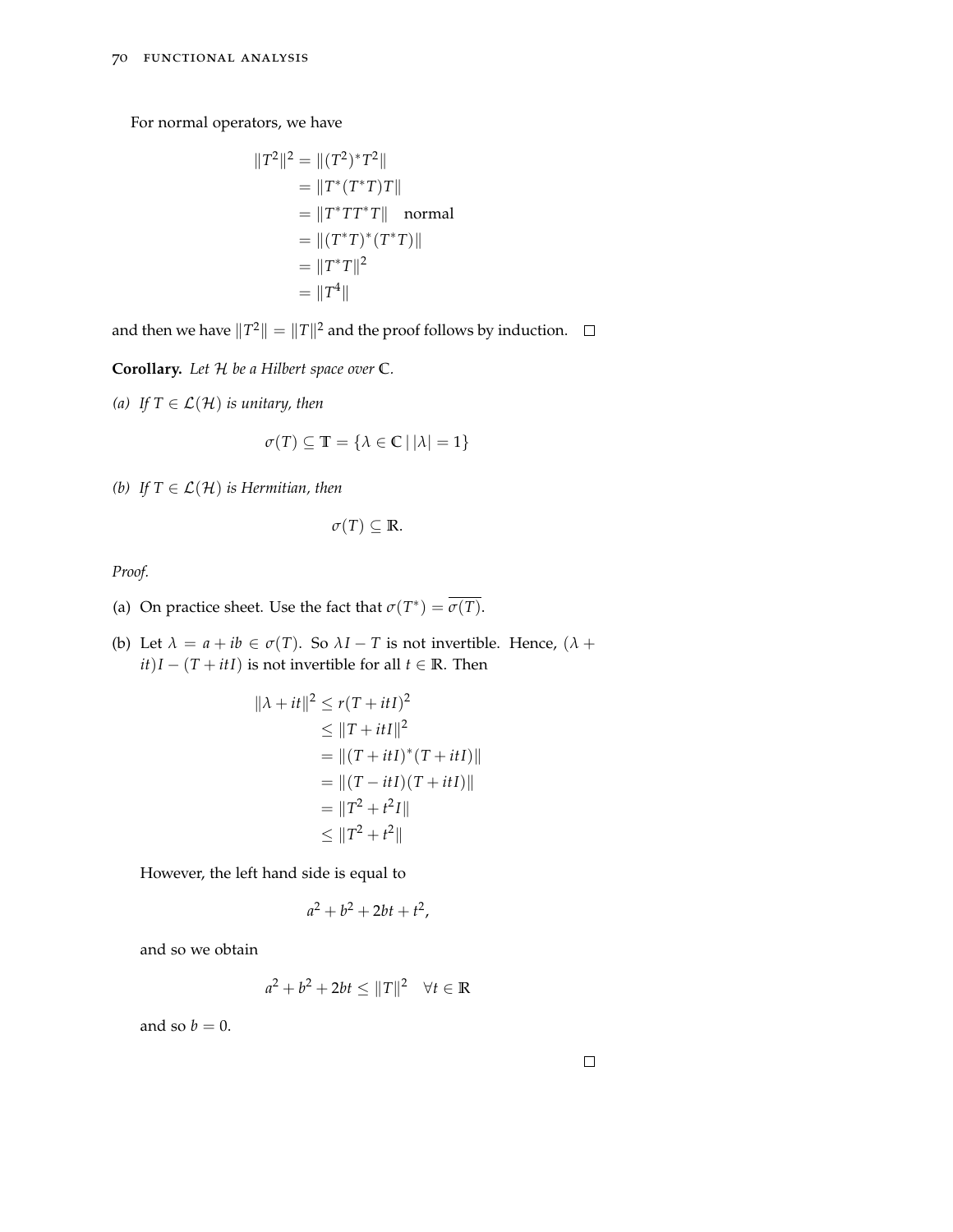For normal operators, we have

$$\begin{aligned}
\|T^2\|^2 &= \|(T^2)^* T^2\| \\
&= \|T^*(T^*T)T\| \\
&= \|T^*TT^*T\| \quad \text{normal} \\
&= \|(T^*T)^*(T^*T)\| \\
&= \|T^*T\|^2 \\
&= \|T^4\|
\end{aligned}$$

and then we have $\|T^2\| = \|T\|^2$ and the proof follows by induction. □

**Corollary.** *Let $\mathcal{H}$ be a Hilbert space over $\mathbb{C}$.*

*(a) If $T \in \mathcal{L}(\mathcal{H})$ is unitary, then*

$$\sigma(T) \subseteq \mathbb{T} = \{\lambda \in \mathbb{C} \mid |\lambda| = 1\}$$

*(b) If $T \in \mathcal{L}(\mathcal{H})$ is Hermitian, then*

$$\sigma(T) \subseteq \mathbb{R}.$$

*Proof.*

(a) On practice sheet. Use the fact that $\sigma(T^*) = \overline{\sigma(T)}$.

(b) Let $\lambda = a + ib \in \sigma(T)$. So $\lambda I - T$ is not invertible. Hence, $(\lambda + it)I - (T + itI)$ is not invertible for all $t \in \mathbb{R}$. Then

$$\begin{aligned}
\|\lambda + it\|^2 &\leq r(T + itI)^2 \\
&\leq \|T + itI\|^2 \\
&= \|(T + itI)^*(T + itI)\| \\
&= \|(T - itI)(T + itI)\| \\
&= \|T^2 + t^2 I\| \\
&\leq \|T^2 + t^2\|
\end{aligned}$$

However, the left hand side is equal to

$$a^2 + b^2 + 2bt + t^2,$$

and so we obtain

$$a^2 + b^2 + 2bt \leq \|T\|^2 \quad \forall t \in \mathbb{R}$$

and so $b = 0$.

□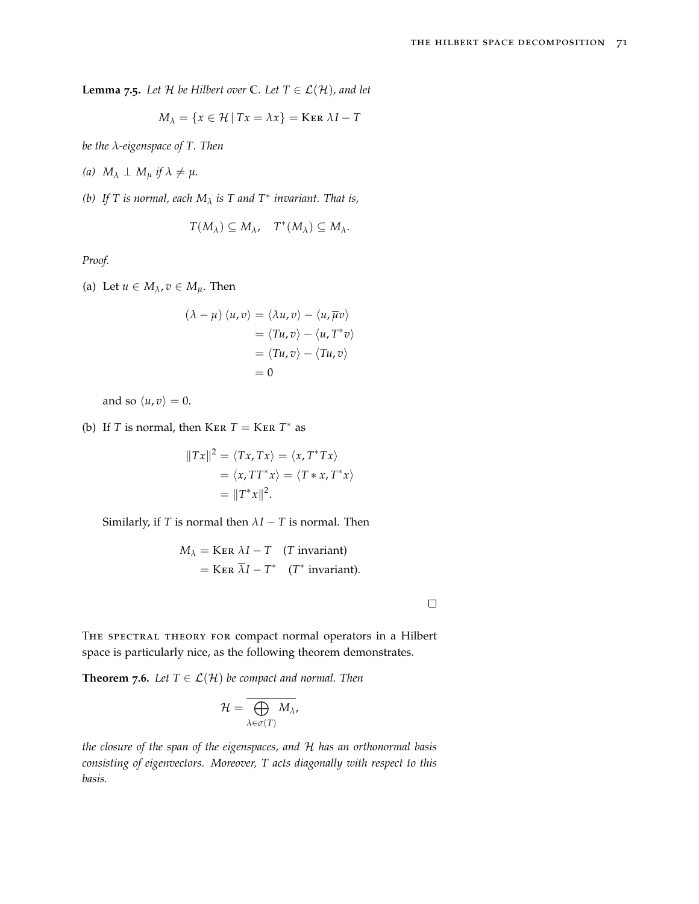**Lemma 7.5.** *Let $\mathcal{H}$ be Hilbert over $\mathbb{C}$. Let $T \in \mathcal{L}(\mathcal{H})$, and let*

$$M_\lambda = \{x \in \mathcal{H} \mid Tx = \lambda x\} = \textsc{Ker}\ \lambda I - T$$

*be the $\lambda$-eigenspace of $T$. Then*

*(a) $M_\lambda \perp M_\mu$ if $\lambda \neq \mu$.*

*(b) If $T$ is normal, each $M_\lambda$ is $T$ and $T^*$ invariant. That is,*

$$T(M_\lambda) \subseteq M_\lambda, \quad T^*(M_\lambda) \subseteq M_\lambda.$$

*Proof.*

(a) Let $u \in M_\lambda, v \in M_\mu$. Then

$$\begin{aligned}
(\lambda - \mu)\langle u, v\rangle &= \langle \lambda u, v\rangle - \langle u, \overline{\mu} v\rangle \\
&= \langle Tu, v\rangle - \langle u, T^* v\rangle \\
&= \langle Tu, v\rangle - \langle Tu, v\rangle \\
&= 0
\end{aligned}$$

and so $\langle u, v\rangle = 0$.

(b) If $T$ is normal, then $\textsc{Ker}\ T = \textsc{Ker}\ T^*$ as

$$\begin{aligned}
\|Tx\|^2 = \langle Tx, Tx\rangle &= \langle x, T^*Tx\rangle \\
&= \langle x, TT^*x\rangle = \langle T * x, T^*x\rangle \\
&= \|T^*x\|^2.
\end{aligned}$$

Similarly, if $T$ is normal then $\lambda I - T$ is normal. Then

$$\begin{aligned}
M_\lambda &= \textsc{Ker}\ \lambda I - T \quad (T \text{ invariant}) \\
&= \textsc{Ker}\ \overline{\lambda} I - T^* \quad (T^* \text{ invariant}).
\end{aligned}$$

□

The spectral theory for compact normal operators in a Hilbert space is particularly nice, as the following theorem demonstrates.

**Theorem 7.6.** *Let $T \in \mathcal{L}(\mathcal{H})$ be compact and normal. Then*

$$\mathcal{H} = \overline{\bigoplus_{\lambda \in \sigma(T)} M_\lambda},$$

*the closure of the span of the eigenspaces, and $\mathcal{H}$ has an orthonormal basis consisting of eigenvectors. Moreover, $T$ acts diagonally with respect to this basis.*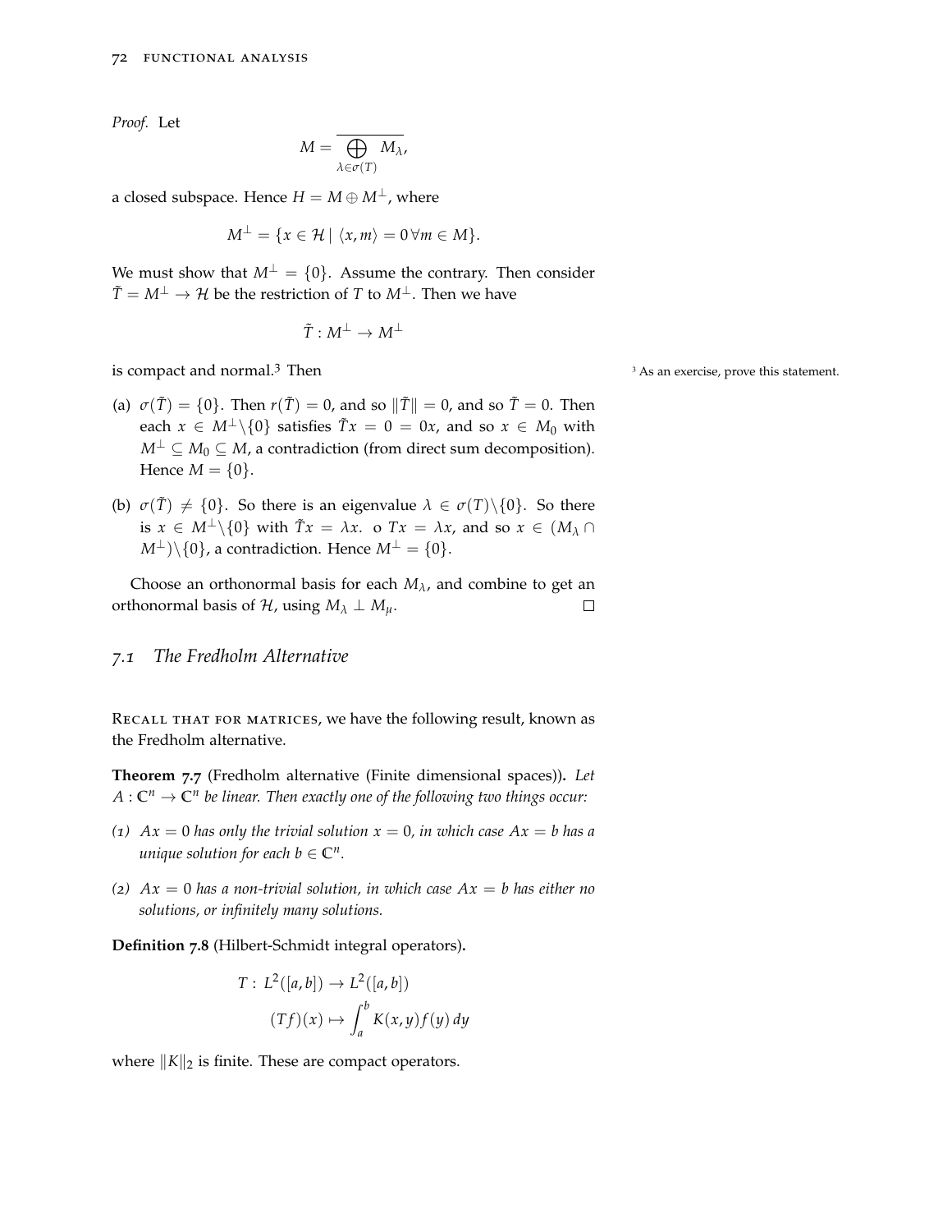*Proof.* Let

$$M = \overline{\bigoplus_{\lambda \in \sigma(T)} M_\lambda},$$

a closed subspace. Hence $H = M \oplus M^\perp$, where

$$M^\perp = \{x \in \mathcal{H} \mid \langle x, m \rangle = 0 \, \forall m \in M\}.$$

We must show that $M^\perp = \{0\}$. Assume the contrary. Then consider $\tilde{T} = M^\perp \to \mathcal{H}$ be the restriction of $T$ to $M^\perp$. Then we have

$$\tilde{T} : M^\perp \to M^\perp$$

is compact and normal.[3] Then

[3] As an exercise, prove this statement.

(a) $\sigma(\tilde{T}) = \{0\}$. Then $r(\tilde{T}) = 0$, and so $\|\tilde{T}\| = 0$, and so $\tilde{T} = 0$. Then each $x \in M^\perp \backslash \{0\}$ satisfies $\tilde{T}x = 0 = 0x$, and so $x \in M_0$ with $M^\perp \subseteq M_0 \subseteq M$, a contradiction (from direct sum decomposition). Hence $M = \{0\}$.

(b) $\sigma(\tilde{T}) \neq \{0\}$. So there is an eigenvalue $\lambda \in \sigma(T) \backslash \{0\}$. So there is $x \in M^\perp \backslash \{0\}$ with $\tilde{T}x = \lambda x$. o $Tx = \lambda x$, and so $x \in (M_\lambda \cap M^\perp) \backslash \{0\}$, a contradiction. Hence $M^\perp = \{0\}$.

Choose an orthonormal basis for each $M_\lambda$, and combine to get an orthonormal basis of $\mathcal{H}$, using $M_\lambda \perp M_\mu$. □

## 7.1 *The Fredholm Alternative*

Recall that for matrices, we have the following result, known as the Fredholm alternative.

**Theorem 7.7** (Fredholm alternative (Finite dimensional spaces))**.** *Let $A : \mathbb{C}^n \to \mathbb{C}^n$ be linear. Then exactly one of the following two things occur:*

*(1) $Ax = 0$ has only the trivial solution $x = 0$, in which case $Ax = b$ has a unique solution for each $b \in \mathbb{C}^n$.*

*(2) $Ax = 0$ has a non-trivial solution, in which case $Ax = b$ has either no solutions, or infinitely many solutions.*

**Definition 7.8** (Hilbert-Schmidt integral operators)**.**

$$\begin{aligned} T :\; & L^2([a,b]) \to L^2([a,b]) \\ & (Tf)(x) \mapsto \int_a^b K(x,y) f(y)\, dy \end{aligned}$$

where $\|K\|_2$ is finite. These are compact operators.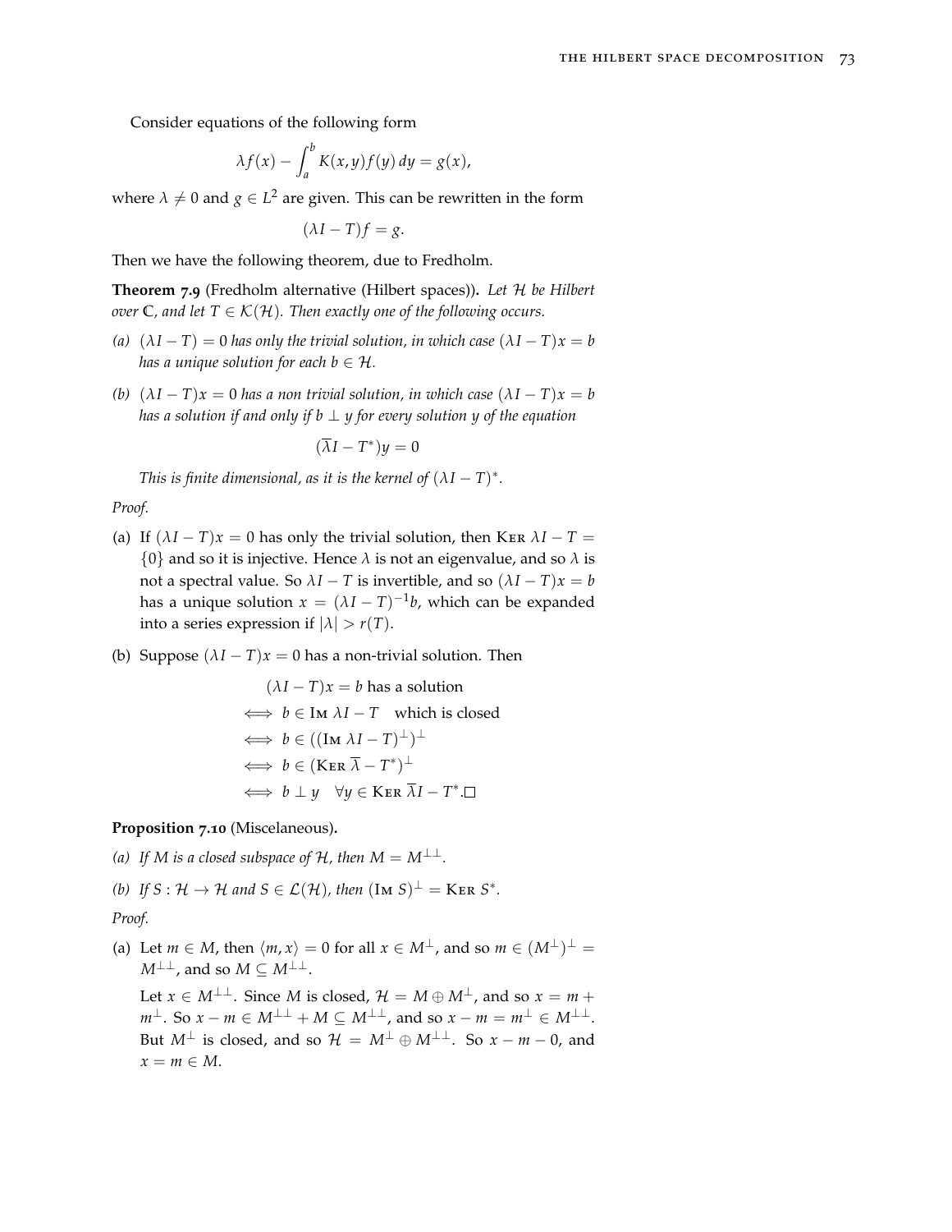Consider equations of the following form

$$\lambda f(x) - \int_a^b K(x,y)f(y)\,dy = g(x),$$

where $\lambda \neq 0$ and $g \in L^2$ are given. This can be rewritten in the form

$$(\lambda I - T)f = g.$$

Then we have the following theorem, due to Fredholm.

**Theorem 7.9** (Fredholm alternative (Hilbert spaces))**.** *Let $\mathcal{H}$ be Hilbert over $\mathbb{C}$, and let $T \in \mathcal{K}(\mathcal{H})$. Then exactly one of the following occurs.*

*(a) $(\lambda I - T) = 0$ has only the trivial solution, in which case $(\lambda I - T)x = b$ has a unique solution for each $b \in \mathcal{H}$.*

*(b) $(\lambda I - T)x = 0$ has a non trivial solution, in which case $(\lambda I - T)x = b$ has a solution if and only if $b \perp y$ for every solution $y$ of the equation*

$$(\overline{\lambda} I - T^*)y = 0$$

*This is finite dimensional, as it is the kernel of $(\lambda I - T)^*$.*

*Proof.*

(a) If $(\lambda I - T)x = 0$ has only the trivial solution, then $\text{Ker}\ \lambda I - T = \{0\}$ and so it is injective. Hence $\lambda$ is not an eigenvalue, and so $\lambda$ is not a spectral value. So $\lambda I - T$ is invertible, and so $(\lambda I - T)x = b$ has a unique solution $x = (\lambda I - T)^{-1}b$, which can be expanded into a series expression if $|\lambda| > r(T)$.

(b) Suppose $(\lambda I - T)x = 0$ has a non-trivial solution. Then

$$\begin{aligned}
&(\lambda I - T)x = b \text{ has a solution} \\
\iff\ & b \in \text{Im}\ \lambda I - T \quad \text{which is closed} \\
\iff\ & b \in ((\text{Im}\ \lambda I - T)^{\perp})^{\perp} \\
\iff\ & b \in (\text{Ker}\ \overline{\lambda} - T^*)^{\perp} \\
\iff\ & b \perp y \quad \forall y \in \text{Ker}\ \overline{\lambda} I - T^*. \square
\end{aligned}$$

**Proposition 7.10** (Miscelaneous)**.**

*(a) If $M$ is a closed subspace of $\mathcal{H}$, then $M = M^{\perp\perp}$.*

*(b) If $S : \mathcal{H} \to \mathcal{H}$ and $S \in \mathcal{L}(\mathcal{H})$, then $(\text{Im}\ S)^{\perp} = \text{Ker}\ S^*$.*

*Proof.*

(a) Let $m \in M$, then $\langle m, x \rangle = 0$ for all $x \in M^{\perp}$, and so $m \in (M^{\perp})^{\perp} = M^{\perp\perp}$, and so $M \subseteq M^{\perp\perp}$.

Let $x \in M^{\perp\perp}$. Since $M$ is closed, $\mathcal{H} = M \oplus M^{\perp}$, and so $x = m + m^{\perp}$. So $x - m \in M^{\perp\perp} + M \subseteq M^{\perp\perp}$, and so $x - m = m^{\perp} \in M^{\perp\perp}$. But $M^{\perp}$ is closed, and so $\mathcal{H} = M^{\perp} \oplus M^{\perp\perp}$. So $x - m - 0$, and $x = m \in M$.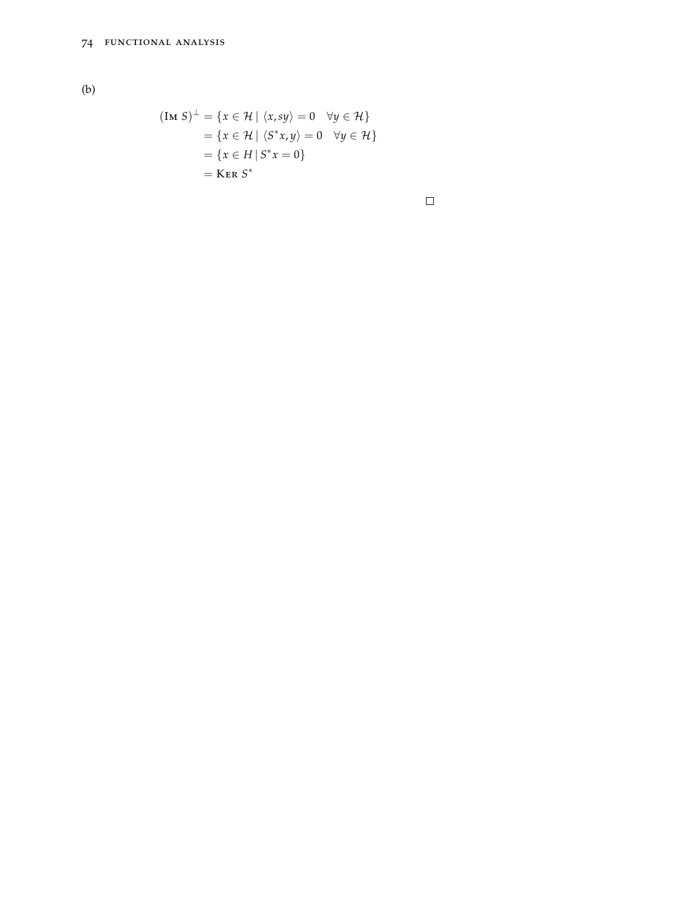(b)

$$
\begin{aligned}
(\textsc{Im}\ S)^{\perp} &= \{x \in \mathcal{H} \mid \langle x, sy \rangle = 0 \quad \forall y \in \mathcal{H}\} \\
&= \{x \in \mathcal{H} \mid \langle S^{*}x, y \rangle = 0 \quad \forall y \in \mathcal{H}\} \\
&= \{x \in H \mid S^{*}x = 0\} \\
&= \textsc{Ker}\ S^{*}
\end{aligned}
$$

□